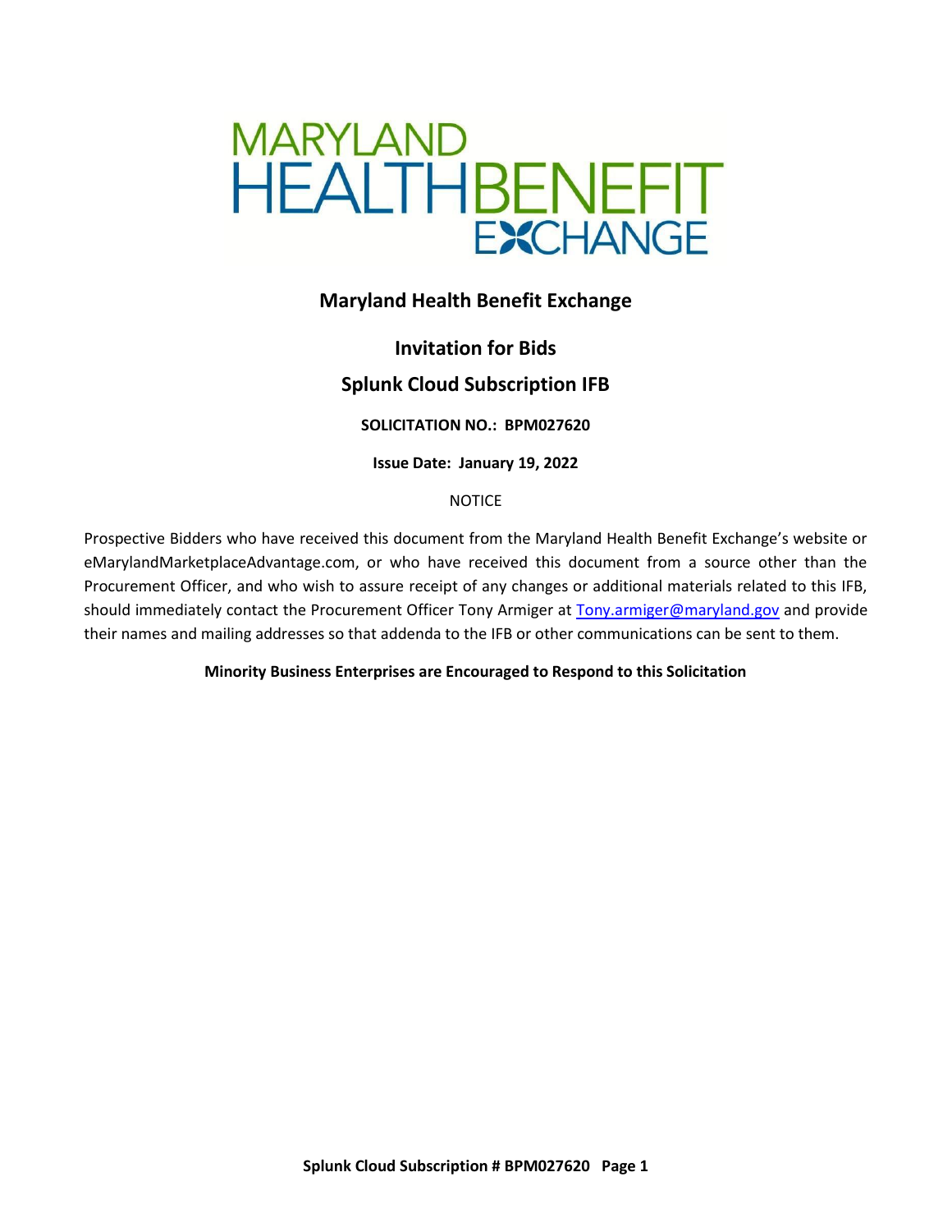MARYLAND HEALTHBENEFIT EXCHANGE

# Maryland Health Benefit Exchange

## Invitation for Bids

## Splunk Cloud Subscription IFB

**SOLICITATION NO.: BPM027620**

**Issue Date: January 19, 2022**

NOTICE

Prospective Bidders who have received this document from the Maryland Health Benefit Exchange's website or eMarylandMarketplaceAdvantage.com, or who have received this document from a source other than the Procurement Officer, and who wish to assure receipt of any changes or additional materials related to this IFB, should immediately contact the Procurement Officer Tony Armiger at Tony.armiger@maryland.gov and provide their names and mailing addresses so that addenda to the IFB or other communications can be sent to them.

**Minority Business Enterprises are Encouraged to Respond to this Solicitation**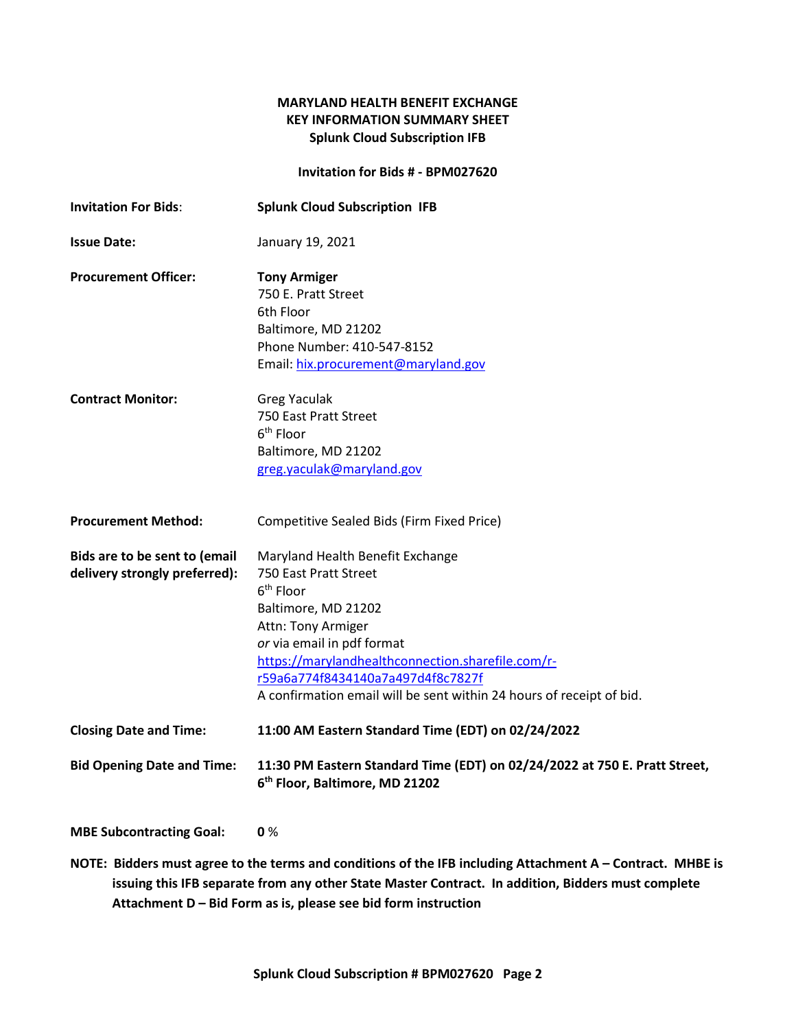**MARYLAND HEALTH BENEFIT EXCHANGE**
**KEY INFORMATION SUMMARY SHEET**
**Splunk Cloud Subscription IFB**

**Invitation for Bids # - BPM027620**

| | |
|---|---|
| **Invitation For Bids**: | **Splunk Cloud Subscription IFB** |
| **Issue Date:** | January 19, 2021 |
| **Procurement Officer:** | **Tony Armiger**<br>750 E. Pratt Street<br>6th Floor<br>Baltimore, MD 21202<br>Phone Number: 410-547-8152<br>Email: hix.procurement@maryland.gov |
| **Contract Monitor:** | Greg Yaculak<br>750 East Pratt Street<br>6th Floor<br>Baltimore, MD 21202<br>greg.yaculak@maryland.gov |
| **Procurement Method:** | Competitive Sealed Bids (Firm Fixed Price) |
| **Bids are to be sent to (email delivery strongly preferred):** | Maryland Health Benefit Exchange<br>750 East Pratt Street<br>6th Floor<br>Baltimore, MD 21202<br>Attn: Tony Armiger<br>*or* via email in pdf format<br>https://marylandhealthconnection.sharefile.com/r-r59a6a774f8434140a7a497d4f8c7827f<br>A confirmation email will be sent within 24 hours of receipt of bid. |
| **Closing Date and Time:** | **11:00 AM Eastern Standard Time (EDT) on 02/24/2022** |
| **Bid Opening Date and Time:** | **11:30 PM Eastern Standard Time (EDT) on 02/24/2022 at 750 E. Pratt Street, 6th Floor, Baltimore, MD 21202** |
| **MBE Subcontracting Goal:** | **0** % |

**NOTE: Bidders must agree to the terms and conditions of the IFB including Attachment A – Contract. MHBE is issuing this IFB separate from any other State Master Contract. In addition, Bidders must complete Attachment D – Bid Form as is, please see bid form instruction**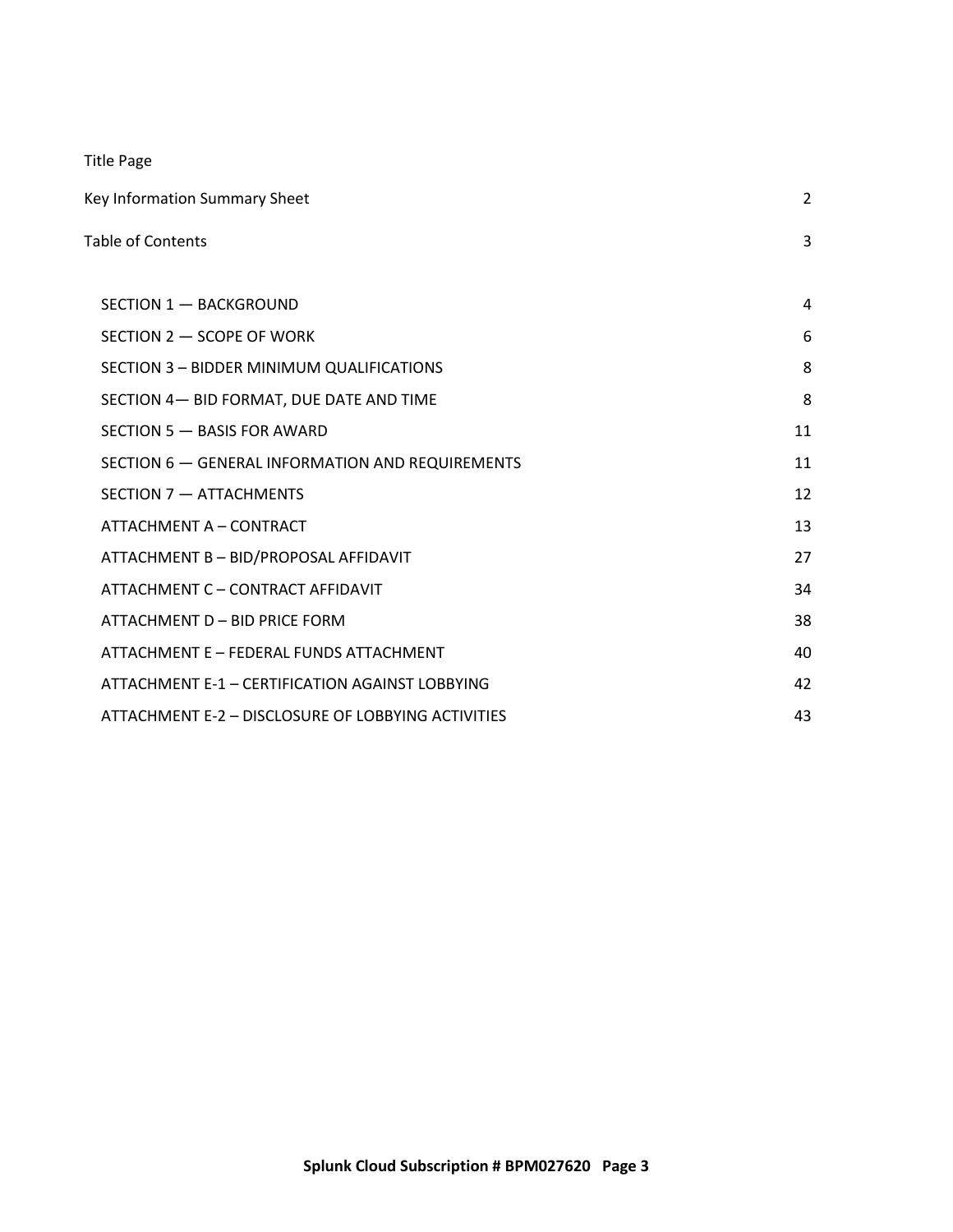Title Page

| | |
|---|---|
| Key Information Summary Sheet | 2 |
| Table of Contents | 3 |
| SECTION 1 — BACKGROUND | 4 |
| SECTION 2 — SCOPE OF WORK | 6 |
| SECTION 3 – BIDDER MINIMUM QUALIFICATIONS | 8 |
| SECTION 4— BID FORMAT, DUE DATE AND TIME | 8 |
| SECTION 5 — BASIS FOR AWARD | 11 |
| SECTION 6 — GENERAL INFORMATION AND REQUIREMENTS | 11 |
| SECTION 7 — ATTACHMENTS | 12 |
| ATTACHMENT A – CONTRACT | 13 |
| ATTACHMENT B – BID/PROPOSAL AFFIDAVIT | 27 |
| ATTACHMENT C – CONTRACT AFFIDAVIT | 34 |
| ATTACHMENT D – BID PRICE FORM | 38 |
| ATTACHMENT E – FEDERAL FUNDS ATTACHMENT | 40 |
| ATTACHMENT E-1 – CERTIFICATION AGAINST LOBBYING | 42 |
| ATTACHMENT E-2 – DISCLOSURE OF LOBBYING ACTIVITIES | 43 |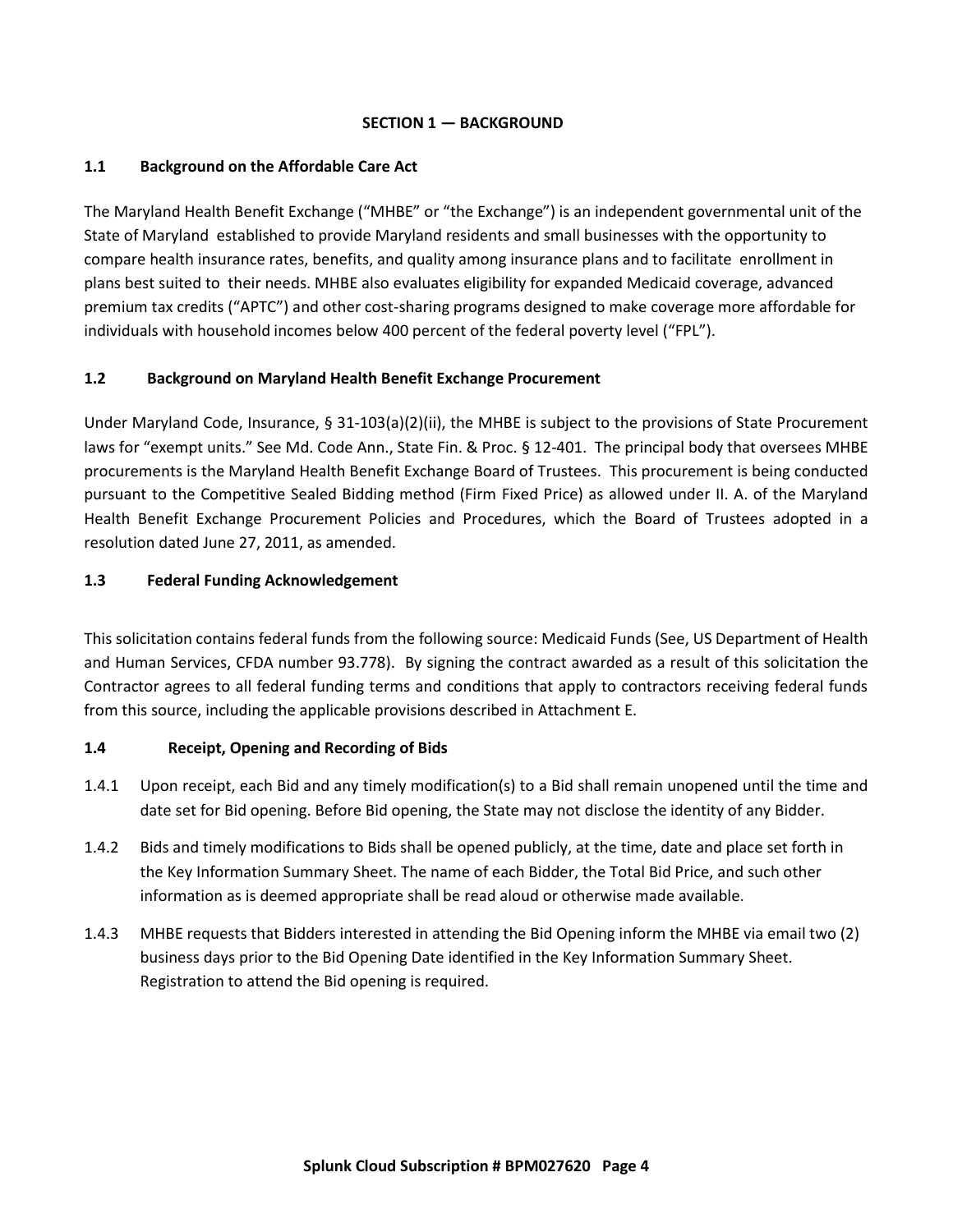## SECTION 1 — BACKGROUND

### 1.1 Background on the Affordable Care Act

The Maryland Health Benefit Exchange ("MHBE" or "the Exchange") is an independent governmental unit of the State of Maryland established to provide Maryland residents and small businesses with the opportunity to compare health insurance rates, benefits, and quality among insurance plans and to facilitate enrollment in plans best suited to their needs. MHBE also evaluates eligibility for expanded Medicaid coverage, advanced premium tax credits ("APTC") and other cost-sharing programs designed to make coverage more affordable for individuals with household incomes below 400 percent of the federal poverty level ("FPL").

### 1.2 Background on Maryland Health Benefit Exchange Procurement

Under Maryland Code, Insurance, § 31-103(a)(2)(ii), the MHBE is subject to the provisions of State Procurement laws for "exempt units." See Md. Code Ann., State Fin. & Proc. § 12-401. The principal body that oversees MHBE procurements is the Maryland Health Benefit Exchange Board of Trustees. This procurement is being conducted pursuant to the Competitive Sealed Bidding method (Firm Fixed Price) as allowed under II. A. of the Maryland Health Benefit Exchange Procurement Policies and Procedures, which the Board of Trustees adopted in a resolution dated June 27, 2011, as amended.

### 1.3 Federal Funding Acknowledgement

This solicitation contains federal funds from the following source: Medicaid Funds (See, US Department of Health and Human Services, CFDA number 93.778). By signing the contract awarded as a result of this solicitation the Contractor agrees to all federal funding terms and conditions that apply to contractors receiving federal funds from this source, including the applicable provisions described in Attachment E.

### 1.4 Receipt, Opening and Recording of Bids

1.4.1 Upon receipt, each Bid and any timely modification(s) to a Bid shall remain unopened until the time and date set for Bid opening. Before Bid opening, the State may not disclose the identity of any Bidder.

1.4.2 Bids and timely modifications to Bids shall be opened publicly, at the time, date and place set forth in the Key Information Summary Sheet. The name of each Bidder, the Total Bid Price, and such other information as is deemed appropriate shall be read aloud or otherwise made available.

1.4.3 MHBE requests that Bidders interested in attending the Bid Opening inform the MHBE via email two (2) business days prior to the Bid Opening Date identified in the Key Information Summary Sheet. Registration to attend the Bid opening is required.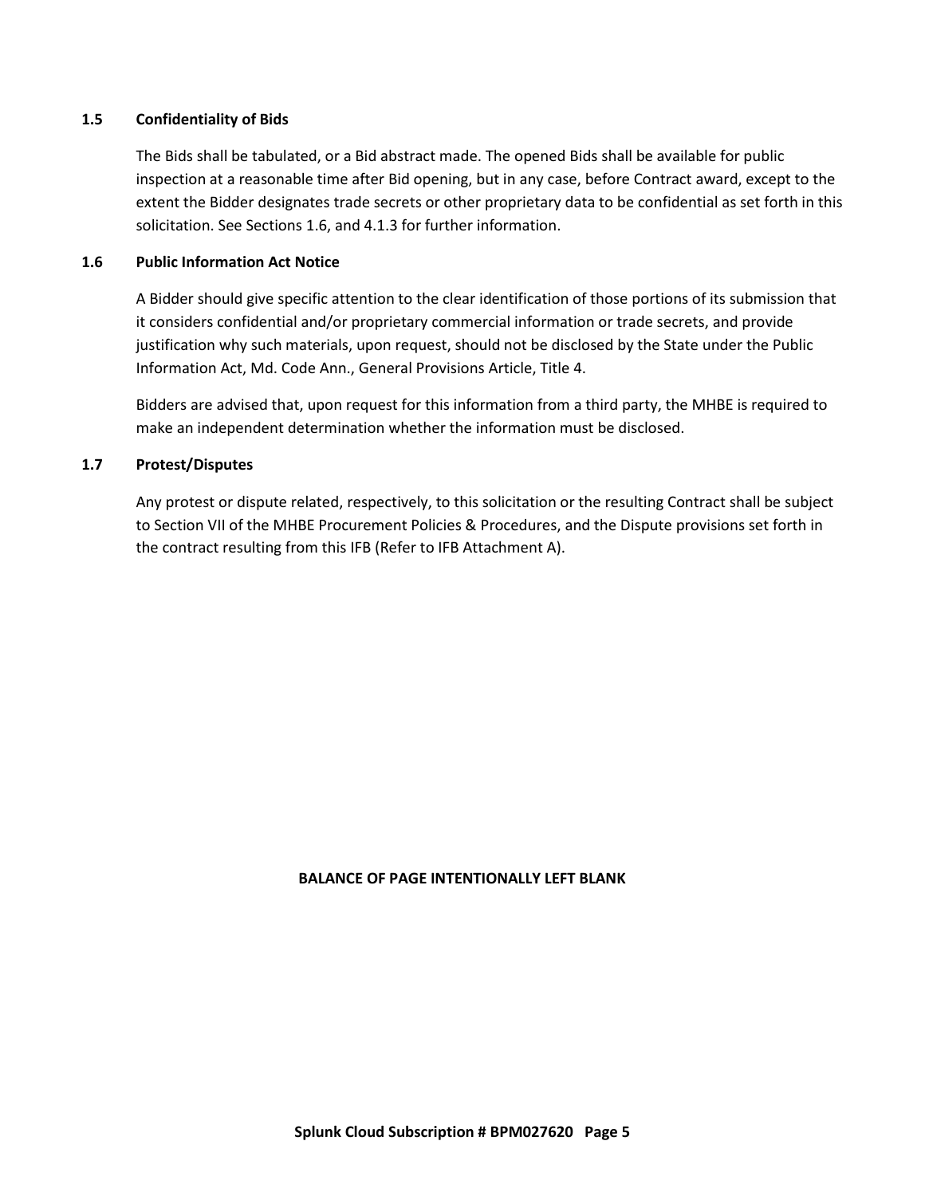### 1.5 Confidentiality of Bids

The Bids shall be tabulated, or a Bid abstract made. The opened Bids shall be available for public inspection at a reasonable time after Bid opening, but in any case, before Contract award, except to the extent the Bidder designates trade secrets or other proprietary data to be confidential as set forth in this solicitation. See Sections 1.6, and 4.1.3 for further information.

### 1.6 Public Information Act Notice

A Bidder should give specific attention to the clear identification of those portions of its submission that it considers confidential and/or proprietary commercial information or trade secrets, and provide justification why such materials, upon request, should not be disclosed by the State under the Public Information Act, Md. Code Ann., General Provisions Article, Title 4.

Bidders are advised that, upon request for this information from a third party, the MHBE is required to make an independent determination whether the information must be disclosed.

### 1.7 Protest/Disputes

Any protest or dispute related, respectively, to this solicitation or the resulting Contract shall be subject to Section VII of the MHBE Procurement Policies & Procedures, and the Dispute provisions set forth in the contract resulting from this IFB (Refer to IFB Attachment A).

**BALANCE OF PAGE INTENTIONALLY LEFT BLANK**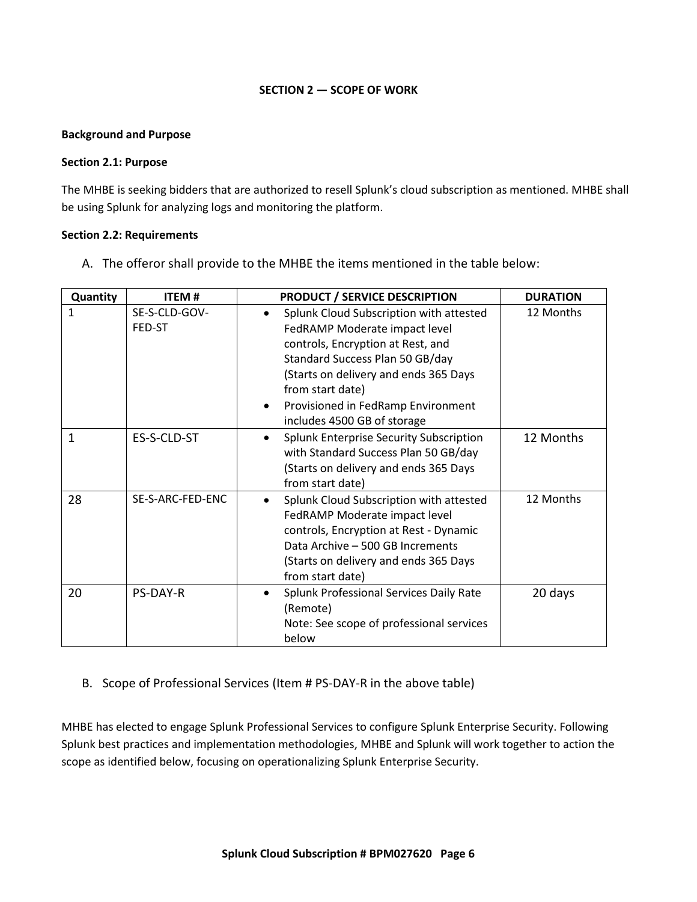## SECTION 2 — SCOPE OF WORK

**Background and Purpose**

**Section 2.1: Purpose**

The MHBE is seeking bidders that are authorized to resell Splunk's cloud subscription as mentioned. MHBE shall be using Splunk for analyzing logs and monitoring the platform.

**Section 2.2: Requirements**

A. The offeror shall provide to the MHBE the items mentioned in the table below:

| Quantity | ITEM # | PRODUCT / SERVICE DESCRIPTION | DURATION |
|---|---|---|---|
| 1 | SE-S-CLD-GOV-FED-ST | • Splunk Cloud Subscription with attested FedRAMP Moderate impact level controls, Encryption at Rest, and Standard Success Plan 50 GB/day (Starts on delivery and ends 365 Days from start date)<br>• Provisioned in FedRamp Environment includes 4500 GB of storage | 12 Months |
| 1 | ES-S-CLD-ST | • Splunk Enterprise Security Subscription with Standard Success Plan 50 GB/day (Starts on delivery and ends 365 Days from start date) | 12 Months |
| 28 | SE-S-ARC-FED-ENC | • Splunk Cloud Subscription with attested FedRAMP Moderate impact level controls, Encryption at Rest - Dynamic Data Archive – 500 GB Increments (Starts on delivery and ends 365 Days from start date) | 12 Months |
| 20 | PS-DAY-R | • Splunk Professional Services Daily Rate (Remote)<br>Note: See scope of professional services below | 20 days |

B. Scope of Professional Services (Item # PS-DAY-R in the above table)

MHBE has elected to engage Splunk Professional Services to configure Splunk Enterprise Security. Following Splunk best practices and implementation methodologies, MHBE and Splunk will work together to action the scope as identified below, focusing on operationalizing Splunk Enterprise Security.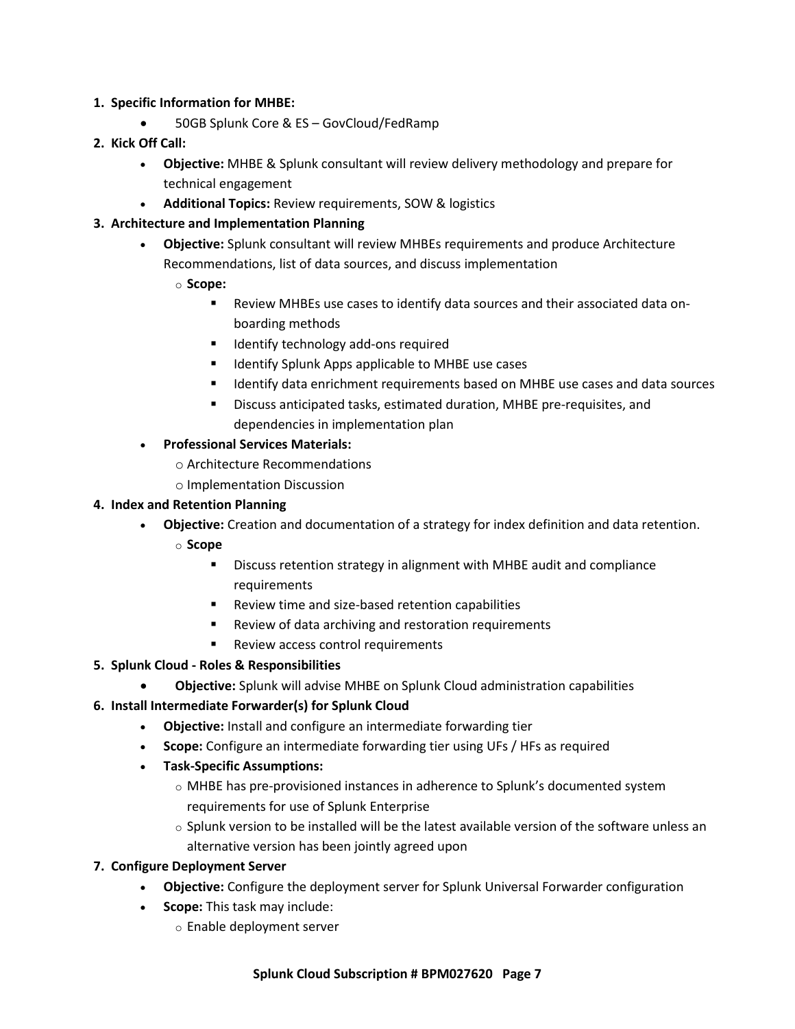1. **Specific Information for MHBE:**
    - 50GB Splunk Core & ES – GovCloud/FedRamp
2. **Kick Off Call:**
    - **Objective:** MHBE & Splunk consultant will review delivery methodology and prepare for technical engagement
    - **Additional Topics:** Review requirements, SOW & logistics
3. **Architecture and Implementation Planning**
    - **Objective:** Splunk consultant will review MHBEs requirements and produce Architecture Recommendations, list of data sources, and discuss implementation
        - **Scope:**
            - Review MHBEs use cases to identify data sources and their associated data on-boarding methods
            - Identify technology add-ons required
            - Identify Splunk Apps applicable to MHBE use cases
            - Identify data enrichment requirements based on MHBE use cases and data sources
            - Discuss anticipated tasks, estimated duration, MHBE pre-requisites, and dependencies in implementation plan
    - **Professional Services Materials:**
        - Architecture Recommendations
        - Implementation Discussion
4. **Index and Retention Planning**
    - **Objective:** Creation and documentation of a strategy for index definition and data retention.
        - **Scope**
            - Discuss retention strategy in alignment with MHBE audit and compliance requirements
            - Review time and size-based retention capabilities
            - Review of data archiving and restoration requirements
            - Review access control requirements
5. **Splunk Cloud - Roles & Responsibilities**
    - **Objective:** Splunk will advise MHBE on Splunk Cloud administration capabilities
6. **Install Intermediate Forwarder(s) for Splunk Cloud**
    - **Objective:** Install and configure an intermediate forwarding tier
    - **Scope:** Configure an intermediate forwarding tier using UFs / HFs as required
    - **Task-Specific Assumptions:**
        - MHBE has pre-provisioned instances in adherence to Splunk's documented system requirements for use of Splunk Enterprise
        - Splunk version to be installed will be the latest available version of the software unless an alternative version has been jointly agreed upon
7. **Configure Deployment Server**
    - **Objective:** Configure the deployment server for Splunk Universal Forwarder configuration
    - **Scope:** This task may include:
        - Enable deployment server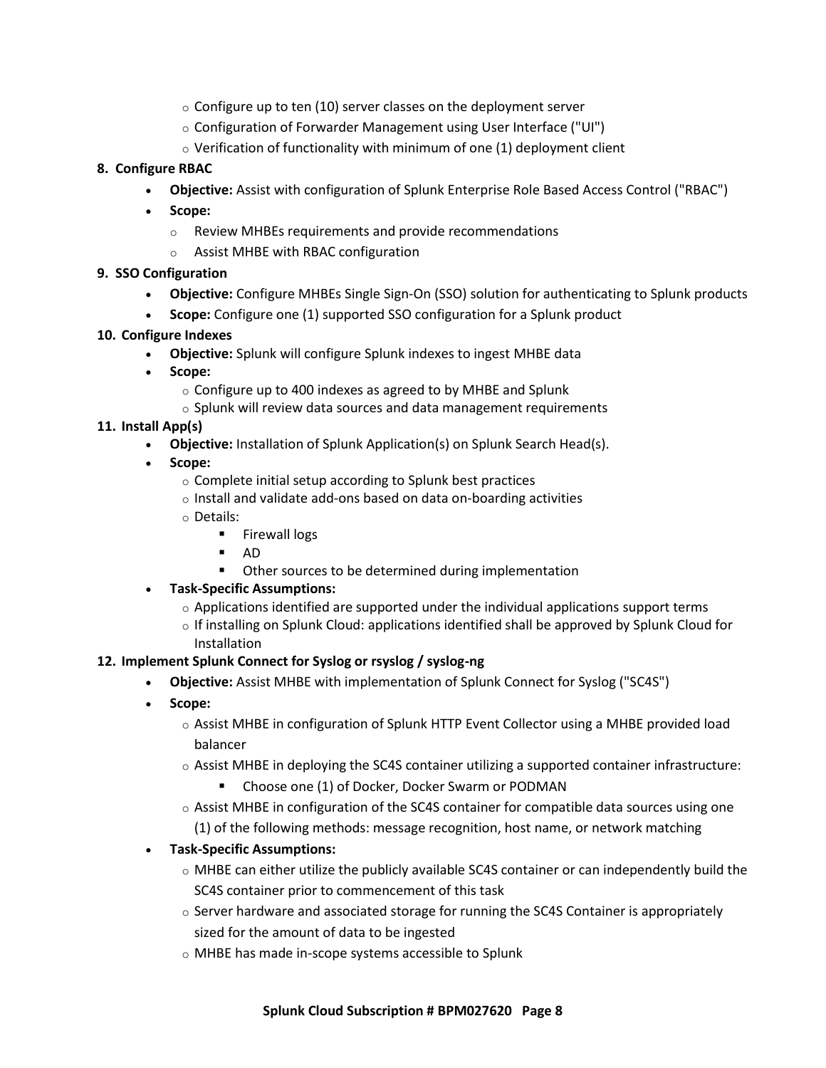- Configure up to ten (10) server classes on the deployment server
- Configuration of Forwarder Management using User Interface ("UI")
- Verification of functionality with minimum of one (1) deployment client

**8. Configure RBAC**

- **Objective:** Assist with configuration of Splunk Enterprise Role Based Access Control ("RBAC")
- **Scope:**
  - Review MHBEs requirements and provide recommendations
  - Assist MHBE with RBAC configuration

**9. SSO Configuration**

- **Objective:** Configure MHBEs Single Sign-On (SSO) solution for authenticating to Splunk products
- **Scope:** Configure one (1) supported SSO configuration for a Splunk product

**10. Configure Indexes**

- **Objective:** Splunk will configure Splunk indexes to ingest MHBE data
- **Scope:**
  - Configure up to 400 indexes as agreed to by MHBE and Splunk
  - Splunk will review data sources and data management requirements

**11. Install App(s)**

- **Objective:** Installation of Splunk Application(s) on Splunk Search Head(s).
- **Scope:**
  - Complete initial setup according to Splunk best practices
  - Install and validate add-ons based on data on-boarding activities
  - Details:
    - Firewall logs
    - AD
    - Other sources to be determined during implementation
- **Task-Specific Assumptions:**
  - Applications identified are supported under the individual applications support terms
  - If installing on Splunk Cloud: applications identified shall be approved by Splunk Cloud for Installation

**12. Implement Splunk Connect for Syslog or rsyslog / syslog-ng**

- **Objective:** Assist MHBE with implementation of Splunk Connect for Syslog ("SC4S")
- **Scope:**
  - Assist MHBE in configuration of Splunk HTTP Event Collector using a MHBE provided load balancer
  - Assist MHBE in deploying the SC4S container utilizing a supported container infrastructure:
    - Choose one (1) of Docker, Docker Swarm or PODMAN
  - Assist MHBE in configuration of the SC4S container for compatible data sources using one (1) of the following methods: message recognition, host name, or network matching
- **Task-Specific Assumptions:**
  - MHBE can either utilize the publicly available SC4S container or can independently build the SC4S container prior to commencement of this task
  - Server hardware and associated storage for running the SC4S Container is appropriately sized for the amount of data to be ingested
  - MHBE has made in-scope systems accessible to Splunk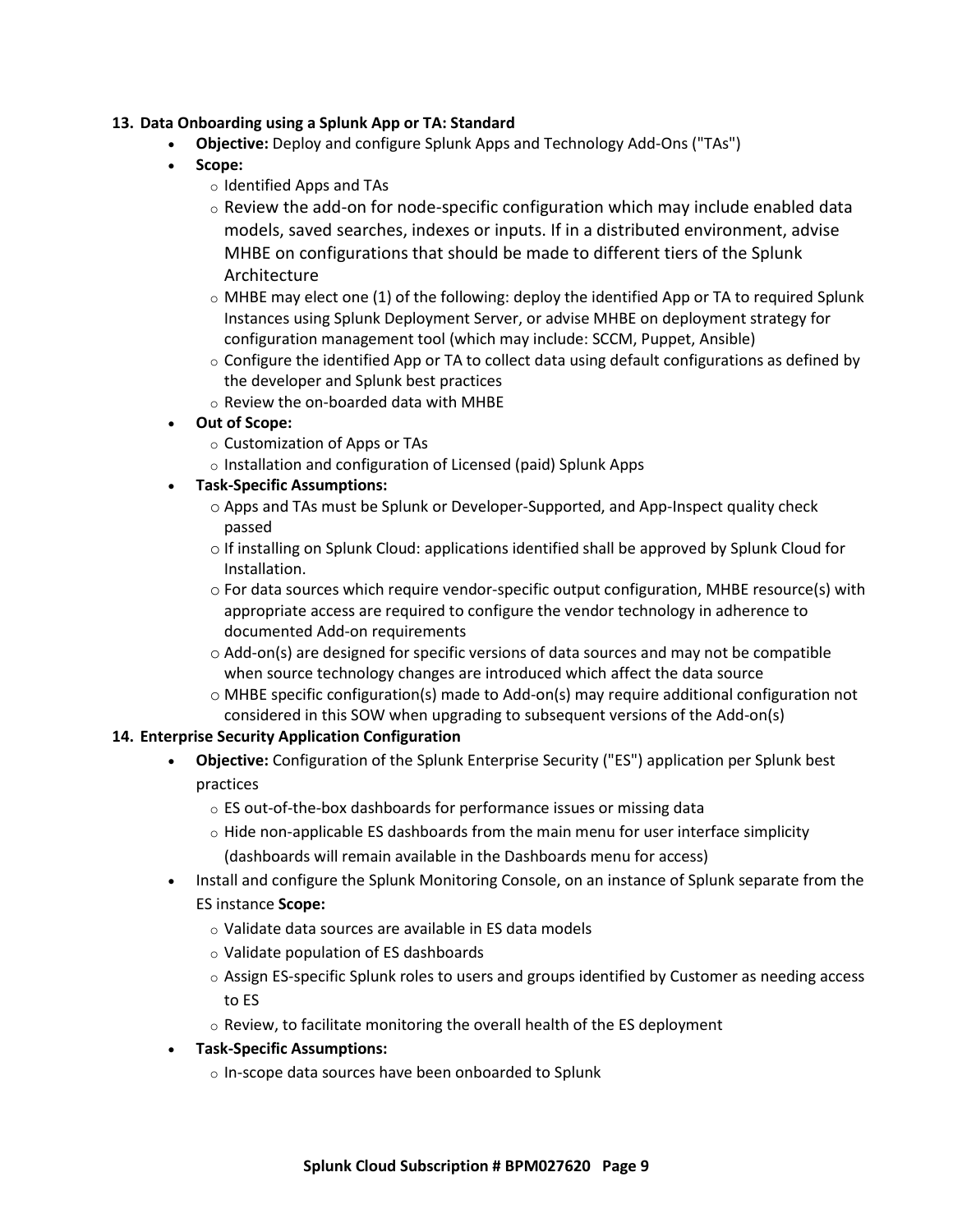**13. Data Onboarding using a Splunk App or TA: Standard**

- **Objective:** Deploy and configure Splunk Apps and Technology Add-Ons ("TAs")
- **Scope:**
  - Identified Apps and TAs
  - Review the add-on for node-specific configuration which may include enabled data models, saved searches, indexes or inputs. If in a distributed environment, advise MHBE on configurations that should be made to different tiers of the Splunk Architecture
  - MHBE may elect one (1) of the following: deploy the identified App or TA to required Splunk Instances using Splunk Deployment Server, or advise MHBE on deployment strategy for configuration management tool (which may include: SCCM, Puppet, Ansible)
  - Configure the identified App or TA to collect data using default configurations as defined by the developer and Splunk best practices
  - Review the on-boarded data with MHBE
- **Out of Scope:**
  - Customization of Apps or TAs
  - Installation and configuration of Licensed (paid) Splunk Apps
- **Task-Specific Assumptions:**
  - Apps and TAs must be Splunk or Developer-Supported, and App-Inspect quality check passed
  - If installing on Splunk Cloud: applications identified shall be approved by Splunk Cloud for Installation.
  - For data sources which require vendor-specific output configuration, MHBE resource(s) with appropriate access are required to configure the vendor technology in adherence to documented Add-on requirements
  - Add-on(s) are designed for specific versions of data sources and may not be compatible when source technology changes are introduced which affect the data source
  - MHBE specific configuration(s) made to Add-on(s) may require additional configuration not considered in this SOW when upgrading to subsequent versions of the Add-on(s)

**14. Enterprise Security Application Configuration**

- **Objective:** Configuration of the Splunk Enterprise Security ("ES") application per Splunk best practices
  - ES out-of-the-box dashboards for performance issues or missing data
  - Hide non-applicable ES dashboards from the main menu for user interface simplicity (dashboards will remain available in the Dashboards menu for access)
- Install and configure the Splunk Monitoring Console, on an instance of Splunk separate from the ES instance **Scope:**
  - Validate data sources are available in ES data models
  - Validate population of ES dashboards
  - Assign ES-specific Splunk roles to users and groups identified by Customer as needing access to ES
  - Review, to facilitate monitoring the overall health of the ES deployment
- **Task-Specific Assumptions:**
  - In-scope data sources have been onboarded to Splunk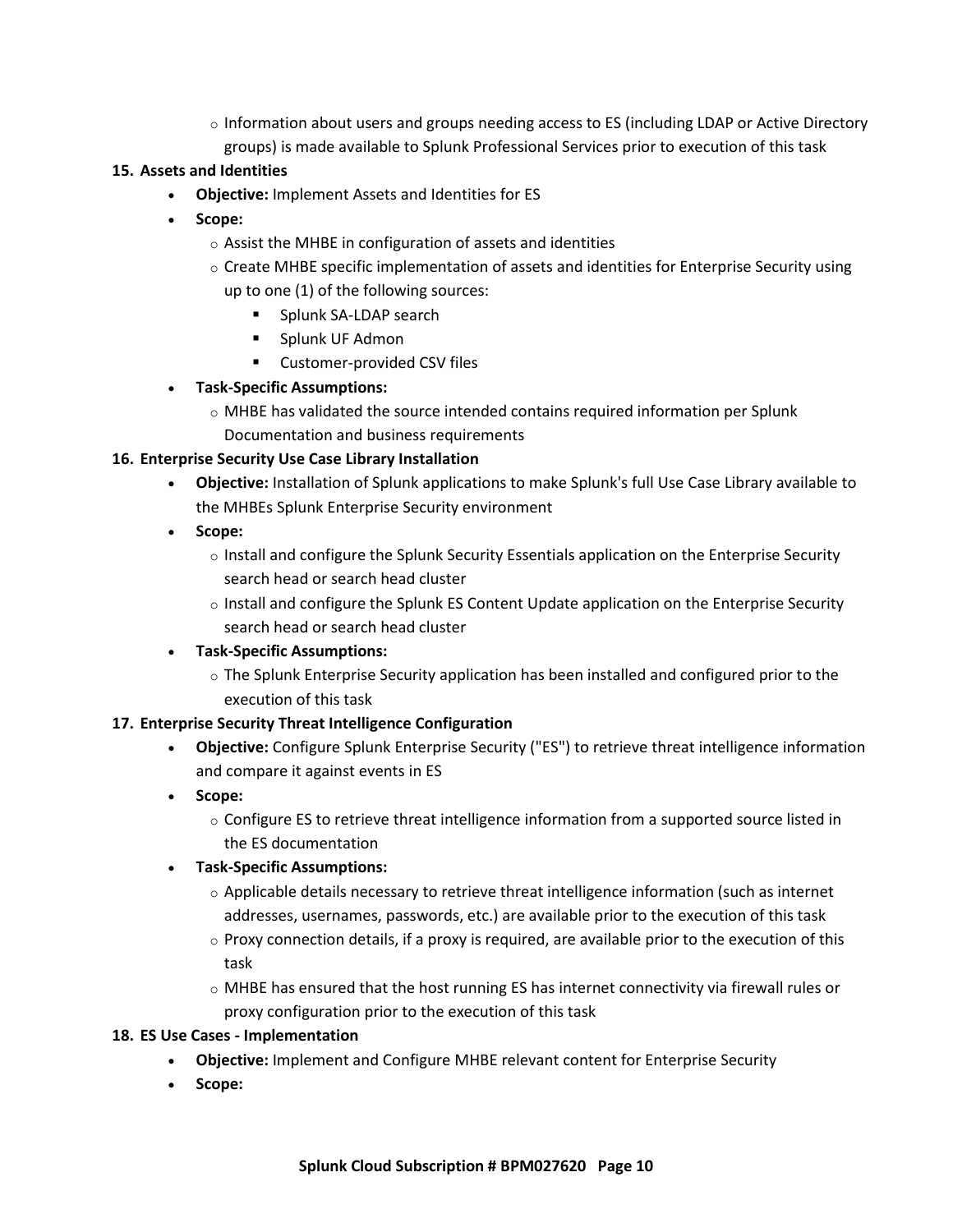- Information about users and groups needing access to ES (including LDAP or Active Directory groups) is made available to Splunk Professional Services prior to execution of this task

**15. Assets and Identities**

- **Objective:** Implement Assets and Identities for ES
- **Scope:**
  - Assist the MHBE in configuration of assets and identities
  - Create MHBE specific implementation of assets and identities for Enterprise Security using up to one (1) of the following sources:
    - Splunk SA-LDAP search
    - Splunk UF Admon
    - Customer-provided CSV files
- **Task-Specific Assumptions:**
  - MHBE has validated the source intended contains required information per Splunk Documentation and business requirements

**16. Enterprise Security Use Case Library Installation**

- **Objective:** Installation of Splunk applications to make Splunk's full Use Case Library available to the MHBEs Splunk Enterprise Security environment
- **Scope:**
  - Install and configure the Splunk Security Essentials application on the Enterprise Security search head or search head cluster
  - Install and configure the Splunk ES Content Update application on the Enterprise Security search head or search head cluster
- **Task-Specific Assumptions:**
  - The Splunk Enterprise Security application has been installed and configured prior to the execution of this task

**17. Enterprise Security Threat Intelligence Configuration**

- **Objective:** Configure Splunk Enterprise Security ("ES") to retrieve threat intelligence information and compare it against events in ES
- **Scope:**
  - Configure ES to retrieve threat intelligence information from a supported source listed in the ES documentation
- **Task-Specific Assumptions:**
  - Applicable details necessary to retrieve threat intelligence information (such as internet addresses, usernames, passwords, etc.) are available prior to the execution of this task
  - Proxy connection details, if a proxy is required, are available prior to the execution of this task
  - MHBE has ensured that the host running ES has internet connectivity via firewall rules or proxy configuration prior to the execution of this task

**18. ES Use Cases - Implementation**

- **Objective:** Implement and Configure MHBE relevant content for Enterprise Security
- **Scope:**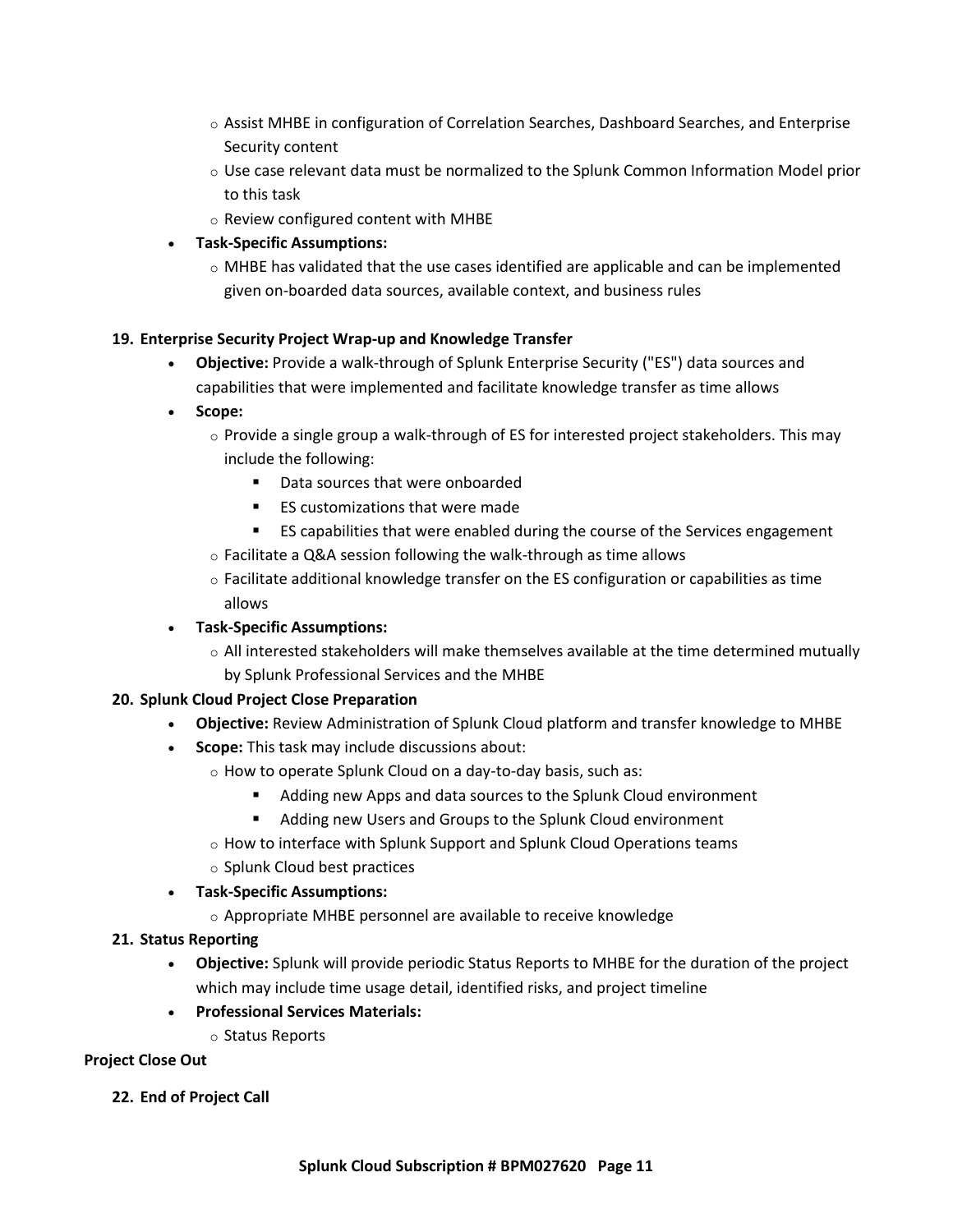- Assist MHBE in configuration of Correlation Searches, Dashboard Searches, and Enterprise Security content
  - Use case relevant data must be normalized to the Splunk Common Information Model prior to this task
  - Review configured content with MHBE
- **Task-Specific Assumptions:**
  - MHBE has validated that the use cases identified are applicable and can be implemented given on-boarded data sources, available context, and business rules

**19. Enterprise Security Project Wrap-up and Knowledge Transfer**

- **Objective:** Provide a walk-through of Splunk Enterprise Security ("ES") data sources and capabilities that were implemented and facilitate knowledge transfer as time allows
- **Scope:**
  - Provide a single group a walk-through of ES for interested project stakeholders. This may include the following:
    - Data sources that were onboarded
    - ES customizations that were made
    - ES capabilities that were enabled during the course of the Services engagement
  - Facilitate a Q&A session following the walk-through as time allows
  - Facilitate additional knowledge transfer on the ES configuration or capabilities as time allows
- **Task-Specific Assumptions:**
  - All interested stakeholders will make themselves available at the time determined mutually by Splunk Professional Services and the MHBE

**20. Splunk Cloud Project Close Preparation**

- **Objective:** Review Administration of Splunk Cloud platform and transfer knowledge to MHBE
- **Scope:** This task may include discussions about:
  - How to operate Splunk Cloud on a day-to-day basis, such as:
    - Adding new Apps and data sources to the Splunk Cloud environment
    - Adding new Users and Groups to the Splunk Cloud environment
  - How to interface with Splunk Support and Splunk Cloud Operations teams
  - Splunk Cloud best practices
- **Task-Specific Assumptions:**
  - Appropriate MHBE personnel are available to receive knowledge

**21. Status Reporting**

- **Objective:** Splunk will provide periodic Status Reports to MHBE for the duration of the project which may include time usage detail, identified risks, and project timeline
- **Professional Services Materials:**
  - Status Reports

**Project Close Out**

**22. End of Project Call**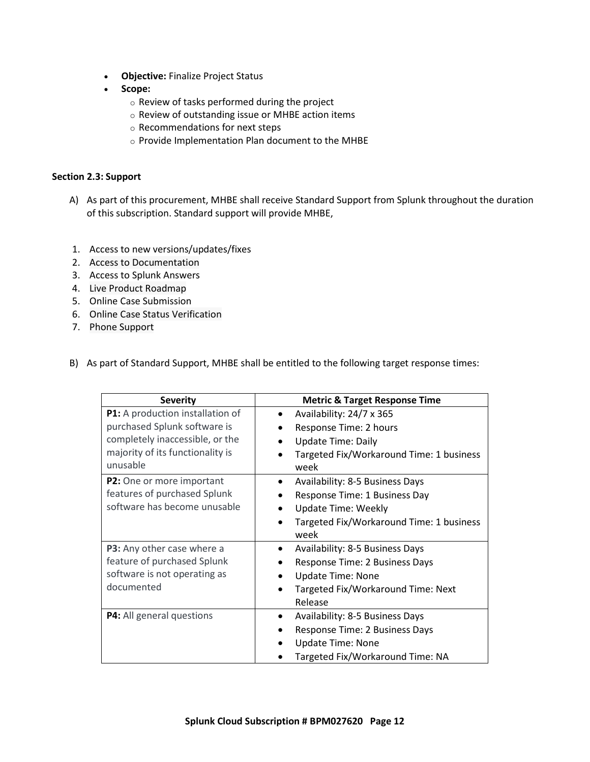- **Objective:** Finalize Project Status
- **Scope:**
  - Review of tasks performed during the project
  - Review of outstanding issue or MHBE action items
  - Recommendations for next steps
  - Provide Implementation Plan document to the MHBE

**Section 2.3: Support**

A) As part of this procurement, MHBE shall receive Standard Support from Splunk throughout the duration of this subscription. Standard support will provide MHBE,

1. Access to new versions/updates/fixes
2. Access to Documentation
3. Access to Splunk Answers
4. Live Product Roadmap
5. Online Case Submission
6. Online Case Status Verification
7. Phone Support

B) As part of Standard Support, MHBE shall be entitled to the following target response times:

| Severity | Metric & Target Response Time |
|---|---|
| **P1:** A production installation of purchased Splunk software is completely inaccessible, or the majority of its functionality is unusable | • Availability: 24/7 x 365<br>• Response Time: 2 hours<br>• Update Time: Daily<br>• Targeted Fix/Workaround Time: 1 business week |
| **P2:** One or more important features of purchased Splunk software has become unusable | • Availability: 8-5 Business Days<br>• Response Time: 1 Business Day<br>• Update Time: Weekly<br>• Targeted Fix/Workaround Time: 1 business week |
| **P3:** Any other case where a feature of purchased Splunk software is not operating as documented | • Availability: 8-5 Business Days<br>• Response Time: 2 Business Days<br>• Update Time: None<br>• Targeted Fix/Workaround Time: Next Release |
| **P4:** All general questions | • Availability: 8-5 Business Days<br>• Response Time: 2 Business Days<br>• Update Time: None<br>• Targeted Fix/Workaround Time: NA |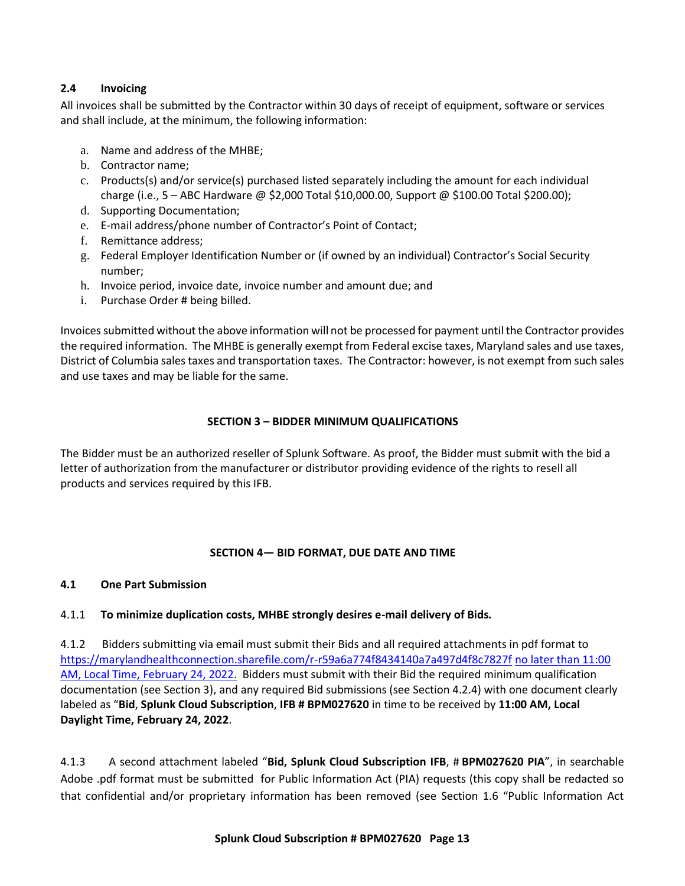### 2.4 Invoicing

All invoices shall be submitted by the Contractor within 30 days of receipt of equipment, software or services and shall include, at the minimum, the following information:

a. Name and address of the MHBE;
b. Contractor name;
c. Products(s) and/or service(s) purchased listed separately including the amount for each individual charge (i.e., 5 – ABC Hardware @ $2,000 Total $10,000.00, Support @ $100.00 Total $200.00);
d. Supporting Documentation;
e. E-mail address/phone number of Contractor's Point of Contact;
f. Remittance address;
g. Federal Employer Identification Number or (if owned by an individual) Contractor's Social Security number;
h. Invoice period, invoice date, invoice number and amount due; and
i. Purchase Order # being billed.

Invoices submitted without the above information will not be processed for payment until the Contractor provides the required information. The MHBE is generally exempt from Federal excise taxes, Maryland sales and use taxes, District of Columbia sales taxes and transportation taxes. The Contractor: however, is not exempt from such sales and use taxes and may be liable for the same.

## SECTION 3 – BIDDER MINIMUM QUALIFICATIONS

The Bidder must be an authorized reseller of Splunk Software. As proof, the Bidder must submit with the bid a letter of authorization from the manufacturer or distributor providing evidence of the rights to resell all products and services required by this IFB.

## SECTION 4— BID FORMAT, DUE DATE AND TIME

### 4.1 One Part Submission

4.1.1 **To minimize duplication costs, MHBE strongly desires e-mail delivery of Bids.**

4.1.2 Bidders submitting via email must submit their Bids and all required attachments in pdf format to https://marylandhealthconnection.sharefile.com/r-r59a6a774f8434140a7a497d4f8c7827f no later than 11:00 AM, Local Time, February 24, 2022. Bidders must submit with their Bid the required minimum qualification documentation (see Section 3), and any required Bid submissions (see Section 4.2.4) with one document clearly labeled as "**Bid**, **Splunk Cloud Subscription**, **IFB # BPM027620** in time to be received by **11:00 AM, Local Daylight Time, February 24, 2022**.

4.1.3 A second attachment labeled "**Bid, Splunk Cloud Subscription IFB**, # **BPM027620 PIA**", in searchable Adobe .pdf format must be submitted for Public Information Act (PIA) requests (this copy shall be redacted so that confidential and/or proprietary information has been removed (see Section 1.6 "Public Information Act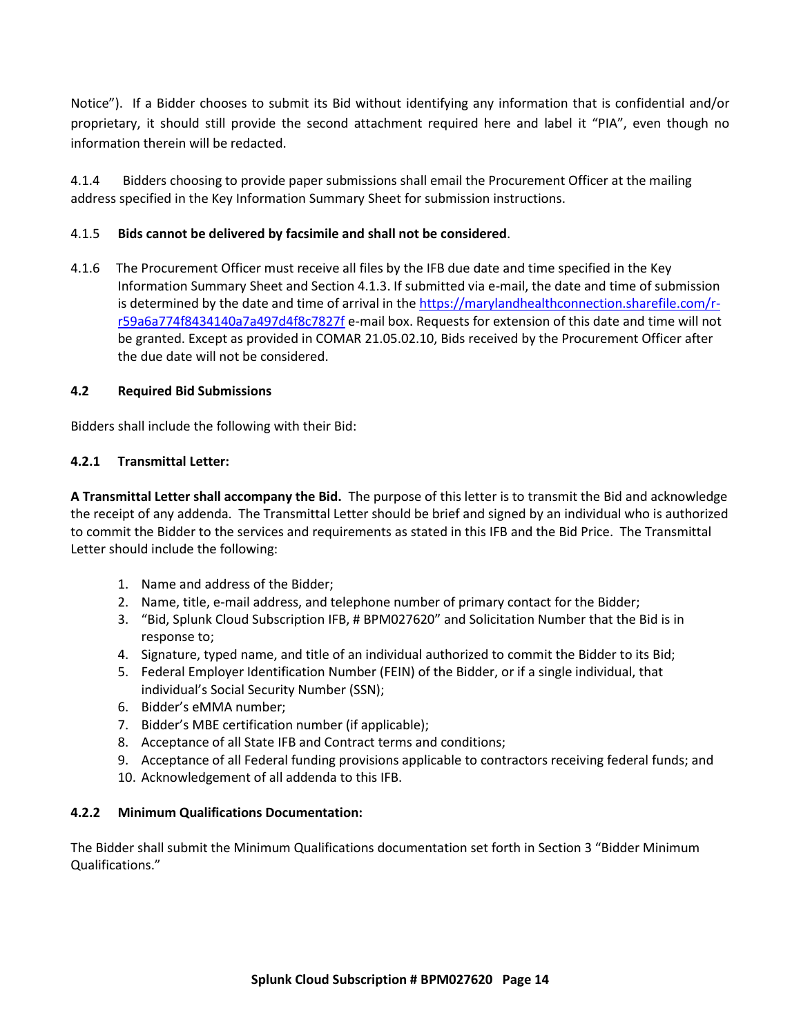Notice"). If a Bidder chooses to submit its Bid without identifying any information that is confidential and/or proprietary, it should still provide the second attachment required here and label it "PIA", even though no information therein will be redacted.

4.1.4 Bidders choosing to provide paper submissions shall email the Procurement Officer at the mailing address specified in the Key Information Summary Sheet for submission instructions.

4.1.5 **Bids cannot be delivered by facsimile and shall not be considered**.

4.1.6 The Procurement Officer must receive all files by the IFB due date and time specified in the Key Information Summary Sheet and Section 4.1.3. If submitted via e-mail, the date and time of submission is determined by the date and time of arrival in the [https://marylandhealthconnection.sharefile.com/r-r59a6a774f8434140a7a497d4f8c7827f](https://marylandhealthconnection.sharefile.com/r-r59a6a774f8434140a7a497d4f8c7827f) e-mail box. Requests for extension of this date and time will not be granted. Except as provided in COMAR 21.05.02.10, Bids received by the Procurement Officer after the due date will not be considered.

### 4.2 Required Bid Submissions

Bidders shall include the following with their Bid:

#### 4.2.1 Transmittal Letter:

**A Transmittal Letter shall accompany the Bid.** The purpose of this letter is to transmit the Bid and acknowledge the receipt of any addenda. The Transmittal Letter should be brief and signed by an individual who is authorized to commit the Bidder to the services and requirements as stated in this IFB and the Bid Price. The Transmittal Letter should include the following:

1. Name and address of the Bidder;
2. Name, title, e-mail address, and telephone number of primary contact for the Bidder;
3. "Bid, Splunk Cloud Subscription IFB, # BPM027620" and Solicitation Number that the Bid is in response to;
4. Signature, typed name, and title of an individual authorized to commit the Bidder to its Bid;
5. Federal Employer Identification Number (FEIN) of the Bidder, or if a single individual, that individual's Social Security Number (SSN);
6. Bidder's eMMA number;
7. Bidder's MBE certification number (if applicable);
8. Acceptance of all State IFB and Contract terms and conditions;
9. Acceptance of all Federal funding provisions applicable to contractors receiving federal funds; and
10. Acknowledgement of all addenda to this IFB.

#### 4.2.2 Minimum Qualifications Documentation:

The Bidder shall submit the Minimum Qualifications documentation set forth in Section 3 "Bidder Minimum Qualifications."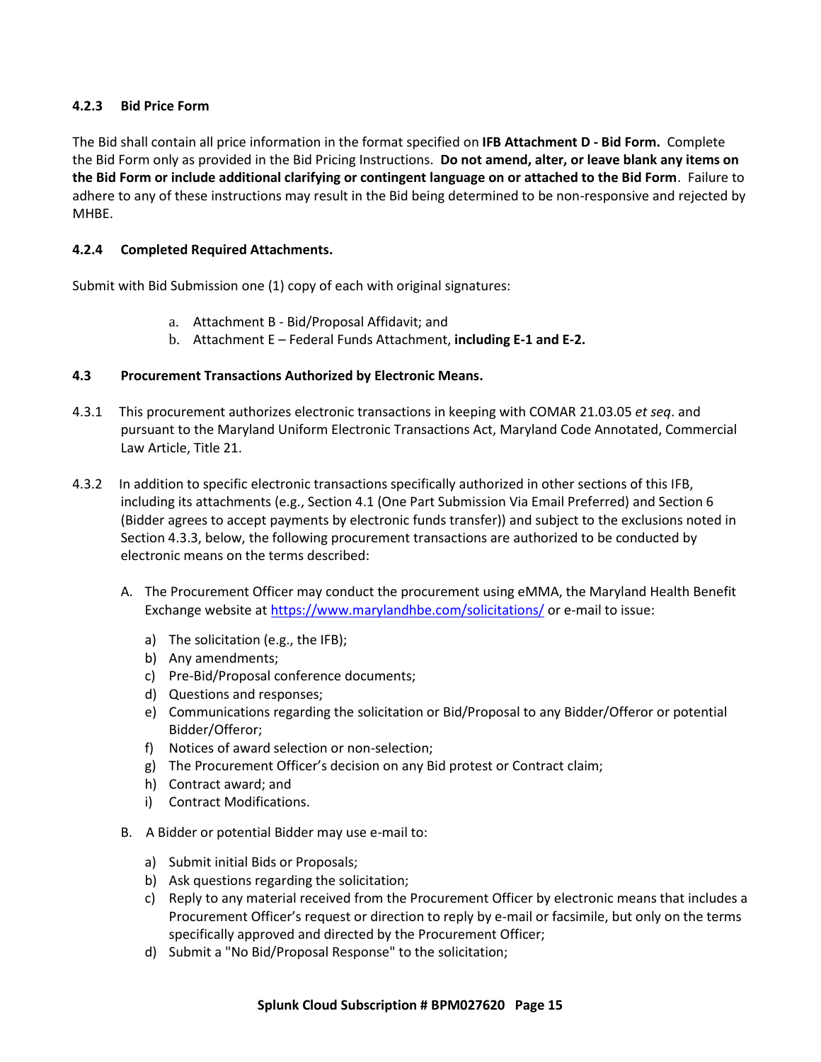#### 4.2.3 Bid Price Form

The Bid shall contain all price information in the format specified on **IFB Attachment D - Bid Form.** Complete the Bid Form only as provided in the Bid Pricing Instructions. **Do not amend, alter, or leave blank any items on the Bid Form or include additional clarifying or contingent language on or attached to the Bid Form**. Failure to adhere to any of these instructions may result in the Bid being determined to be non-responsive and rejected by MHBE.

#### 4.2.4 Completed Required Attachments.

Submit with Bid Submission one (1) copy of each with original signatures:

a. Attachment B - Bid/Proposal Affidavit; and
b. Attachment E – Federal Funds Attachment, **including E-1 and E-2.**

### 4.3 Procurement Transactions Authorized by Electronic Means.

4.3.1 This procurement authorizes electronic transactions in keeping with COMAR 21.03.05 *et seq*. and pursuant to the Maryland Uniform Electronic Transactions Act, Maryland Code Annotated, Commercial Law Article, Title 21.

4.3.2 In addition to specific electronic transactions specifically authorized in other sections of this IFB, including its attachments (e.g., Section 4.1 (One Part Submission Via Email Preferred) and Section 6 (Bidder agrees to accept payments by electronic funds transfer)) and subject to the exclusions noted in Section 4.3.3, below, the following procurement transactions are authorized to be conducted by electronic means on the terms described:

A. The Procurement Officer may conduct the procurement using eMMA, the Maryland Health Benefit Exchange website at https://www.marylandhbe.com/solicitations/ or e-mail to issue:

a) The solicitation (e.g., the IFB);
b) Any amendments;
c) Pre-Bid/Proposal conference documents;
d) Questions and responses;
e) Communications regarding the solicitation or Bid/Proposal to any Bidder/Offeror or potential Bidder/Offeror;
f) Notices of award selection or non-selection;
g) The Procurement Officer's decision on any Bid protest or Contract claim;
h) Contract award; and
i) Contract Modifications.

B. A Bidder or potential Bidder may use e-mail to:

a) Submit initial Bids or Proposals;
b) Ask questions regarding the solicitation;
c) Reply to any material received from the Procurement Officer by electronic means that includes a Procurement Officer's request or direction to reply by e-mail or facsimile, but only on the terms specifically approved and directed by the Procurement Officer;
d) Submit a "No Bid/Proposal Response" to the solicitation;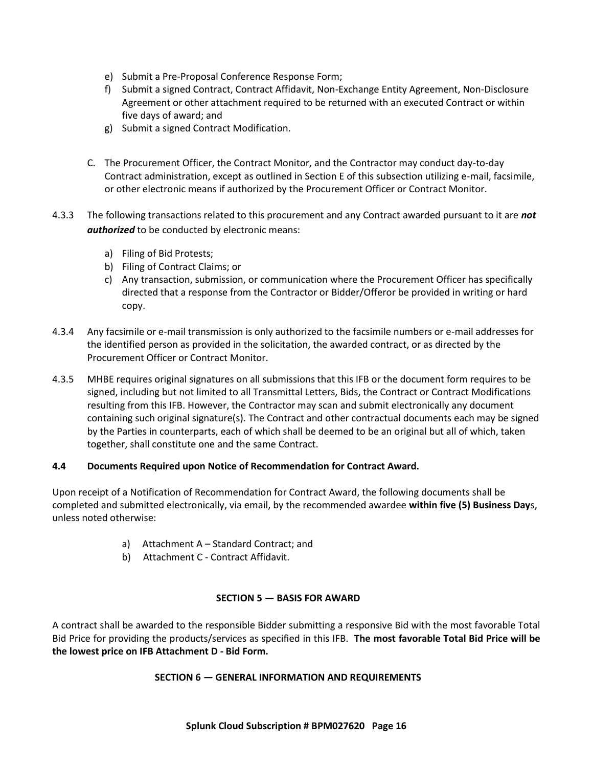e) Submit a Pre-Proposal Conference Response Form;
f) Submit a signed Contract, Contract Affidavit, Non-Exchange Entity Agreement, Non-Disclosure Agreement or other attachment required to be returned with an executed Contract or within five days of award; and
g) Submit a signed Contract Modification.

C. The Procurement Officer, the Contract Monitor, and the Contractor may conduct day-to-day Contract administration, except as outlined in Section E of this subsection utilizing e-mail, facsimile, or other electronic means if authorized by the Procurement Officer or Contract Monitor.

4.3.3 The following transactions related to this procurement and any Contract awarded pursuant to it are ***not authorized*** to be conducted by electronic means:

a) Filing of Bid Protests;
b) Filing of Contract Claims; or
c) Any transaction, submission, or communication where the Procurement Officer has specifically directed that a response from the Contractor or Bidder/Offeror be provided in writing or hard copy.

4.3.4 Any facsimile or e-mail transmission is only authorized to the facsimile numbers or e-mail addresses for the identified person as provided in the solicitation, the awarded contract, or as directed by the Procurement Officer or Contract Monitor.

4.3.5 MHBE requires original signatures on all submissions that this IFB or the document form requires to be signed, including but not limited to all Transmittal Letters, Bids, the Contract or Contract Modifications resulting from this IFB. However, the Contractor may scan and submit electronically any document containing such original signature(s). The Contract and other contractual documents each may be signed by the Parties in counterparts, each of which shall be deemed to be an original but all of which, taken together, shall constitute one and the same Contract.

### 4.4 Documents Required upon Notice of Recommendation for Contract Award.

Upon receipt of a Notification of Recommendation for Contract Award, the following documents shall be completed and submitted electronically, via email, by the recommended awardee **within five (5) Business Day**s, unless noted otherwise:

a) Attachment A – Standard Contract; and
b) Attachment C - Contract Affidavit.

## SECTION 5 — BASIS FOR AWARD

A contract shall be awarded to the responsible Bidder submitting a responsive Bid with the most favorable Total Bid Price for providing the products/services as specified in this IFB. **The most favorable Total Bid Price will be the lowest price on IFB Attachment D - Bid Form.**

## SECTION 6 — GENERAL INFORMATION AND REQUIREMENTS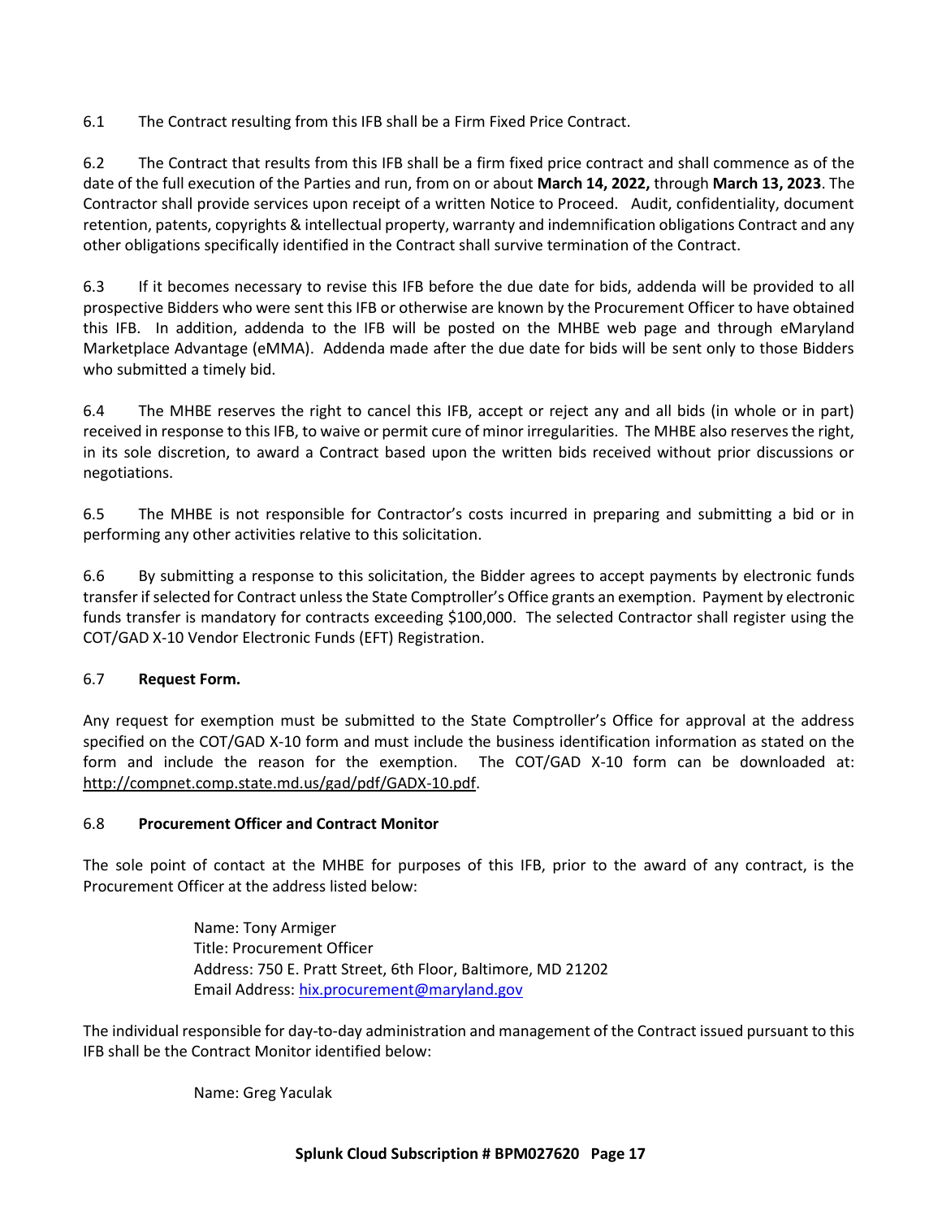6.1 The Contract resulting from this IFB shall be a Firm Fixed Price Contract.

6.2 The Contract that results from this IFB shall be a firm fixed price contract and shall commence as of the date of the full execution of the Parties and run, from on or about **March 14, 2022,** through **March 13, 2023**. The Contractor shall provide services upon receipt of a written Notice to Proceed. Audit, confidentiality, document retention, patents, copyrights & intellectual property, warranty and indemnification obligations Contract and any other obligations specifically identified in the Contract shall survive termination of the Contract.

6.3 If it becomes necessary to revise this IFB before the due date for bids, addenda will be provided to all prospective Bidders who were sent this IFB or otherwise are known by the Procurement Officer to have obtained this IFB. In addition, addenda to the IFB will be posted on the MHBE web page and through eMaryland Marketplace Advantage (eMMA). Addenda made after the due date for bids will be sent only to those Bidders who submitted a timely bid.

6.4 The MHBE reserves the right to cancel this IFB, accept or reject any and all bids (in whole or in part) received in response to this IFB, to waive or permit cure of minor irregularities. The MHBE also reserves the right, in its sole discretion, to award a Contract based upon the written bids received without prior discussions or negotiations.

6.5 The MHBE is not responsible for Contractor's costs incurred in preparing and submitting a bid or in performing any other activities relative to this solicitation.

6.6 By submitting a response to this solicitation, the Bidder agrees to accept payments by electronic funds transfer if selected for Contract unless the State Comptroller's Office grants an exemption. Payment by electronic funds transfer is mandatory for contracts exceeding $100,000. The selected Contractor shall register using the COT/GAD X-10 Vendor Electronic Funds (EFT) Registration.

### 6.7 **Request Form.**

Any request for exemption must be submitted to the State Comptroller's Office for approval at the address specified on the COT/GAD X-10 form and must include the business identification information as stated on the form and include the reason for the exemption. The COT/GAD X-10 form can be downloaded at: http://compnet.comp.state.md.us/gad/pdf/GADX-10.pdf.

### 6.8 **Procurement Officer and Contract Monitor**

The sole point of contact at the MHBE for purposes of this IFB, prior to the award of any contract, is the Procurement Officer at the address listed below:

> Name: Tony Armiger
> Title: Procurement Officer
> Address: 750 E. Pratt Street, 6th Floor, Baltimore, MD 21202
> Email Address: hix.procurement@maryland.gov

The individual responsible for day-to-day administration and management of the Contract issued pursuant to this IFB shall be the Contract Monitor identified below:

> Name: Greg Yaculak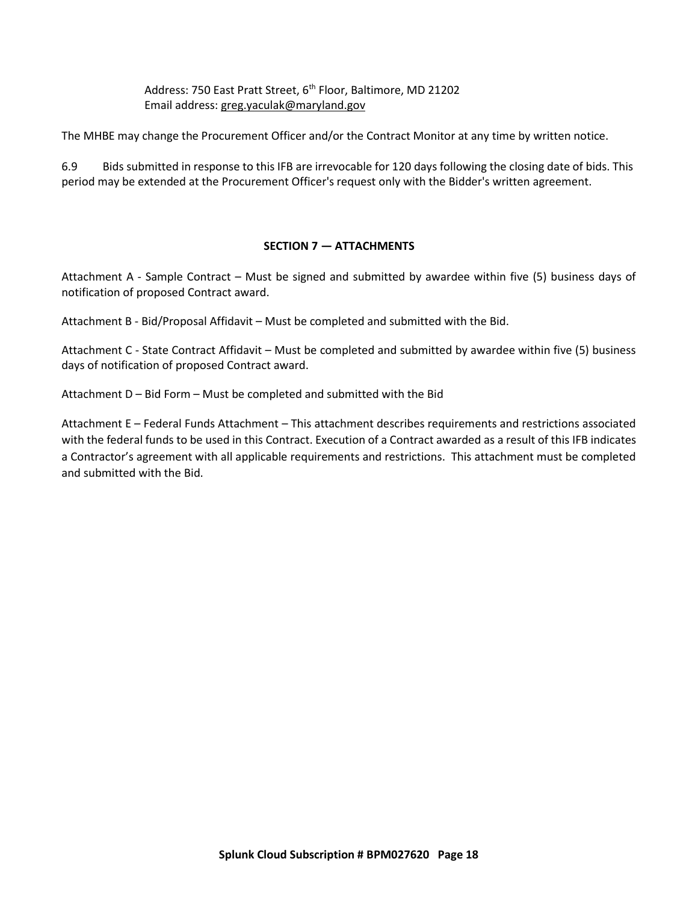Address: 750 East Pratt Street, 6th Floor, Baltimore, MD 21202
Email address: greg.yaculak@maryland.gov

The MHBE may change the Procurement Officer and/or the Contract Monitor at any time by written notice.

6.9 Bids submitted in response to this IFB are irrevocable for 120 days following the closing date of bids. This period may be extended at the Procurement Officer's request only with the Bidder's written agreement.

## SECTION 7 — ATTACHMENTS

Attachment A - Sample Contract – Must be signed and submitted by awardee within five (5) business days of notification of proposed Contract award.

Attachment B - Bid/Proposal Affidavit – Must be completed and submitted with the Bid.

Attachment C - State Contract Affidavit – Must be completed and submitted by awardee within five (5) business days of notification of proposed Contract award.

Attachment D – Bid Form – Must be completed and submitted with the Bid

Attachment E – Federal Funds Attachment – This attachment describes requirements and restrictions associated with the federal funds to be used in this Contract. Execution of a Contract awarded as a result of this IFB indicates a Contractor's agreement with all applicable requirements and restrictions. This attachment must be completed and submitted with the Bid.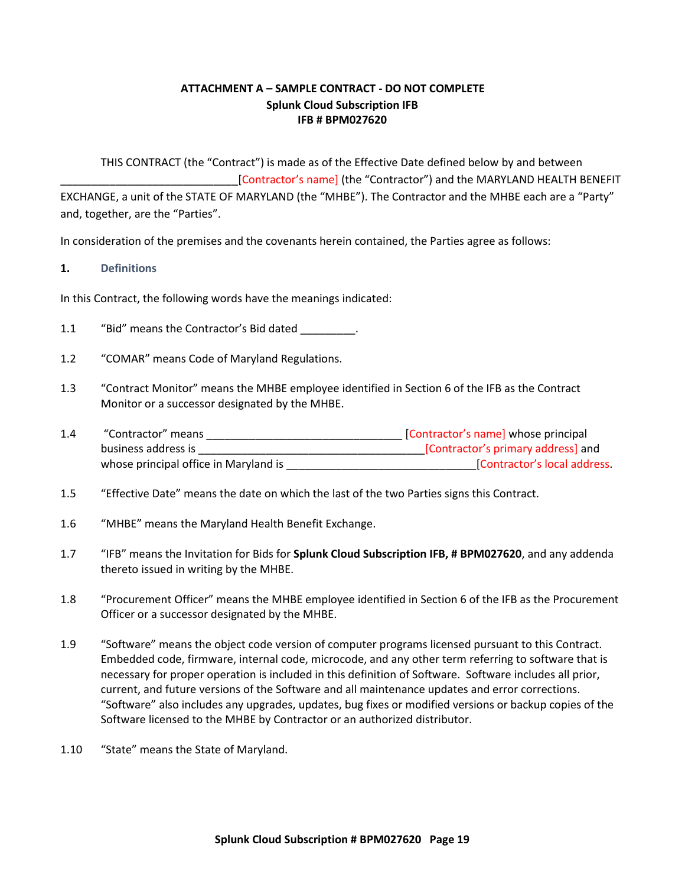**ATTACHMENT A – SAMPLE CONTRACT - DO NOT COMPLETE**
**Splunk Cloud Subscription IFB**
**IFB # BPM027620**

THIS CONTRACT (the "Contract") is made as of the Effective Date defined below by and between ____________________________[Contractor's name] (the "Contractor") and the MARYLAND HEALTH BENEFIT EXCHANGE, a unit of the STATE OF MARYLAND (the "MHBE"). The Contractor and the MHBE each are a "Party" and, together, are the "Parties".

In consideration of the premises and the covenants herein contained, the Parties agree as follows:

## 1. Definitions

In this Contract, the following words have the meanings indicated:

1.1 "Bid" means the Contractor's Bid dated _________.

1.2 "COMAR" means Code of Maryland Regulations.

1.3 "Contract Monitor" means the MHBE employee identified in Section 6 of the IFB as the Contract Monitor or a successor designated by the MHBE.

1.4 "Contractor" means ________________________________ [Contractor's name] whose principal business address is _____________________________________[Contractor's primary address] and whose principal office in Maryland is ______________________________[Contractor's local address.

1.5 "Effective Date" means the date on which the last of the two Parties signs this Contract.

1.6 "MHBE" means the Maryland Health Benefit Exchange.

1.7 "IFB" means the Invitation for Bids for **Splunk Cloud Subscription IFB, # BPM027620**, and any addenda thereto issued in writing by the MHBE.

1.8 "Procurement Officer" means the MHBE employee identified in Section 6 of the IFB as the Procurement Officer or a successor designated by the MHBE.

1.9 "Software" means the object code version of computer programs licensed pursuant to this Contract. Embedded code, firmware, internal code, microcode, and any other term referring to software that is necessary for proper operation is included in this definition of Software. Software includes all prior, current, and future versions of the Software and all maintenance updates and error corrections. "Software" also includes any upgrades, updates, bug fixes or modified versions or backup copies of the Software licensed to the MHBE by Contractor or an authorized distributor.

1.10 "State" means the State of Maryland.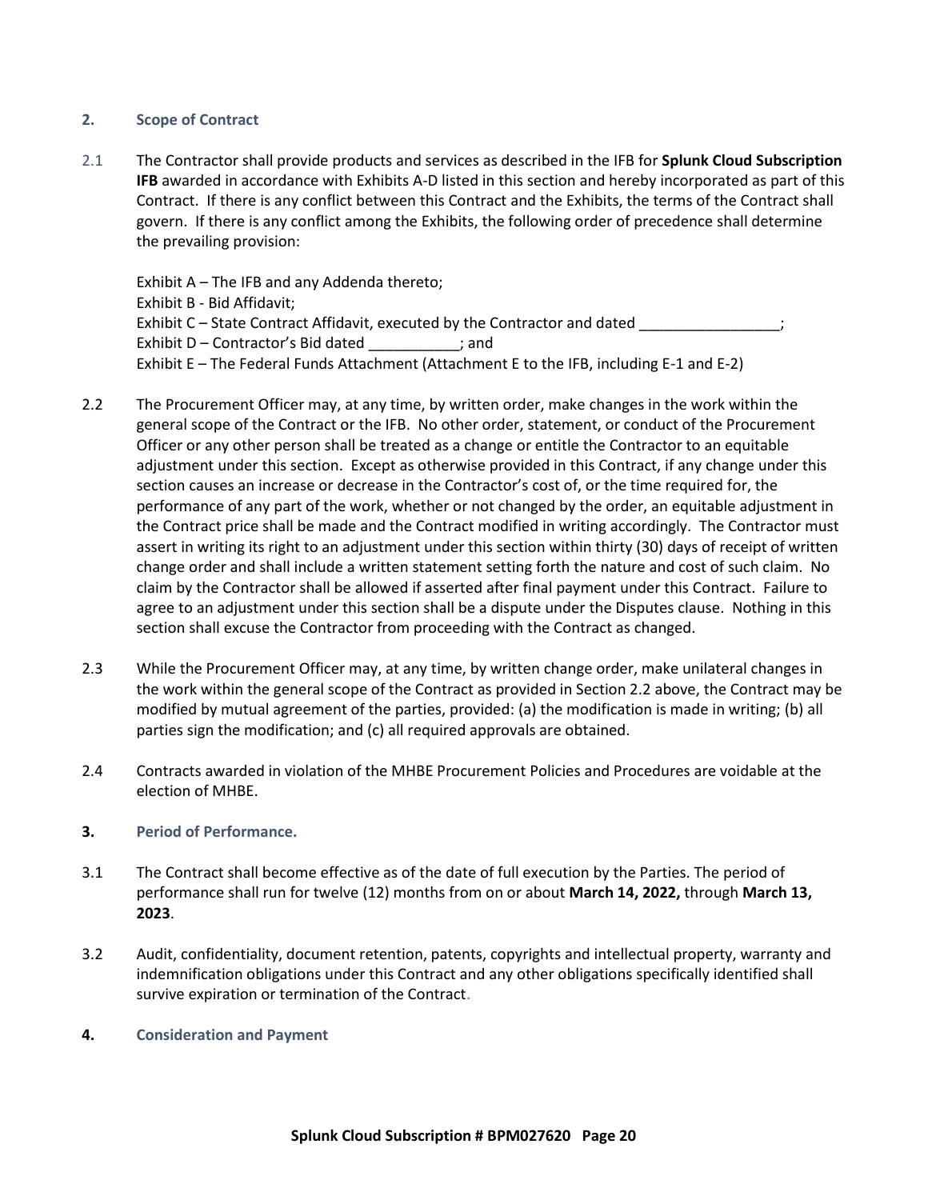## 2. Scope of Contract

2.1 The Contractor shall provide products and services as described in the IFB for **Splunk Cloud Subscription IFB** awarded in accordance with Exhibits A-D listed in this section and hereby incorporated as part of this Contract. If there is any conflict between this Contract and the Exhibits, the terms of the Contract shall govern. If there is any conflict among the Exhibits, the following order of precedence shall determine the prevailing provision:

Exhibit A – The IFB and any Addenda thereto;
Exhibit B - Bid Affidavit;
Exhibit C – State Contract Affidavit, executed by the Contractor and dated _________________;
Exhibit D – Contractor's Bid dated ___________; and
Exhibit E – The Federal Funds Attachment (Attachment E to the IFB, including E-1 and E-2)

2.2 The Procurement Officer may, at any time, by written order, make changes in the work within the general scope of the Contract or the IFB. No other order, statement, or conduct of the Procurement Officer or any other person shall be treated as a change or entitle the Contractor to an equitable adjustment under this section. Except as otherwise provided in this Contract, if any change under this section causes an increase or decrease in the Contractor's cost of, or the time required for, the performance of any part of the work, whether or not changed by the order, an equitable adjustment in the Contract price shall be made and the Contract modified in writing accordingly. The Contractor must assert in writing its right to an adjustment under this section within thirty (30) days of receipt of written change order and shall include a written statement setting forth the nature and cost of such claim. No claim by the Contractor shall be allowed if asserted after final payment under this Contract. Failure to agree to an adjustment under this section shall be a dispute under the Disputes clause. Nothing in this section shall excuse the Contractor from proceeding with the Contract as changed.

2.3 While the Procurement Officer may, at any time, by written change order, make unilateral changes in the work within the general scope of the Contract as provided in Section 2.2 above, the Contract may be modified by mutual agreement of the parties, provided: (a) the modification is made in writing; (b) all parties sign the modification; and (c) all required approvals are obtained.

2.4 Contracts awarded in violation of the MHBE Procurement Policies and Procedures are voidable at the election of MHBE.

## 3. Period of Performance.

3.1 The Contract shall become effective as of the date of full execution by the Parties. The period of performance shall run for twelve (12) months from on or about **March 14, 2022,** through **March 13, 2023**.

3.2 Audit, confidentiality, document retention, patents, copyrights and intellectual property, warranty and indemnification obligations under this Contract and any other obligations specifically identified shall survive expiration or termination of the Contract.

## 4. Consideration and Payment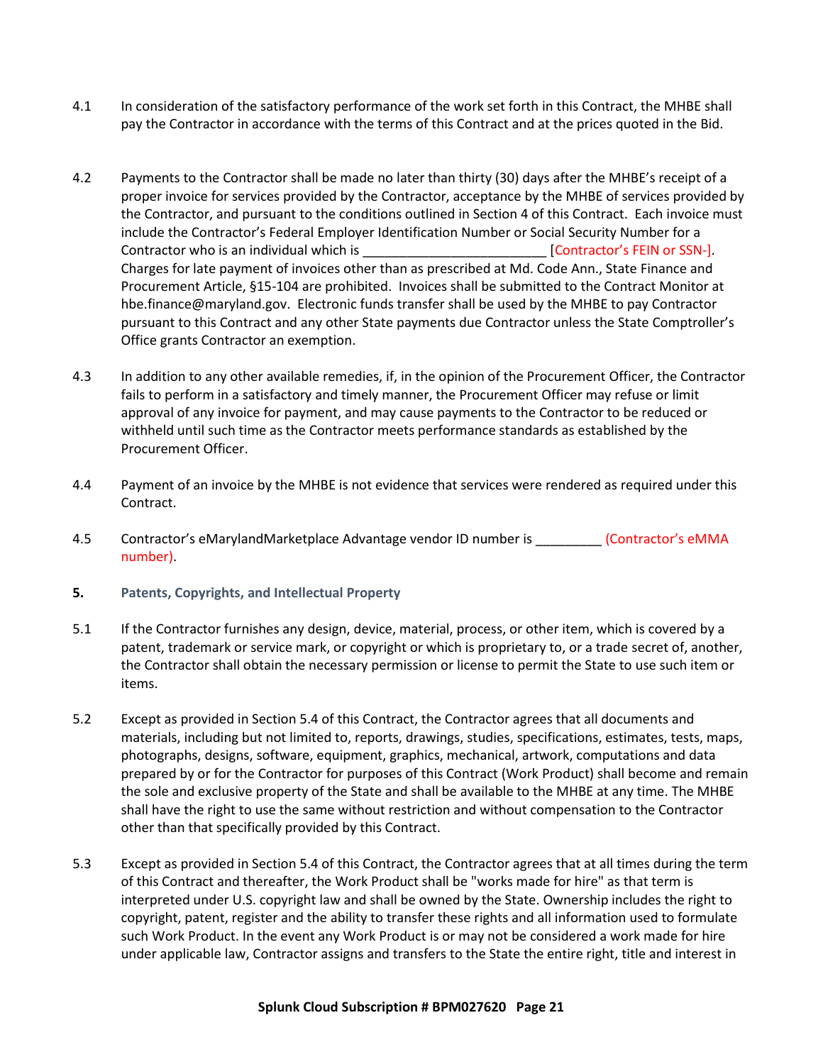4.1 In consideration of the satisfactory performance of the work set forth in this Contract, the MHBE shall pay the Contractor in accordance with the terms of this Contract and at the prices quoted in the Bid.

4.2 Payments to the Contractor shall be made no later than thirty (30) days after the MHBE's receipt of a proper invoice for services provided by the Contractor, acceptance by the MHBE of services provided by the Contractor, and pursuant to the conditions outlined in Section 4 of this Contract. Each invoice must include the Contractor's Federal Employer Identification Number or Social Security Number for a Contractor who is an individual which is _________________________ [Contractor's FEIN or SSN-]. Charges for late payment of invoices other than as prescribed at Md. Code Ann., State Finance and Procurement Article, §15-104 are prohibited. Invoices shall be submitted to the Contract Monitor at hbe.finance@maryland.gov. Electronic funds transfer shall be used by the MHBE to pay Contractor pursuant to this Contract and any other State payments due Contractor unless the State Comptroller's Office grants Contractor an exemption.

4.3 In addition to any other available remedies, if, in the opinion of the Procurement Officer, the Contractor fails to perform in a satisfactory and timely manner, the Procurement Officer may refuse or limit approval of any invoice for payment, and may cause payments to the Contractor to be reduced or withheld until such time as the Contractor meets performance standards as established by the Procurement Officer.

4.4 Payment of an invoice by the MHBE is not evidence that services were rendered as required under this Contract.

4.5 Contractor's eMarylandMarketplace Advantage vendor ID number is _________ (Contractor's eMMA number).

## 5. Patents, Copyrights, and Intellectual Property

5.1 If the Contractor furnishes any design, device, material, process, or other item, which is covered by a patent, trademark or service mark, or copyright or which is proprietary to, or a trade secret of, another, the Contractor shall obtain the necessary permission or license to permit the State to use such item or items.

5.2 Except as provided in Section 5.4 of this Contract, the Contractor agrees that all documents and materials, including but not limited to, reports, drawings, studies, specifications, estimates, tests, maps, photographs, designs, software, equipment, graphics, mechanical, artwork, computations and data prepared by or for the Contractor for purposes of this Contract (Work Product) shall become and remain the sole and exclusive property of the State and shall be available to the MHBE at any time. The MHBE shall have the right to use the same without restriction and without compensation to the Contractor other than that specifically provided by this Contract.

5.3 Except as provided in Section 5.4 of this Contract, the Contractor agrees that at all times during the term of this Contract and thereafter, the Work Product shall be "works made for hire" as that term is interpreted under U.S. copyright law and shall be owned by the State. Ownership includes the right to copyright, patent, register and the ability to transfer these rights and all information used to formulate such Work Product. In the event any Work Product is or may not be considered a work made for hire under applicable law, Contractor assigns and transfers to the State the entire right, title and interest in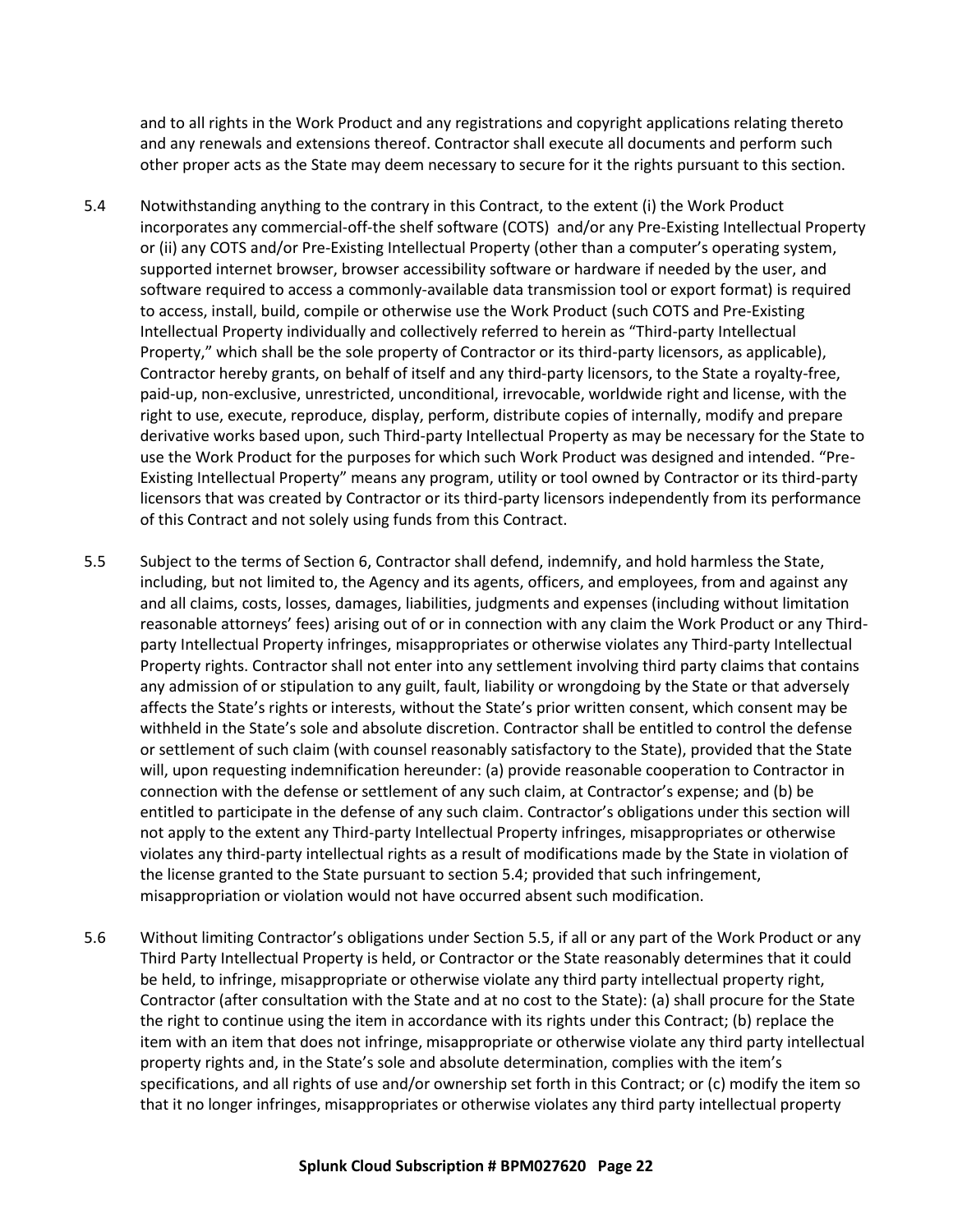and to all rights in the Work Product and any registrations and copyright applications relating thereto and any renewals and extensions thereof. Contractor shall execute all documents and perform such other proper acts as the State may deem necessary to secure for it the rights pursuant to this section.

5.4 Notwithstanding anything to the contrary in this Contract, to the extent (i) the Work Product incorporates any commercial-off-the shelf software (COTS) and/or any Pre-Existing Intellectual Property or (ii) any COTS and/or Pre-Existing Intellectual Property (other than a computer's operating system, supported internet browser, browser accessibility software or hardware if needed by the user, and software required to access a commonly-available data transmission tool or export format) is required to access, install, build, compile or otherwise use the Work Product (such COTS and Pre-Existing Intellectual Property individually and collectively referred to herein as "Third-party Intellectual Property," which shall be the sole property of Contractor or its third-party licensors, as applicable), Contractor hereby grants, on behalf of itself and any third-party licensors, to the State a royalty-free, paid-up, non-exclusive, unrestricted, unconditional, irrevocable, worldwide right and license, with the right to use, execute, reproduce, display, perform, distribute copies of internally, modify and prepare derivative works based upon, such Third-party Intellectual Property as may be necessary for the State to use the Work Product for the purposes for which such Work Product was designed and intended. "Pre-Existing Intellectual Property" means any program, utility or tool owned by Contractor or its third-party licensors that was created by Contractor or its third-party licensors independently from its performance of this Contract and not solely using funds from this Contract.

5.5 Subject to the terms of Section 6, Contractor shall defend, indemnify, and hold harmless the State, including, but not limited to, the Agency and its agents, officers, and employees, from and against any and all claims, costs, losses, damages, liabilities, judgments and expenses (including without limitation reasonable attorneys' fees) arising out of or in connection with any claim the Work Product or any Third-party Intellectual Property infringes, misappropriates or otherwise violates any Third-party Intellectual Property rights. Contractor shall not enter into any settlement involving third party claims that contains any admission of or stipulation to any guilt, fault, liability or wrongdoing by the State or that adversely affects the State's rights or interests, without the State's prior written consent, which consent may be withheld in the State's sole and absolute discretion. Contractor shall be entitled to control the defense or settlement of such claim (with counsel reasonably satisfactory to the State), provided that the State will, upon requesting indemnification hereunder: (a) provide reasonable cooperation to Contractor in connection with the defense or settlement of any such claim, at Contractor's expense; and (b) be entitled to participate in the defense of any such claim. Contractor's obligations under this section will not apply to the extent any Third-party Intellectual Property infringes, misappropriates or otherwise violates any third-party intellectual rights as a result of modifications made by the State in violation of the license granted to the State pursuant to section 5.4; provided that such infringement, misappropriation or violation would not have occurred absent such modification.

5.6 Without limiting Contractor's obligations under Section 5.5, if all or any part of the Work Product or any Third Party Intellectual Property is held, or Contractor or the State reasonably determines that it could be held, to infringe, misappropriate or otherwise violate any third party intellectual property right, Contractor (after consultation with the State and at no cost to the State): (a) shall procure for the State the right to continue using the item in accordance with its rights under this Contract; (b) replace the item with an item that does not infringe, misappropriate or otherwise violate any third party intellectual property rights and, in the State's sole and absolute determination, complies with the item's specifications, and all rights of use and/or ownership set forth in this Contract; or (c) modify the item so that it no longer infringes, misappropriates or otherwise violates any third party intellectual property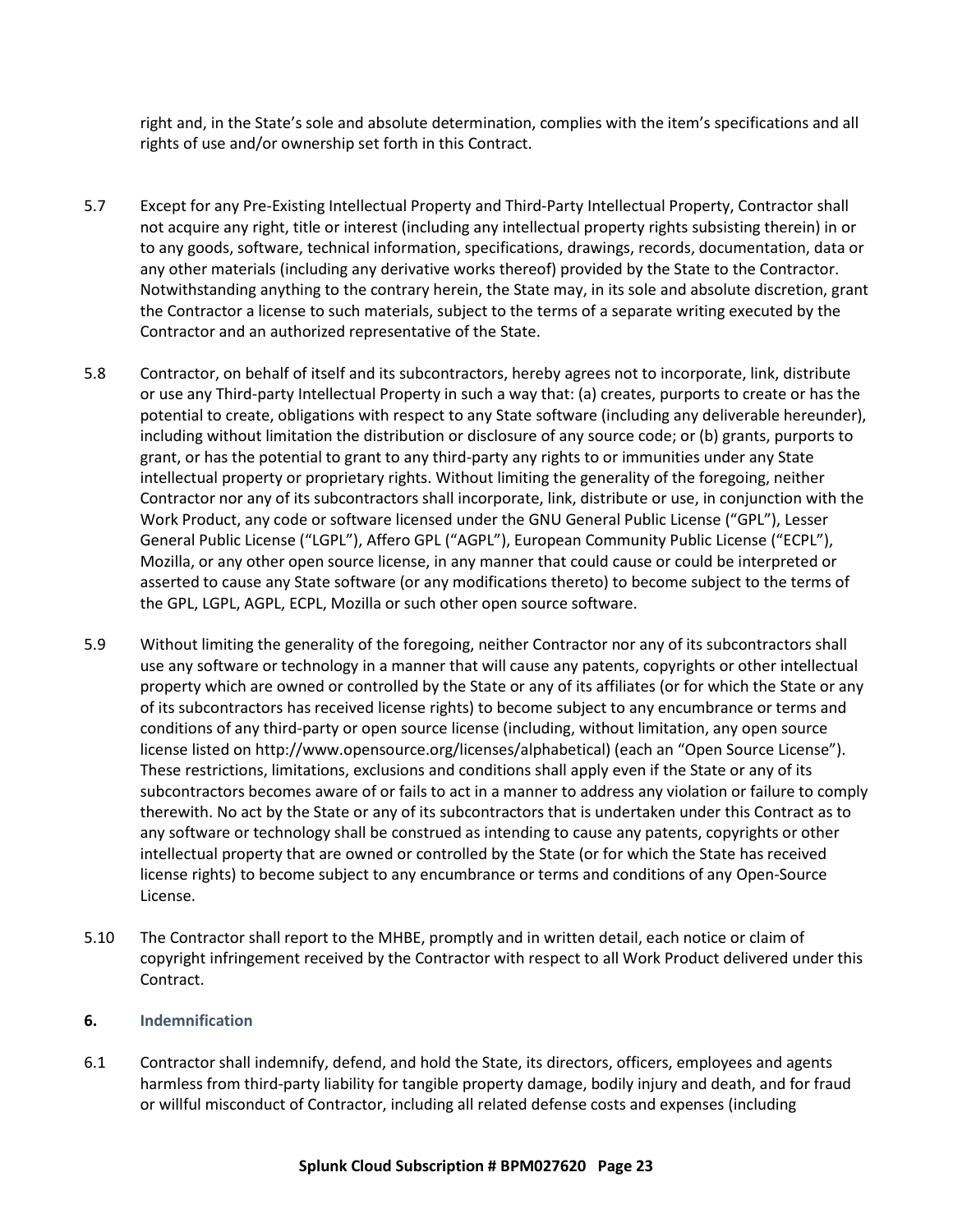right and, in the State's sole and absolute determination, complies with the item's specifications and all rights of use and/or ownership set forth in this Contract.

5.7 Except for any Pre-Existing Intellectual Property and Third-Party Intellectual Property, Contractor shall not acquire any right, title or interest (including any intellectual property rights subsisting therein) in or to any goods, software, technical information, specifications, drawings, records, documentation, data or any other materials (including any derivative works thereof) provided by the State to the Contractor. Notwithstanding anything to the contrary herein, the State may, in its sole and absolute discretion, grant the Contractor a license to such materials, subject to the terms of a separate writing executed by the Contractor and an authorized representative of the State.

5.8 Contractor, on behalf of itself and its subcontractors, hereby agrees not to incorporate, link, distribute or use any Third-party Intellectual Property in such a way that: (a) creates, purports to create or has the potential to create, obligations with respect to any State software (including any deliverable hereunder), including without limitation the distribution or disclosure of any source code; or (b) grants, purports to grant, or has the potential to grant to any third-party any rights to or immunities under any State intellectual property or proprietary rights. Without limiting the generality of the foregoing, neither Contractor nor any of its subcontractors shall incorporate, link, distribute or use, in conjunction with the Work Product, any code or software licensed under the GNU General Public License ("GPL"), Lesser General Public License ("LGPL"), Affero GPL ("AGPL"), European Community Public License ("ECPL"), Mozilla, or any other open source license, in any manner that could cause or could be interpreted or asserted to cause any State software (or any modifications thereto) to become subject to the terms of the GPL, LGPL, AGPL, ECPL, Mozilla or such other open source software.

5.9 Without limiting the generality of the foregoing, neither Contractor nor any of its subcontractors shall use any software or technology in a manner that will cause any patents, copyrights or other intellectual property which are owned or controlled by the State or any of its affiliates (or for which the State or any of its subcontractors has received license rights) to become subject to any encumbrance or terms and conditions of any third-party or open source license (including, without limitation, any open source license listed on http://www.opensource.org/licenses/alphabetical) (each an "Open Source License"). These restrictions, limitations, exclusions and conditions shall apply even if the State or any of its subcontractors becomes aware of or fails to act in a manner to address any violation or failure to comply therewith. No act by the State or any of its subcontractors that is undertaken under this Contract as to any software or technology shall be construed as intending to cause any patents, copyrights or other intellectual property that are owned or controlled by the State (or for which the State has received license rights) to become subject to any encumbrance or terms and conditions of any Open-Source License.

5.10 The Contractor shall report to the MHBE, promptly and in written detail, each notice or claim of copyright infringement received by the Contractor with respect to all Work Product delivered under this Contract.

## 6. Indemnification

6.1 Contractor shall indemnify, defend, and hold the State, its directors, officers, employees and agents harmless from third-party liability for tangible property damage, bodily injury and death, and for fraud or willful misconduct of Contractor, including all related defense costs and expenses (including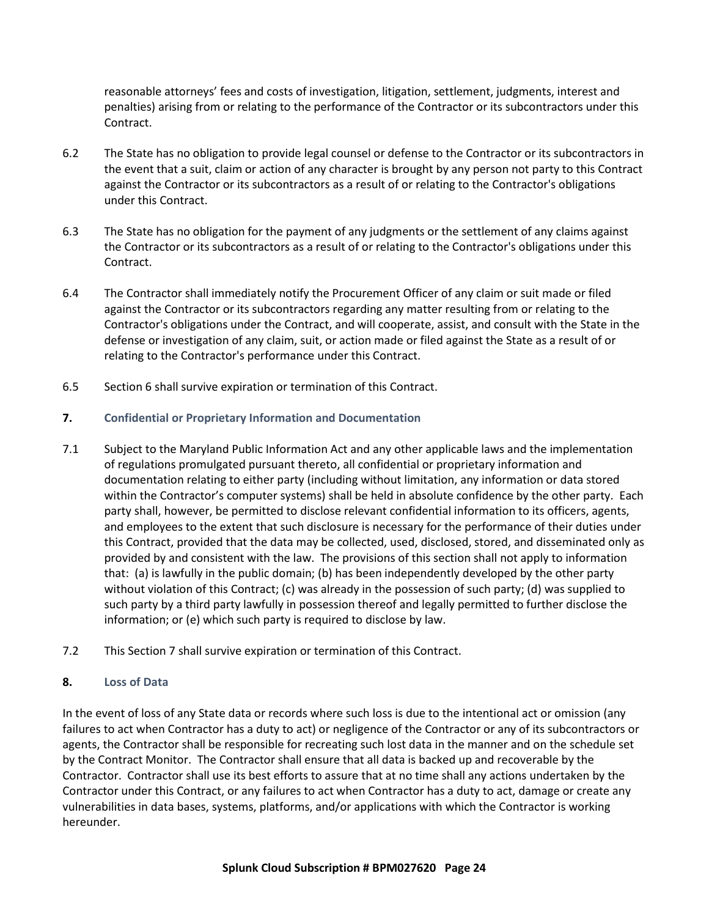reasonable attorneys' fees and costs of investigation, litigation, settlement, judgments, interest and penalties) arising from or relating to the performance of the Contractor or its subcontractors under this Contract.

6.2 The State has no obligation to provide legal counsel or defense to the Contractor or its subcontractors in the event that a suit, claim or action of any character is brought by any person not party to this Contract against the Contractor or its subcontractors as a result of or relating to the Contractor's obligations under this Contract.

6.3 The State has no obligation for the payment of any judgments or the settlement of any claims against the Contractor or its subcontractors as a result of or relating to the Contractor's obligations under this Contract.

6.4 The Contractor shall immediately notify the Procurement Officer of any claim or suit made or filed against the Contractor or its subcontractors regarding any matter resulting from or relating to the Contractor's obligations under the Contract, and will cooperate, assist, and consult with the State in the defense or investigation of any claim, suit, or action made or filed against the State as a result of or relating to the Contractor's performance under this Contract.

6.5 Section 6 shall survive expiration or termination of this Contract.

## 7. Confidential or Proprietary Information and Documentation

7.1 Subject to the Maryland Public Information Act and any other applicable laws and the implementation of regulations promulgated pursuant thereto, all confidential or proprietary information and documentation relating to either party (including without limitation, any information or data stored within the Contractor's computer systems) shall be held in absolute confidence by the other party. Each party shall, however, be permitted to disclose relevant confidential information to its officers, agents, and employees to the extent that such disclosure is necessary for the performance of their duties under this Contract, provided that the data may be collected, used, disclosed, stored, and disseminated only as provided by and consistent with the law. The provisions of this section shall not apply to information that: (a) is lawfully in the public domain; (b) has been independently developed by the other party without violation of this Contract; (c) was already in the possession of such party; (d) was supplied to such party by a third party lawfully in possession thereof and legally permitted to further disclose the information; or (e) which such party is required to disclose by law.

7.2 This Section 7 shall survive expiration or termination of this Contract.

## 8. Loss of Data

In the event of loss of any State data or records where such loss is due to the intentional act or omission (any failures to act when Contractor has a duty to act) or negligence of the Contractor or any of its subcontractors or agents, the Contractor shall be responsible for recreating such lost data in the manner and on the schedule set by the Contract Monitor. The Contractor shall ensure that all data is backed up and recoverable by the Contractor. Contractor shall use its best efforts to assure that at no time shall any actions undertaken by the Contractor under this Contract, or any failures to act when Contractor has a duty to act, damage or create any vulnerabilities in data bases, systems, platforms, and/or applications with which the Contractor is working hereunder.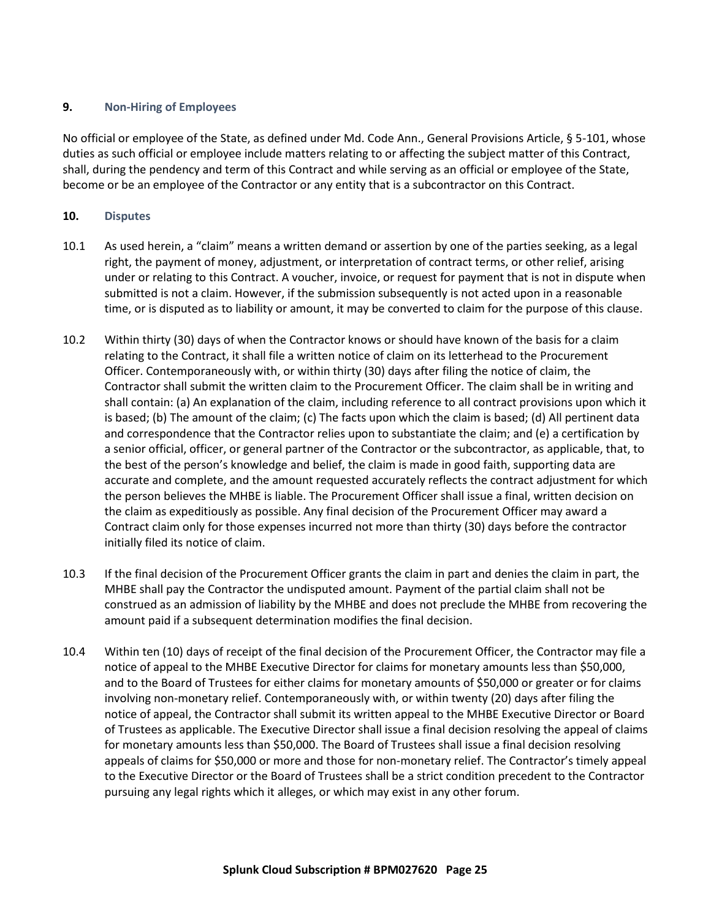## 9. Non-Hiring of Employees

No official or employee of the State, as defined under Md. Code Ann., General Provisions Article, § 5-101, whose duties as such official or employee include matters relating to or affecting the subject matter of this Contract, shall, during the pendency and term of this Contract and while serving as an official or employee of the State, become or be an employee of the Contractor or any entity that is a subcontractor on this Contract.

## 10. Disputes

10.1 As used herein, a "claim" means a written demand or assertion by one of the parties seeking, as a legal right, the payment of money, adjustment, or interpretation of contract terms, or other relief, arising under or relating to this Contract. A voucher, invoice, or request for payment that is not in dispute when submitted is not a claim. However, if the submission subsequently is not acted upon in a reasonable time, or is disputed as to liability or amount, it may be converted to claim for the purpose of this clause.

10.2 Within thirty (30) days of when the Contractor knows or should have known of the basis for a claim relating to the Contract, it shall file a written notice of claim on its letterhead to the Procurement Officer. Contemporaneously with, or within thirty (30) days after filing the notice of claim, the Contractor shall submit the written claim to the Procurement Officer. The claim shall be in writing and shall contain: (a) An explanation of the claim, including reference to all contract provisions upon which it is based; (b) The amount of the claim; (c) The facts upon which the claim is based; (d) All pertinent data and correspondence that the Contractor relies upon to substantiate the claim; and (e) a certification by a senior official, officer, or general partner of the Contractor or the subcontractor, as applicable, that, to the best of the person's knowledge and belief, the claim is made in good faith, supporting data are accurate and complete, and the amount requested accurately reflects the contract adjustment for which the person believes the MHBE is liable. The Procurement Officer shall issue a final, written decision on the claim as expeditiously as possible. Any final decision of the Procurement Officer may award a Contract claim only for those expenses incurred not more than thirty (30) days before the contractor initially filed its notice of claim.

10.3 If the final decision of the Procurement Officer grants the claim in part and denies the claim in part, the MHBE shall pay the Contractor the undisputed amount. Payment of the partial claim shall not be construed as an admission of liability by the MHBE and does not preclude the MHBE from recovering the amount paid if a subsequent determination modifies the final decision.

10.4 Within ten (10) days of receipt of the final decision of the Procurement Officer, the Contractor may file a notice of appeal to the MHBE Executive Director for claims for monetary amounts less than $50,000, and to the Board of Trustees for either claims for monetary amounts of $50,000 or greater or for claims involving non-monetary relief. Contemporaneously with, or within twenty (20) days after filing the notice of appeal, the Contractor shall submit its written appeal to the MHBE Executive Director or Board of Trustees as applicable. The Executive Director shall issue a final decision resolving the appeal of claims for monetary amounts less than $50,000. The Board of Trustees shall issue a final decision resolving appeals of claims for $50,000 or more and those for non-monetary relief. The Contractor's timely appeal to the Executive Director or the Board of Trustees shall be a strict condition precedent to the Contractor pursuing any legal rights which it alleges, or which may exist in any other forum.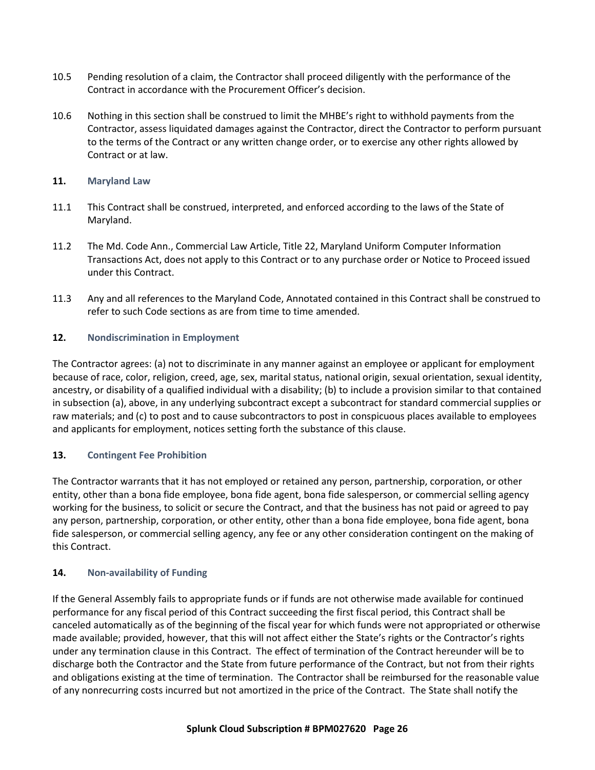10.5 Pending resolution of a claim, the Contractor shall proceed diligently with the performance of the Contract in accordance with the Procurement Officer's decision.

10.6 Nothing in this section shall be construed to limit the MHBE's right to withhold payments from the Contractor, assess liquidated damages against the Contractor, direct the Contractor to perform pursuant to the terms of the Contract or any written change order, or to exercise any other rights allowed by Contract or at law.

## 11. Maryland Law

11.1 This Contract shall be construed, interpreted, and enforced according to the laws of the State of Maryland.

11.2 The Md. Code Ann., Commercial Law Article, Title 22, Maryland Uniform Computer Information Transactions Act, does not apply to this Contract or to any purchase order or Notice to Proceed issued under this Contract.

11.3 Any and all references to the Maryland Code, Annotated contained in this Contract shall be construed to refer to such Code sections as are from time to time amended.

## 12. Nondiscrimination in Employment

The Contractor agrees: (a) not to discriminate in any manner against an employee or applicant for employment because of race, color, religion, creed, age, sex, marital status, national origin, sexual orientation, sexual identity, ancestry, or disability of a qualified individual with a disability; (b) to include a provision similar to that contained in subsection (a), above, in any underlying subcontract except a subcontract for standard commercial supplies or raw materials; and (c) to post and to cause subcontractors to post in conspicuous places available to employees and applicants for employment, notices setting forth the substance of this clause.

## 13. Contingent Fee Prohibition

The Contractor warrants that it has not employed or retained any person, partnership, corporation, or other entity, other than a bona fide employee, bona fide agent, bona fide salesperson, or commercial selling agency working for the business, to solicit or secure the Contract, and that the business has not paid or agreed to pay any person, partnership, corporation, or other entity, other than a bona fide employee, bona fide agent, bona fide salesperson, or commercial selling agency, any fee or any other consideration contingent on the making of this Contract.

## 14. Non-availability of Funding

If the General Assembly fails to appropriate funds or if funds are not otherwise made available for continued performance for any fiscal period of this Contract succeeding the first fiscal period, this Contract shall be canceled automatically as of the beginning of the fiscal year for which funds were not appropriated or otherwise made available; provided, however, that this will not affect either the State's rights or the Contractor's rights under any termination clause in this Contract. The effect of termination of the Contract hereunder will be to discharge both the Contractor and the State from future performance of the Contract, but not from their rights and obligations existing at the time of termination. The Contractor shall be reimbursed for the reasonable value of any nonrecurring costs incurred but not amortized in the price of the Contract. The State shall notify the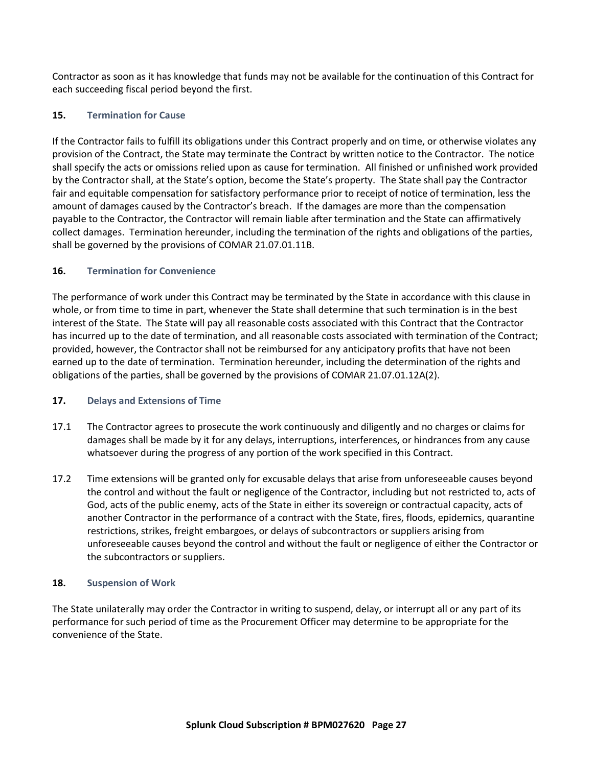Contractor as soon as it has knowledge that funds may not be available for the continuation of this Contract for each succeeding fiscal period beyond the first.

### 15. Termination for Cause

If the Contractor fails to fulfill its obligations under this Contract properly and on time, or otherwise violates any provision of the Contract, the State may terminate the Contract by written notice to the Contractor. The notice shall specify the acts or omissions relied upon as cause for termination. All finished or unfinished work provided by the Contractor shall, at the State's option, become the State's property. The State shall pay the Contractor fair and equitable compensation for satisfactory performance prior to receipt of notice of termination, less the amount of damages caused by the Contractor's breach. If the damages are more than the compensation payable to the Contractor, the Contractor will remain liable after termination and the State can affirmatively collect damages. Termination hereunder, including the termination of the rights and obligations of the parties, shall be governed by the provisions of COMAR 21.07.01.11B.

### 16. Termination for Convenience

The performance of work under this Contract may be terminated by the State in accordance with this clause in whole, or from time to time in part, whenever the State shall determine that such termination is in the best interest of the State. The State will pay all reasonable costs associated with this Contract that the Contractor has incurred up to the date of termination, and all reasonable costs associated with termination of the Contract; provided, however, the Contractor shall not be reimbursed for any anticipatory profits that have not been earned up to the date of termination. Termination hereunder, including the determination of the rights and obligations of the parties, shall be governed by the provisions of COMAR 21.07.01.12A(2).

### 17. Delays and Extensions of Time

17.1 The Contractor agrees to prosecute the work continuously and diligently and no charges or claims for damages shall be made by it for any delays, interruptions, interferences, or hindrances from any cause whatsoever during the progress of any portion of the work specified in this Contract.

17.2 Time extensions will be granted only for excusable delays that arise from unforeseeable causes beyond the control and without the fault or negligence of the Contractor, including but not restricted to, acts of God, acts of the public enemy, acts of the State in either its sovereign or contractual capacity, acts of another Contractor in the performance of a contract with the State, fires, floods, epidemics, quarantine restrictions, strikes, freight embargoes, or delays of subcontractors or suppliers arising from unforeseeable causes beyond the control and without the fault or negligence of either the Contractor or the subcontractors or suppliers.

### 18. Suspension of Work

The State unilaterally may order the Contractor in writing to suspend, delay, or interrupt all or any part of its performance for such period of time as the Procurement Officer may determine to be appropriate for the convenience of the State.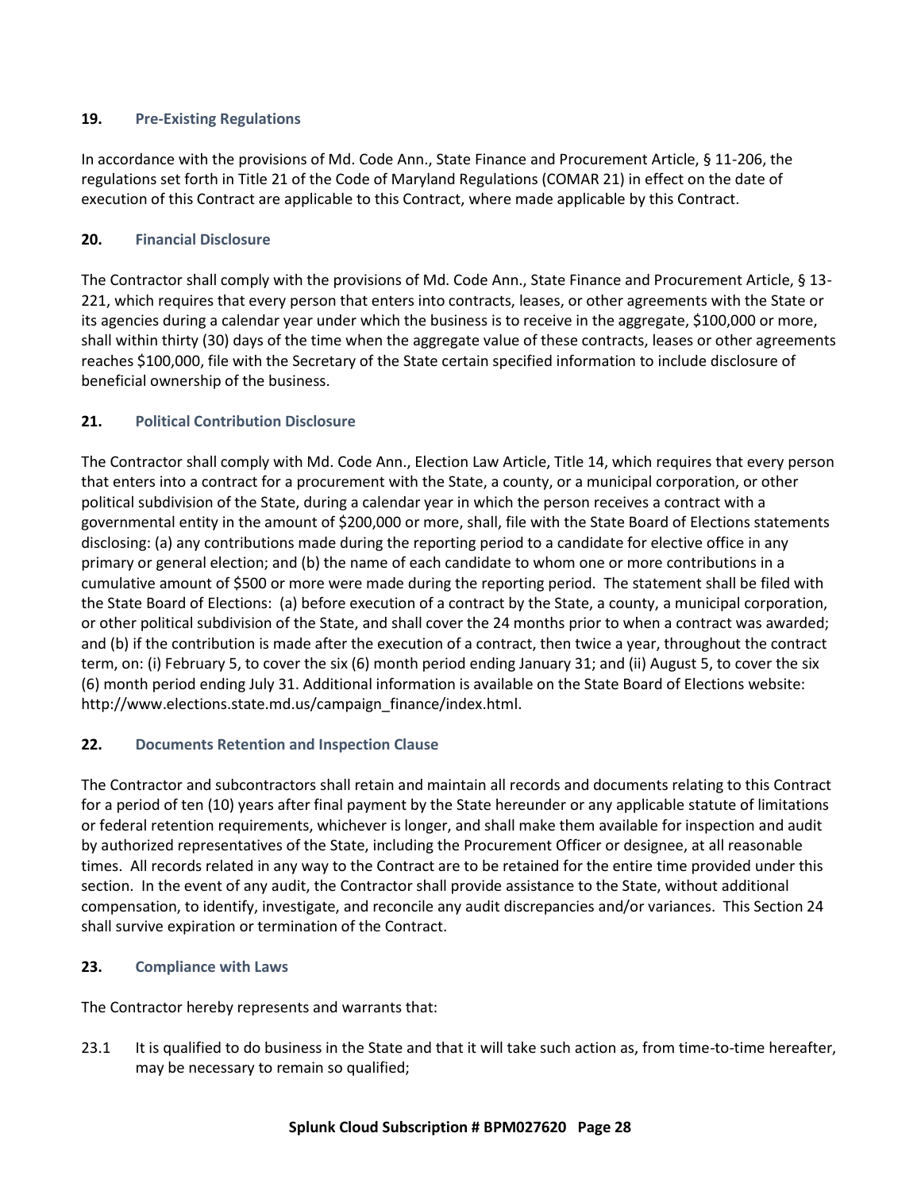## 19. Pre-Existing Regulations

In accordance with the provisions of Md. Code Ann., State Finance and Procurement Article, § 11-206, the regulations set forth in Title 21 of the Code of Maryland Regulations (COMAR 21) in effect on the date of execution of this Contract are applicable to this Contract, where made applicable by this Contract.

## 20. Financial Disclosure

The Contractor shall comply with the provisions of Md. Code Ann., State Finance and Procurement Article, § 13-221, which requires that every person that enters into contracts, leases, or other agreements with the State or its agencies during a calendar year under which the business is to receive in the aggregate, $100,000 or more, shall within thirty (30) days of the time when the aggregate value of these contracts, leases or other agreements reaches $100,000, file with the Secretary of the State certain specified information to include disclosure of beneficial ownership of the business.

## 21. Political Contribution Disclosure

The Contractor shall comply with Md. Code Ann., Election Law Article, Title 14, which requires that every person that enters into a contract for a procurement with the State, a county, or a municipal corporation, or other political subdivision of the State, during a calendar year in which the person receives a contract with a governmental entity in the amount of $200,000 or more, shall, file with the State Board of Elections statements disclosing: (a) any contributions made during the reporting period to a candidate for elective office in any primary or general election; and (b) the name of each candidate to whom one or more contributions in a cumulative amount of $500 or more were made during the reporting period. The statement shall be filed with the State Board of Elections: (a) before execution of a contract by the State, a county, a municipal corporation, or other political subdivision of the State, and shall cover the 24 months prior to when a contract was awarded; and (b) if the contribution is made after the execution of a contract, then twice a year, throughout the contract term, on: (i) February 5, to cover the six (6) month period ending January 31; and (ii) August 5, to cover the six (6) month period ending July 31. Additional information is available on the State Board of Elections website: http://www.elections.state.md.us/campaign_finance/index.html.

## 22. Documents Retention and Inspection Clause

The Contractor and subcontractors shall retain and maintain all records and documents relating to this Contract for a period of ten (10) years after final payment by the State hereunder or any applicable statute of limitations or federal retention requirements, whichever is longer, and shall make them available for inspection and audit by authorized representatives of the State, including the Procurement Officer or designee, at all reasonable times. All records related in any way to the Contract are to be retained for the entire time provided under this section. In the event of any audit, the Contractor shall provide assistance to the State, without additional compensation, to identify, investigate, and reconcile any audit discrepancies and/or variances. This Section 24 shall survive expiration or termination of the Contract.

## 23. Compliance with Laws

The Contractor hereby represents and warrants that:

23.1 It is qualified to do business in the State and that it will take such action as, from time-to-time hereafter, may be necessary to remain so qualified;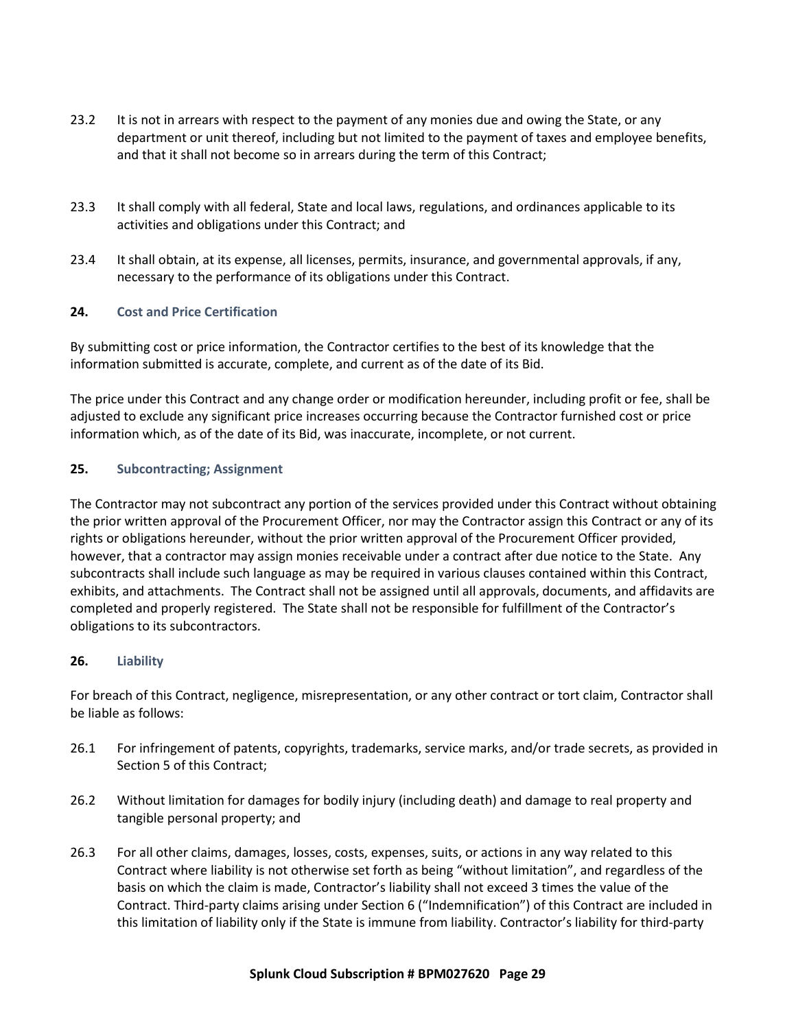23.2 It is not in arrears with respect to the payment of any monies due and owing the State, or any department or unit thereof, including but not limited to the payment of taxes and employee benefits, and that it shall not become so in arrears during the term of this Contract;

23.3 It shall comply with all federal, State and local laws, regulations, and ordinances applicable to its activities and obligations under this Contract; and

23.4 It shall obtain, at its expense, all licenses, permits, insurance, and governmental approvals, if any, necessary to the performance of its obligations under this Contract.

## 24. Cost and Price Certification

By submitting cost or price information, the Contractor certifies to the best of its knowledge that the information submitted is accurate, complete, and current as of the date of its Bid.

The price under this Contract and any change order or modification hereunder, including profit or fee, shall be adjusted to exclude any significant price increases occurring because the Contractor furnished cost or price information which, as of the date of its Bid, was inaccurate, incomplete, or not current.

## 25. Subcontracting; Assignment

The Contractor may not subcontract any portion of the services provided under this Contract without obtaining the prior written approval of the Procurement Officer, nor may the Contractor assign this Contract or any of its rights or obligations hereunder, without the prior written approval of the Procurement Officer provided, however, that a contractor may assign monies receivable under a contract after due notice to the State. Any subcontracts shall include such language as may be required in various clauses contained within this Contract, exhibits, and attachments. The Contract shall not be assigned until all approvals, documents, and affidavits are completed and properly registered. The State shall not be responsible for fulfillment of the Contractor's obligations to its subcontractors.

## 26. Liability

For breach of this Contract, negligence, misrepresentation, or any other contract or tort claim, Contractor shall be liable as follows:

26.1 For infringement of patents, copyrights, trademarks, service marks, and/or trade secrets, as provided in Section 5 of this Contract;

26.2 Without limitation for damages for bodily injury (including death) and damage to real property and tangible personal property; and

26.3 For all other claims, damages, losses, costs, expenses, suits, or actions in any way related to this Contract where liability is not otherwise set forth as being "without limitation", and regardless of the basis on which the claim is made, Contractor's liability shall not exceed 3 times the value of the Contract. Third-party claims arising under Section 6 ("Indemnification") of this Contract are included in this limitation of liability only if the State is immune from liability. Contractor's liability for third-party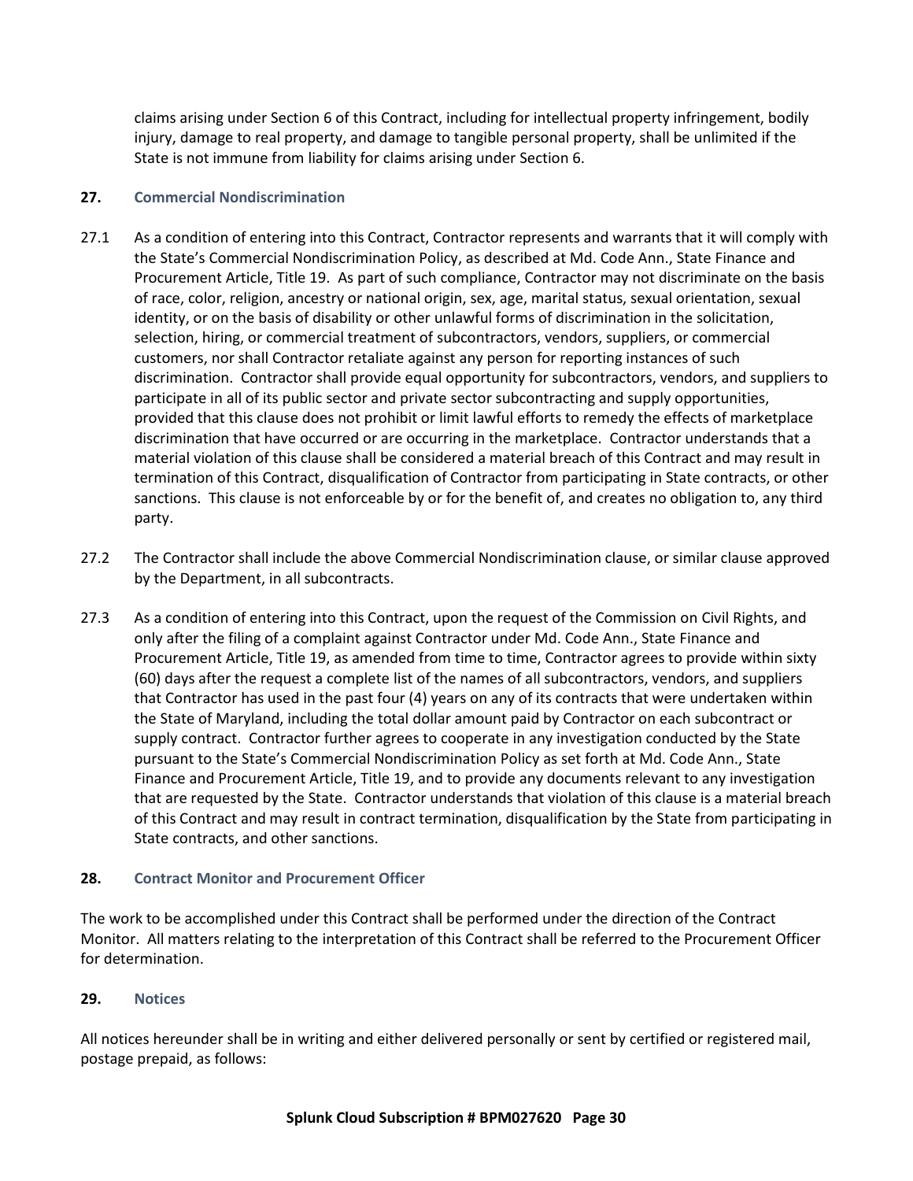claims arising under Section 6 of this Contract, including for intellectual property infringement, bodily injury, damage to real property, and damage to tangible personal property, shall be unlimited if the State is not immune from liability for claims arising under Section 6.

## 27. Commercial Nondiscrimination

27.1 As a condition of entering into this Contract, Contractor represents and warrants that it will comply with the State's Commercial Nondiscrimination Policy, as described at Md. Code Ann., State Finance and Procurement Article, Title 19. As part of such compliance, Contractor may not discriminate on the basis of race, color, religion, ancestry or national origin, sex, age, marital status, sexual orientation, sexual identity, or on the basis of disability or other unlawful forms of discrimination in the solicitation, selection, hiring, or commercial treatment of subcontractors, vendors, suppliers, or commercial customers, nor shall Contractor retaliate against any person for reporting instances of such discrimination. Contractor shall provide equal opportunity for subcontractors, vendors, and suppliers to participate in all of its public sector and private sector subcontracting and supply opportunities, provided that this clause does not prohibit or limit lawful efforts to remedy the effects of marketplace discrimination that have occurred or are occurring in the marketplace. Contractor understands that a material violation of this clause shall be considered a material breach of this Contract and may result in termination of this Contract, disqualification of Contractor from participating in State contracts, or other sanctions. This clause is not enforceable by or for the benefit of, and creates no obligation to, any third party.

27.2 The Contractor shall include the above Commercial Nondiscrimination clause, or similar clause approved by the Department, in all subcontracts.

27.3 As a condition of entering into this Contract, upon the request of the Commission on Civil Rights, and only after the filing of a complaint against Contractor under Md. Code Ann., State Finance and Procurement Article, Title 19, as amended from time to time, Contractor agrees to provide within sixty (60) days after the request a complete list of the names of all subcontractors, vendors, and suppliers that Contractor has used in the past four (4) years on any of its contracts that were undertaken within the State of Maryland, including the total dollar amount paid by Contractor on each subcontract or supply contract. Contractor further agrees to cooperate in any investigation conducted by the State pursuant to the State's Commercial Nondiscrimination Policy as set forth at Md. Code Ann., State Finance and Procurement Article, Title 19, and to provide any documents relevant to any investigation that are requested by the State. Contractor understands that violation of this clause is a material breach of this Contract and may result in contract termination, disqualification by the State from participating in State contracts, and other sanctions.

## 28. Contract Monitor and Procurement Officer

The work to be accomplished under this Contract shall be performed under the direction of the Contract Monitor. All matters relating to the interpretation of this Contract shall be referred to the Procurement Officer for determination.

## 29. Notices

All notices hereunder shall be in writing and either delivered personally or sent by certified or registered mail, postage prepaid, as follows: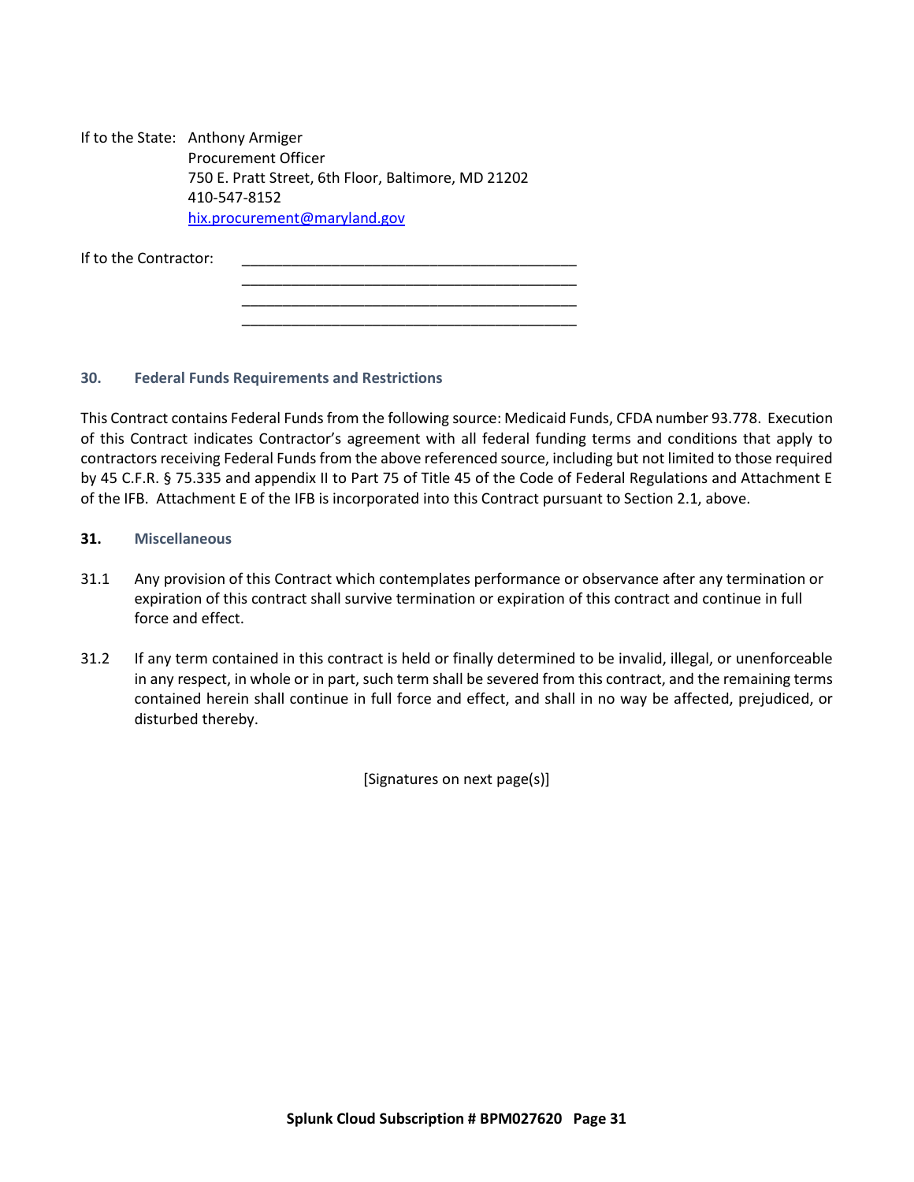If to the State: Anthony Armiger
Procurement Officer
750 E. Pratt Street, 6th Floor, Baltimore, MD 21202
410-547-8152
hix.procurement@maryland.gov

If to the Contractor: ___________________________________________
___________________________________________
___________________________________________
___________________________________________

## 30. Federal Funds Requirements and Restrictions

This Contract contains Federal Funds from the following source: Medicaid Funds, CFDA number 93.778. Execution of this Contract indicates Contractor's agreement with all federal funding terms and conditions that apply to contractors receiving Federal Funds from the above referenced source, including but not limited to those required by 45 C.F.R. § 75.335 and appendix II to Part 75 of Title 45 of the Code of Federal Regulations and Attachment E of the IFB. Attachment E of the IFB is incorporated into this Contract pursuant to Section 2.1, above.

## 31. Miscellaneous

31.1 Any provision of this Contract which contemplates performance or observance after any termination or expiration of this contract shall survive termination or expiration of this contract and continue in full force and effect.

31.2 If any term contained in this contract is held or finally determined to be invalid, illegal, or unenforceable in any respect, in whole or in part, such term shall be severed from this contract, and the remaining terms contained herein shall continue in full force and effect, and shall in no way be affected, prejudiced, or disturbed thereby.

[Signatures on next page(s)]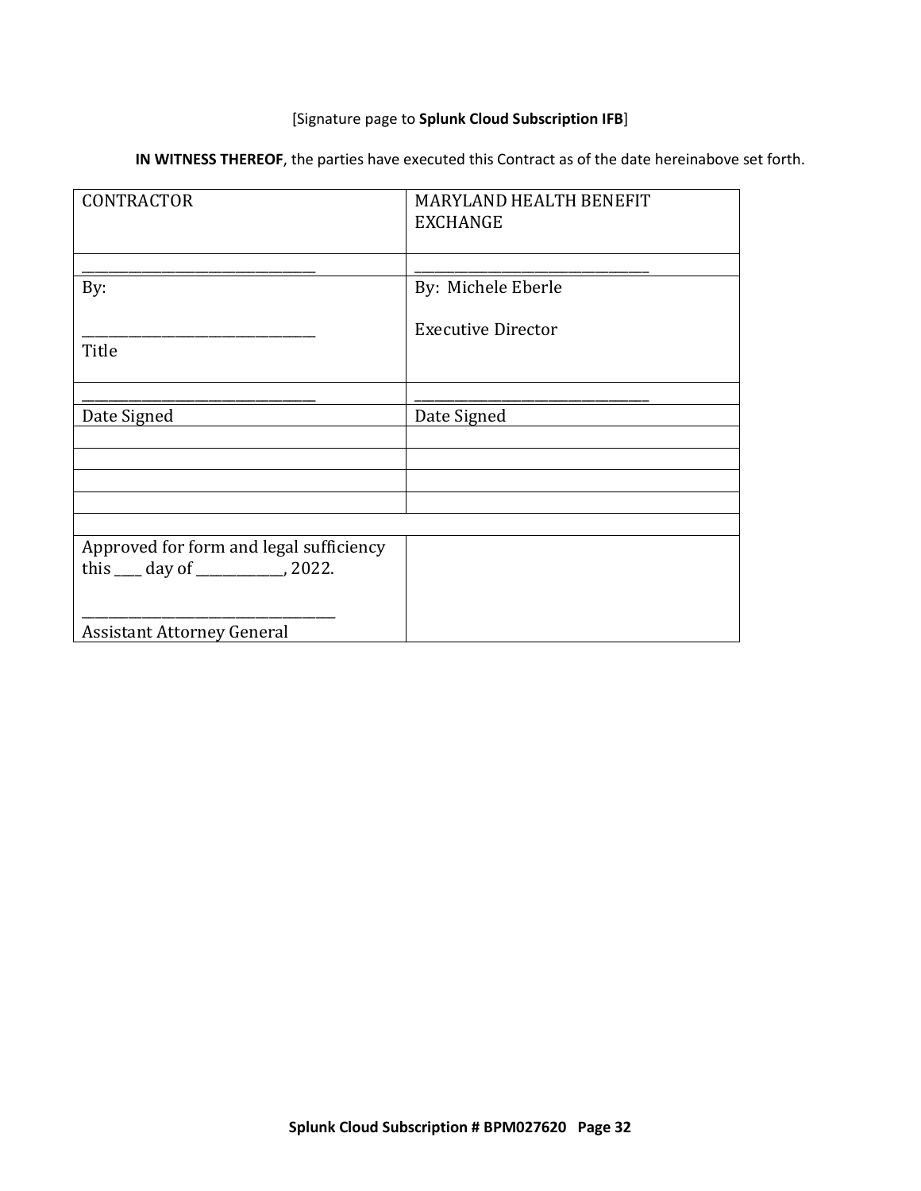[Signature page to **Splunk Cloud Subscription IFB**]

**IN WITNESS THEREOF**, the parties have executed this Contract as of the date hereinabove set forth.

| CONTRACTOR | MARYLAND HEALTH BENEFIT EXCHANGE |
|---|---|
| _______________________________ | _______________________________ |
| By:<br><br>_______________________________<br>Title | By: Michele Eberle<br><br>Executive Director |
| _______________________________ | _______________________________ |
| Date Signed | Date Signed |
| | |
| | |
| | |
| | |
| | |
| Approved for form and legal sufficiency this ____ day of ____________, 2022.<br><br>_________________________________<br>Assistant Attorney General | |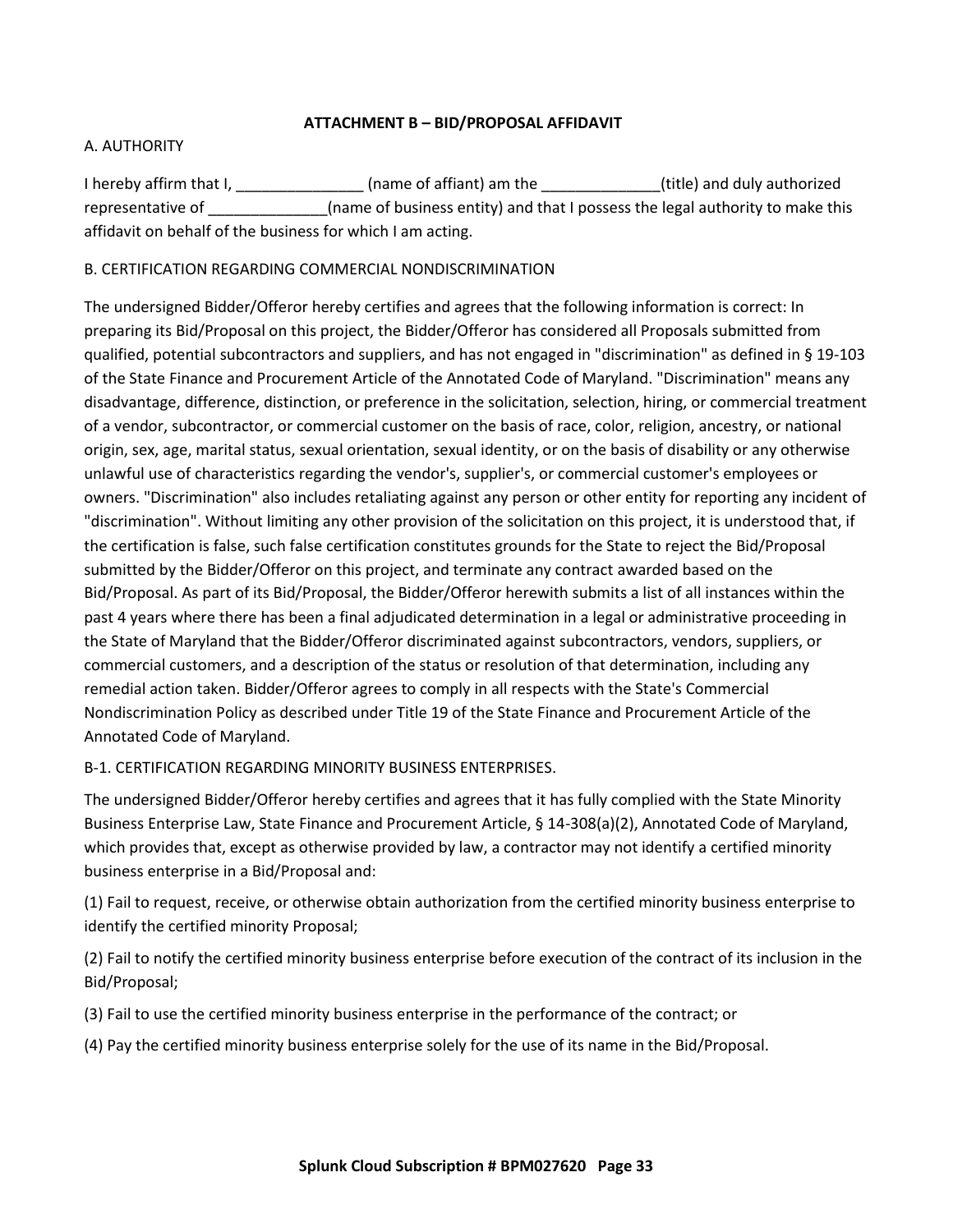## ATTACHMENT B – BID/PROPOSAL AFFIDAVIT

A. AUTHORITY

I hereby affirm that I, _______________ (name of affiant) am the ______________(title) and duly authorized representative of ______________(name of business entity) and that I possess the legal authority to make this affidavit on behalf of the business for which I am acting.

B. CERTIFICATION REGARDING COMMERCIAL NONDISCRIMINATION

The undersigned Bidder/Offeror hereby certifies and agrees that the following information is correct: In preparing its Bid/Proposal on this project, the Bidder/Offeror has considered all Proposals submitted from qualified, potential subcontractors and suppliers, and has not engaged in "discrimination" as defined in § 19-103 of the State Finance and Procurement Article of the Annotated Code of Maryland. "Discrimination" means any disadvantage, difference, distinction, or preference in the solicitation, selection, hiring, or commercial treatment of a vendor, subcontractor, or commercial customer on the basis of race, color, religion, ancestry, or national origin, sex, age, marital status, sexual orientation, sexual identity, or on the basis of disability or any otherwise unlawful use of characteristics regarding the vendor's, supplier's, or commercial customer's employees or owners. "Discrimination" also includes retaliating against any person or other entity for reporting any incident of "discrimination". Without limiting any other provision of the solicitation on this project, it is understood that, if the certification is false, such false certification constitutes grounds for the State to reject the Bid/Proposal submitted by the Bidder/Offeror on this project, and terminate any contract awarded based on the Bid/Proposal. As part of its Bid/Proposal, the Bidder/Offeror herewith submits a list of all instances within the past 4 years where there has been a final adjudicated determination in a legal or administrative proceeding in the State of Maryland that the Bidder/Offeror discriminated against subcontractors, vendors, suppliers, or commercial customers, and a description of the status or resolution of that determination, including any remedial action taken. Bidder/Offeror agrees to comply in all respects with the State's Commercial Nondiscrimination Policy as described under Title 19 of the State Finance and Procurement Article of the Annotated Code of Maryland.

B-1. CERTIFICATION REGARDING MINORITY BUSINESS ENTERPRISES.

The undersigned Bidder/Offeror hereby certifies and agrees that it has fully complied with the State Minority Business Enterprise Law, State Finance and Procurement Article, § 14-308(a)(2), Annotated Code of Maryland, which provides that, except as otherwise provided by law, a contractor may not identify a certified minority business enterprise in a Bid/Proposal and:

(1) Fail to request, receive, or otherwise obtain authorization from the certified minority business enterprise to identify the certified minority Proposal;

(2) Fail to notify the certified minority business enterprise before execution of the contract of its inclusion in the Bid/Proposal;

(3) Fail to use the certified minority business enterprise in the performance of the contract; or

(4) Pay the certified minority business enterprise solely for the use of its name in the Bid/Proposal.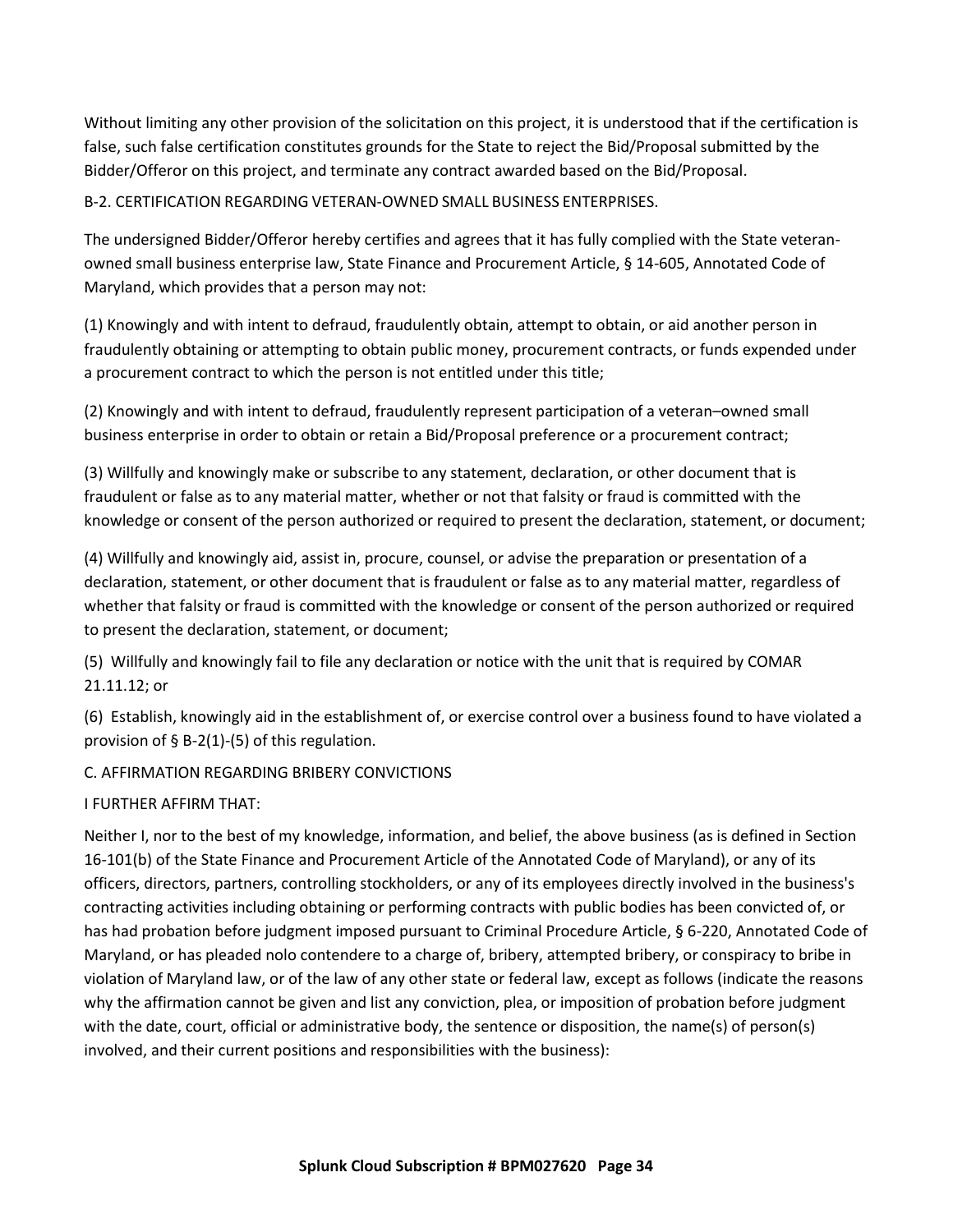Without limiting any other provision of the solicitation on this project, it is understood that if the certification is false, such false certification constitutes grounds for the State to reject the Bid/Proposal submitted by the Bidder/Offeror on this project, and terminate any contract awarded based on the Bid/Proposal.

B-2. CERTIFICATION REGARDING VETERAN-OWNED SMALL BUSINESS ENTERPRISES.

The undersigned Bidder/Offeror hereby certifies and agrees that it has fully complied with the State veteran-owned small business enterprise law, State Finance and Procurement Article, § 14-605, Annotated Code of Maryland, which provides that a person may not:

(1) Knowingly and with intent to defraud, fraudulently obtain, attempt to obtain, or aid another person in fraudulently obtaining or attempting to obtain public money, procurement contracts, or funds expended under a procurement contract to which the person is not entitled under this title;

(2) Knowingly and with intent to defraud, fraudulently represent participation of a veteran–owned small business enterprise in order to obtain or retain a Bid/Proposal preference or a procurement contract;

(3) Willfully and knowingly make or subscribe to any statement, declaration, or other document that is fraudulent or false as to any material matter, whether or not that falsity or fraud is committed with the knowledge or consent of the person authorized or required to present the declaration, statement, or document;

(4) Willfully and knowingly aid, assist in, procure, counsel, or advise the preparation or presentation of a declaration, statement, or other document that is fraudulent or false as to any material matter, regardless of whether that falsity or fraud is committed with the knowledge or consent of the person authorized or required to present the declaration, statement, or document;

(5) Willfully and knowingly fail to file any declaration or notice with the unit that is required by COMAR 21.11.12; or

(6) Establish, knowingly aid in the establishment of, or exercise control over a business found to have violated a provision of § B-2(1)-(5) of this regulation.

C. AFFIRMATION REGARDING BRIBERY CONVICTIONS

I FURTHER AFFIRM THAT:

Neither I, nor to the best of my knowledge, information, and belief, the above business (as is defined in Section 16-101(b) of the State Finance and Procurement Article of the Annotated Code of Maryland), or any of its officers, directors, partners, controlling stockholders, or any of its employees directly involved in the business's contracting activities including obtaining or performing contracts with public bodies has been convicted of, or has had probation before judgment imposed pursuant to Criminal Procedure Article, § 6-220, Annotated Code of Maryland, or has pleaded nolo contendere to a charge of, bribery, attempted bribery, or conspiracy to bribe in violation of Maryland law, or of the law of any other state or federal law, except as follows (indicate the reasons why the affirmation cannot be given and list any conviction, plea, or imposition of probation before judgment with the date, court, official or administrative body, the sentence or disposition, the name(s) of person(s) involved, and their current positions and responsibilities with the business):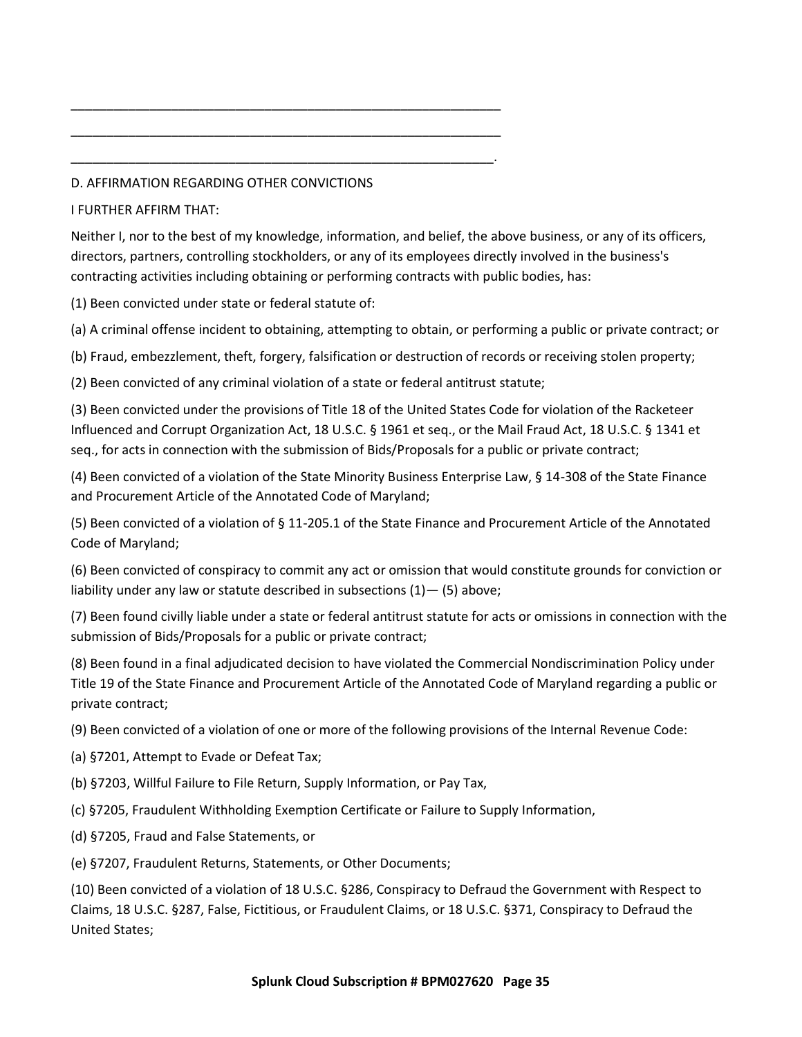\_\_\_\_\_\_\_\_\_\_\_\_\_\_\_\_\_\_\_\_\_\_\_\_\_\_\_\_\_\_\_\_\_\_\_\_\_\_\_\_\_\_\_\_\_\_\_\_\_\_\_\_\_\_\_\_\_\_\_\_

\_\_\_\_\_\_\_\_\_\_\_\_\_\_\_\_\_\_\_\_\_\_\_\_\_\_\_\_\_\_\_\_\_\_\_\_\_\_\_\_\_\_\_\_\_\_\_\_\_\_\_\_\_\_\_\_\_\_\_\_

\_\_\_\_\_\_\_\_\_\_\_\_\_\_\_\_\_\_\_\_\_\_\_\_\_\_\_\_\_\_\_\_\_\_\_\_\_\_\_\_\_\_\_\_\_\_\_\_\_\_\_\_\_\_\_\_\_\_\_.

D. AFFIRMATION REGARDING OTHER CONVICTIONS

I FURTHER AFFIRM THAT:

Neither I, nor to the best of my knowledge, information, and belief, the above business, or any of its officers, directors, partners, controlling stockholders, or any of its employees directly involved in the business's contracting activities including obtaining or performing contracts with public bodies, has:

(1) Been convicted under state or federal statute of:

(a) A criminal offense incident to obtaining, attempting to obtain, or performing a public or private contract; or

(b) Fraud, embezzlement, theft, forgery, falsification or destruction of records or receiving stolen property;

(2) Been convicted of any criminal violation of a state or federal antitrust statute;

(3) Been convicted under the provisions of Title 18 of the United States Code for violation of the Racketeer Influenced and Corrupt Organization Act, 18 U.S.C. § 1961 et seq., or the Mail Fraud Act, 18 U.S.C. § 1341 et seq., for acts in connection with the submission of Bids/Proposals for a public or private contract;

(4) Been convicted of a violation of the State Minority Business Enterprise Law, § 14-308 of the State Finance and Procurement Article of the Annotated Code of Maryland;

(5) Been convicted of a violation of § 11-205.1 of the State Finance and Procurement Article of the Annotated Code of Maryland;

(6) Been convicted of conspiracy to commit any act or omission that would constitute grounds for conviction or liability under any law or statute described in subsections (1)— (5) above;

(7) Been found civilly liable under a state or federal antitrust statute for acts or omissions in connection with the submission of Bids/Proposals for a public or private contract;

(8) Been found in a final adjudicated decision to have violated the Commercial Nondiscrimination Policy under Title 19 of the State Finance and Procurement Article of the Annotated Code of Maryland regarding a public or private contract;

(9) Been convicted of a violation of one or more of the following provisions of the Internal Revenue Code:

(a) §7201, Attempt to Evade or Defeat Tax;

(b) §7203, Willful Failure to File Return, Supply Information, or Pay Tax,

(c) §7205, Fraudulent Withholding Exemption Certificate or Failure to Supply Information,

(d) §7205, Fraud and False Statements, or

(e) §7207, Fraudulent Returns, Statements, or Other Documents;

(10) Been convicted of a violation of 18 U.S.C. §286, Conspiracy to Defraud the Government with Respect to Claims, 18 U.S.C. §287, False, Fictitious, or Fraudulent Claims, or 18 U.S.C. §371, Conspiracy to Defraud the United States;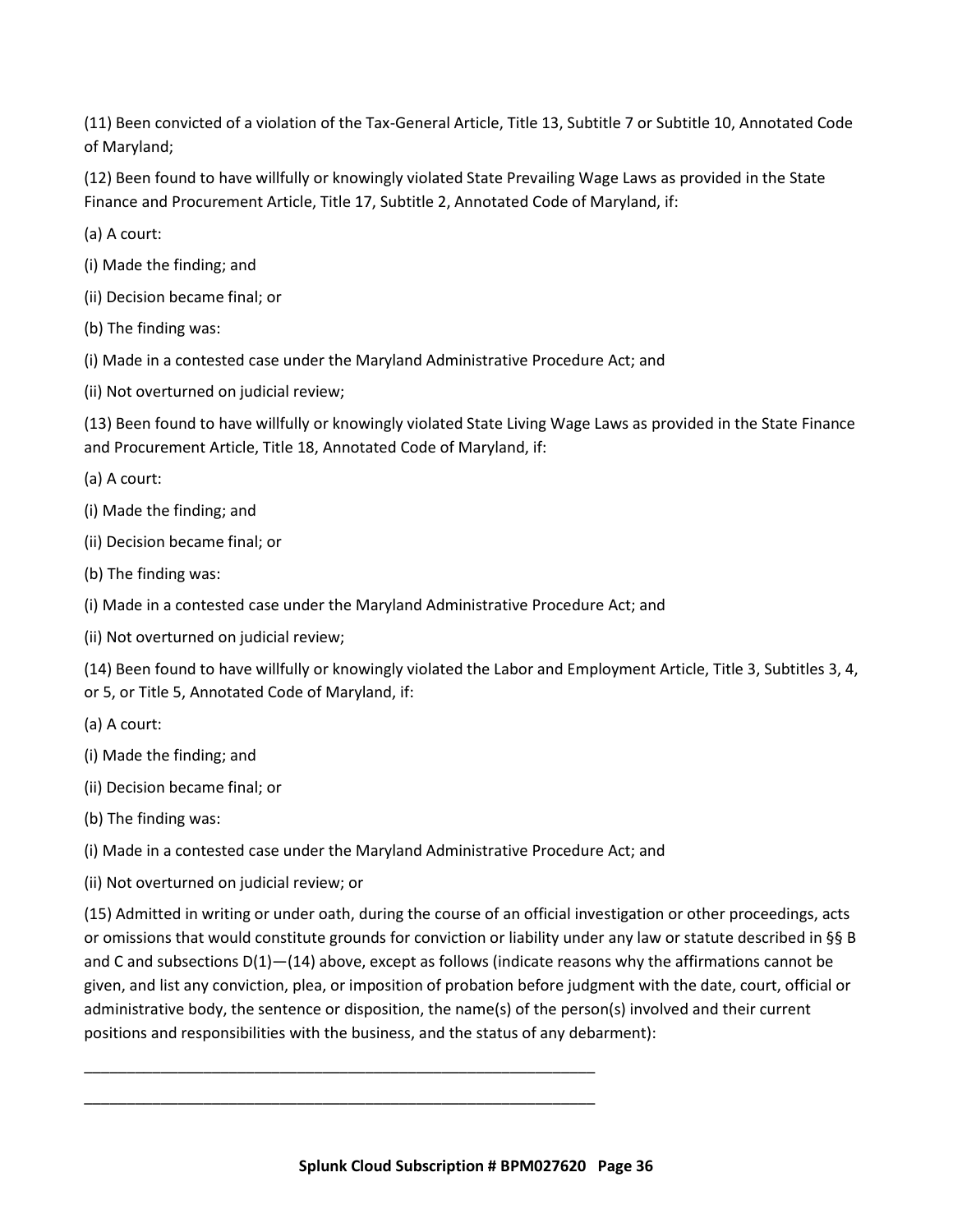(11) Been convicted of a violation of the Tax-General Article, Title 13, Subtitle 7 or Subtitle 10, Annotated Code of Maryland;

(12) Been found to have willfully or knowingly violated State Prevailing Wage Laws as provided in the State Finance and Procurement Article, Title 17, Subtitle 2, Annotated Code of Maryland, if:

(a) A court:

(i) Made the finding; and

(ii) Decision became final; or

(b) The finding was:

(i) Made in a contested case under the Maryland Administrative Procedure Act; and

(ii) Not overturned on judicial review;

(13) Been found to have willfully or knowingly violated State Living Wage Laws as provided in the State Finance and Procurement Article, Title 18, Annotated Code of Maryland, if:

(a) A court:

(i) Made the finding; and

(ii) Decision became final; or

(b) The finding was:

(i) Made in a contested case under the Maryland Administrative Procedure Act; and

(ii) Not overturned on judicial review;

(14) Been found to have willfully or knowingly violated the Labor and Employment Article, Title 3, Subtitles 3, 4, or 5, or Title 5, Annotated Code of Maryland, if:

(a) A court:

(i) Made the finding; and

(ii) Decision became final; or

(b) The finding was:

(i) Made in a contested case under the Maryland Administrative Procedure Act; and

(ii) Not overturned on judicial review; or

(15) Admitted in writing or under oath, during the course of an official investigation or other proceedings, acts or omissions that would constitute grounds for conviction or liability under any law or statute described in §§ B and C and subsections D(1)—(14) above, except as follows (indicate reasons why the affirmations cannot be given, and list any conviction, plea, or imposition of probation before judgment with the date, court, official or administrative body, the sentence or disposition, the name(s) of the person(s) involved and their current positions and responsibilities with the business, and the status of any debarment):

_______________________________________________________________

_______________________________________________________________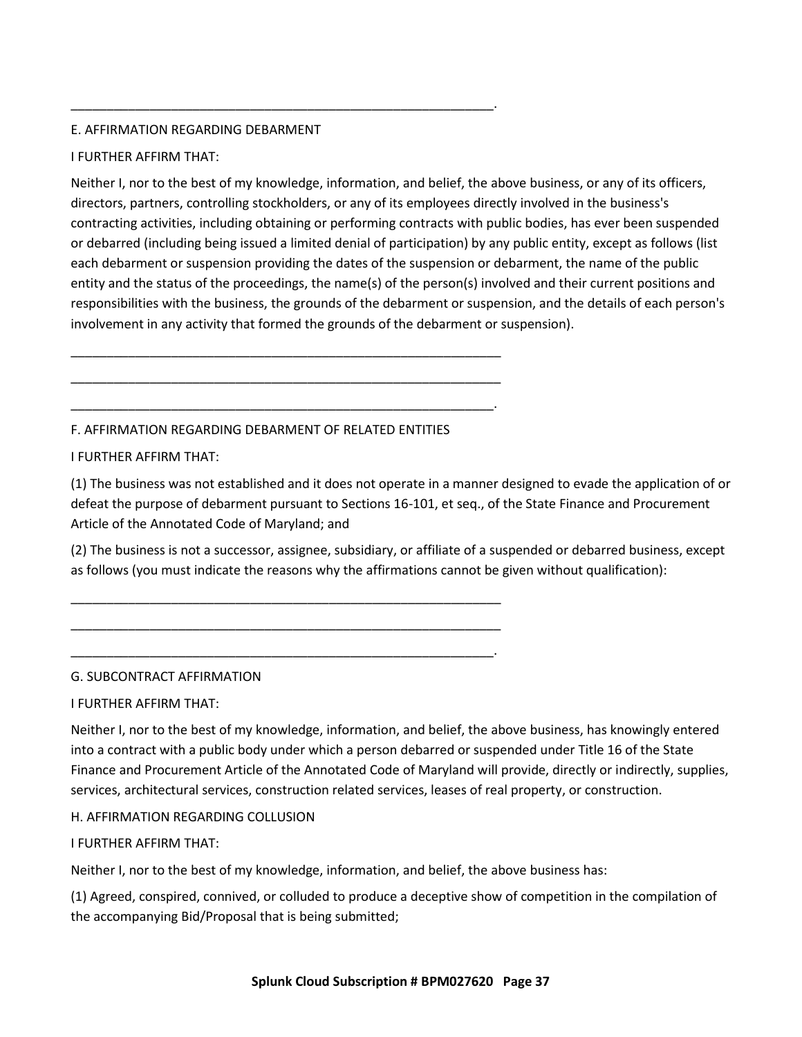\_\_\_\_\_\_\_\_\_\_\_\_\_\_\_\_\_\_\_\_\_\_\_\_\_\_\_\_\_\_\_\_\_\_\_\_\_\_\_\_\_\_\_\_\_\_\_\_\_\_\_\_\_\_\_\_\_\_\_\_.

E. AFFIRMATION REGARDING DEBARMENT

I FURTHER AFFIRM THAT:

Neither I, nor to the best of my knowledge, information, and belief, the above business, or any of its officers, directors, partners, controlling stockholders, or any of its employees directly involved in the business's contracting activities, including obtaining or performing contracts with public bodies, has ever been suspended or debarred (including being issued a limited denial of participation) by any public entity, except as follows (list each debarment or suspension providing the dates of the suspension or debarment, the name of the public entity and the status of the proceedings, the name(s) of the person(s) involved and their current positions and responsibilities with the business, the grounds of the debarment or suspension, and the details of each person's involvement in any activity that formed the grounds of the debarment or suspension).

\_\_\_\_\_\_\_\_\_\_\_\_\_\_\_\_\_\_\_\_\_\_\_\_\_\_\_\_\_\_\_\_\_\_\_\_\_\_\_\_\_\_\_\_\_\_\_\_\_\_\_\_\_\_\_\_\_\_\_\_\_

\_\_\_\_\_\_\_\_\_\_\_\_\_\_\_\_\_\_\_\_\_\_\_\_\_\_\_\_\_\_\_\_\_\_\_\_\_\_\_\_\_\_\_\_\_\_\_\_\_\_\_\_\_\_\_\_\_\_\_\_\_

\_\_\_\_\_\_\_\_\_\_\_\_\_\_\_\_\_\_\_\_\_\_\_\_\_\_\_\_\_\_\_\_\_\_\_\_\_\_\_\_\_\_\_\_\_\_\_\_\_\_\_\_\_\_\_\_\_\_\_\_.

F. AFFIRMATION REGARDING DEBARMENT OF RELATED ENTITIES

I FURTHER AFFIRM THAT:

(1) The business was not established and it does not operate in a manner designed to evade the application of or defeat the purpose of debarment pursuant to Sections 16-101, et seq., of the State Finance and Procurement Article of the Annotated Code of Maryland; and

(2) The business is not a successor, assignee, subsidiary, or affiliate of a suspended or debarred business, except as follows (you must indicate the reasons why the affirmations cannot be given without qualification):

\_\_\_\_\_\_\_\_\_\_\_\_\_\_\_\_\_\_\_\_\_\_\_\_\_\_\_\_\_\_\_\_\_\_\_\_\_\_\_\_\_\_\_\_\_\_\_\_\_\_\_\_\_\_\_\_\_\_\_\_\_

\_\_\_\_\_\_\_\_\_\_\_\_\_\_\_\_\_\_\_\_\_\_\_\_\_\_\_\_\_\_\_\_\_\_\_\_\_\_\_\_\_\_\_\_\_\_\_\_\_\_\_\_\_\_\_\_\_\_\_\_\_

\_\_\_\_\_\_\_\_\_\_\_\_\_\_\_\_\_\_\_\_\_\_\_\_\_\_\_\_\_\_\_\_\_\_\_\_\_\_\_\_\_\_\_\_\_\_\_\_\_\_\_\_\_\_\_\_\_\_\_\_.

G. SUBCONTRACT AFFIRMATION

I FURTHER AFFIRM THAT:

Neither I, nor to the best of my knowledge, information, and belief, the above business, has knowingly entered into a contract with a public body under which a person debarred or suspended under Title 16 of the State Finance and Procurement Article of the Annotated Code of Maryland will provide, directly or indirectly, supplies, services, architectural services, construction related services, leases of real property, or construction.

H. AFFIRMATION REGARDING COLLUSION

I FURTHER AFFIRM THAT:

Neither I, nor to the best of my knowledge, information, and belief, the above business has:

(1) Agreed, conspired, connived, or colluded to produce a deceptive show of competition in the compilation of the accompanying Bid/Proposal that is being submitted;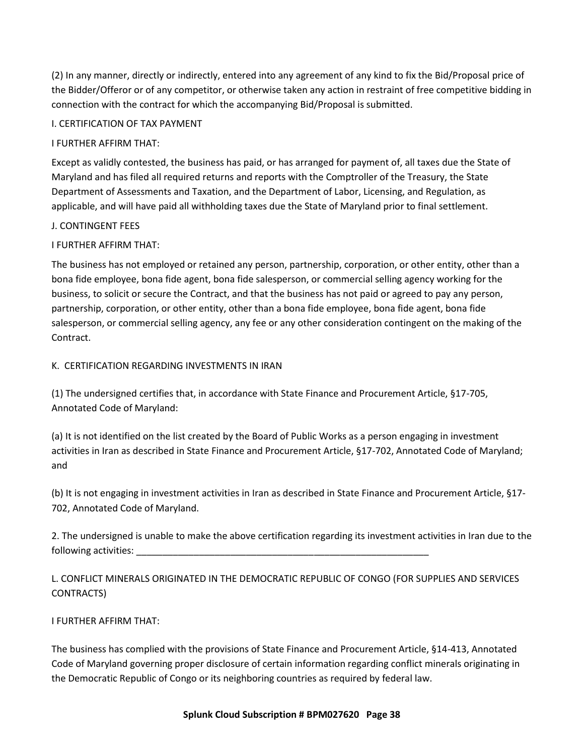(2) In any manner, directly or indirectly, entered into any agreement of any kind to fix the Bid/Proposal price of the Bidder/Offeror or of any competitor, or otherwise taken any action in restraint of free competitive bidding in connection with the contract for which the accompanying Bid/Proposal is submitted.

I. CERTIFICATION OF TAX PAYMENT

I FURTHER AFFIRM THAT:

Except as validly contested, the business has paid, or has arranged for payment of, all taxes due the State of Maryland and has filed all required returns and reports with the Comptroller of the Treasury, the State Department of Assessments and Taxation, and the Department of Labor, Licensing, and Regulation, as applicable, and will have paid all withholding taxes due the State of Maryland prior to final settlement.

J. CONTINGENT FEES

I FURTHER AFFIRM THAT:

The business has not employed or retained any person, partnership, corporation, or other entity, other than a bona fide employee, bona fide agent, bona fide salesperson, or commercial selling agency working for the business, to solicit or secure the Contract, and that the business has not paid or agreed to pay any person, partnership, corporation, or other entity, other than a bona fide employee, bona fide agent, bona fide salesperson, or commercial selling agency, any fee or any other consideration contingent on the making of the Contract.

K. CERTIFICATION REGARDING INVESTMENTS IN IRAN

(1) The undersigned certifies that, in accordance with State Finance and Procurement Article, §17-705, Annotated Code of Maryland:

(a) It is not identified on the list created by the Board of Public Works as a person engaging in investment activities in Iran as described in State Finance and Procurement Article, §17-702, Annotated Code of Maryland; and

(b) It is not engaging in investment activities in Iran as described in State Finance and Procurement Article, §17-702, Annotated Code of Maryland.

2. The undersigned is unable to make the above certification regarding its investment activities in Iran due to the following activities: ___________________________________________________________

L. CONFLICT MINERALS ORIGINATED IN THE DEMOCRATIC REPUBLIC OF CONGO (FOR SUPPLIES AND SERVICES CONTRACTS)

I FURTHER AFFIRM THAT:

The business has complied with the provisions of State Finance and Procurement Article, §14-413, Annotated Code of Maryland governing proper disclosure of certain information regarding conflict minerals originating in the Democratic Republic of Congo or its neighboring countries as required by federal law.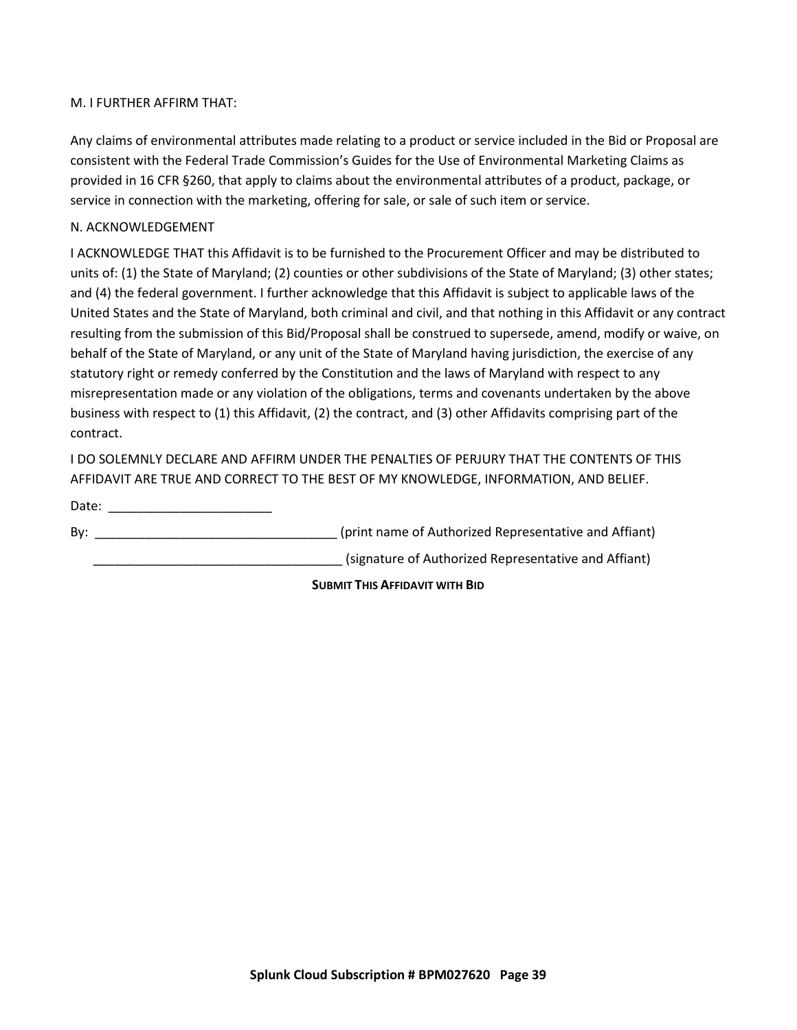M. I FURTHER AFFIRM THAT:

Any claims of environmental attributes made relating to a product or service included in the Bid or Proposal are consistent with the Federal Trade Commission's Guides for the Use of Environmental Marketing Claims as provided in 16 CFR §260, that apply to claims about the environmental attributes of a product, package, or service in connection with the marketing, offering for sale, or sale of such item or service.

N. ACKNOWLEDGEMENT

I ACKNOWLEDGE THAT this Affidavit is to be furnished to the Procurement Officer and may be distributed to units of: (1) the State of Maryland; (2) counties or other subdivisions of the State of Maryland; (3) other states; and (4) the federal government. I further acknowledge that this Affidavit is subject to applicable laws of the United States and the State of Maryland, both criminal and civil, and that nothing in this Affidavit or any contract resulting from the submission of this Bid/Proposal shall be construed to supersede, amend, modify or waive, on behalf of the State of Maryland, or any unit of the State of Maryland having jurisdiction, the exercise of any statutory right or remedy conferred by the Constitution and the laws of Maryland with respect to any misrepresentation made or any violation of the obligations, terms and covenants undertaken by the above business with respect to (1) this Affidavit, (2) the contract, and (3) other Affidavits comprising part of the contract.

I DO SOLEMNLY DECLARE AND AFFIRM UNDER THE PENALTIES OF PERJURY THAT THE CONTENTS OF THIS AFFIDAVIT ARE TRUE AND CORRECT TO THE BEST OF MY KNOWLEDGE, INFORMATION, AND BELIEF.

Date: _______________________

By: __________________________________ (print name of Authorized Representative and Affiant)

__________________________________ (signature of Authorized Representative and Affiant)

**SUBMIT THIS AFFIDAVIT WITH BID**

**Splunk Cloud Subscription # BPM027620**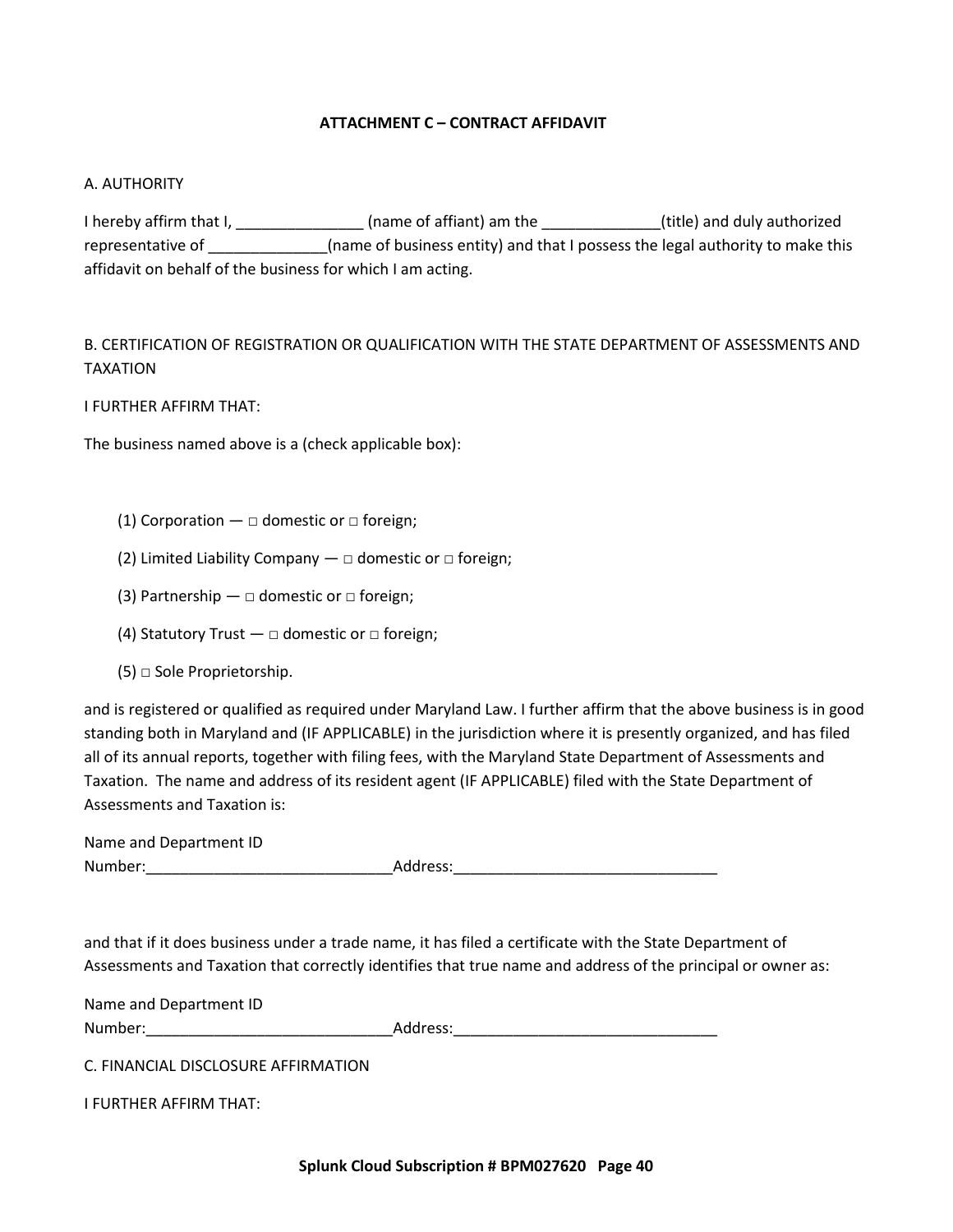## ATTACHMENT C – CONTRACT AFFIDAVIT

A. AUTHORITY

I hereby affirm that I, _______________ (name of affiant) am the ______________(title) and duly authorized representative of ______________(name of business entity) and that I possess the legal authority to make this affidavit on behalf of the business for which I am acting.

B. CERTIFICATION OF REGISTRATION OR QUALIFICATION WITH THE STATE DEPARTMENT OF ASSESSMENTS AND TAXATION

I FURTHER AFFIRM THAT:

The business named above is a (check applicable box):

(1) Corporation — □ domestic or □ foreign;

(2) Limited Liability Company — □ domestic or □ foreign;

(3) Partnership — □ domestic or □ foreign;

(4) Statutory Trust — □ domestic or □ foreign;

(5) □ Sole Proprietorship.

and is registered or qualified as required under Maryland Law. I further affirm that the above business is in good standing both in Maryland and (IF APPLICABLE) in the jurisdiction where it is presently organized, and has filed all of its annual reports, together with filing fees, with the Maryland State Department of Assessments and Taxation. The name and address of its resident agent (IF APPLICABLE) filed with the State Department of Assessments and Taxation is:

Name and Department ID Number:_____________________________Address:_______________________________

and that if it does business under a trade name, it has filed a certificate with the State Department of Assessments and Taxation that correctly identifies that true name and address of the principal or owner as:

Name and Department ID Number:_____________________________Address:_______________________________

C. FINANCIAL DISCLOSURE AFFIRMATION

I FURTHER AFFIRM THAT: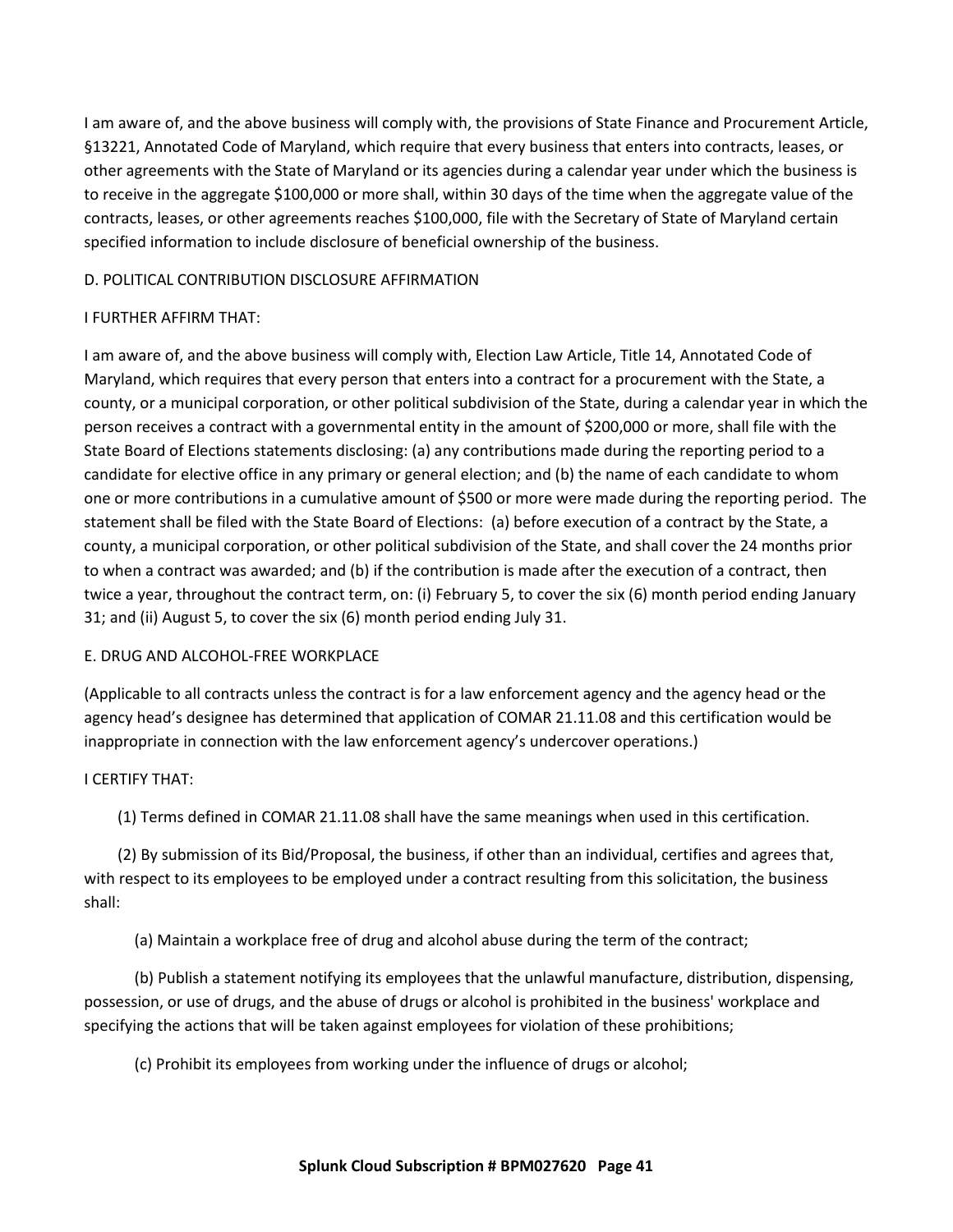I am aware of, and the above business will comply with, the provisions of State Finance and Procurement Article, §13221, Annotated Code of Maryland, which require that every business that enters into contracts, leases, or other agreements with the State of Maryland or its agencies during a calendar year under which the business is to receive in the aggregate $100,000 or more shall, within 30 days of the time when the aggregate value of the contracts, leases, or other agreements reaches $100,000, file with the Secretary of State of Maryland certain specified information to include disclosure of beneficial ownership of the business.

D. POLITICAL CONTRIBUTION DISCLOSURE AFFIRMATION

I FURTHER AFFIRM THAT:

I am aware of, and the above business will comply with, Election Law Article, Title 14, Annotated Code of Maryland, which requires that every person that enters into a contract for a procurement with the State, a county, or a municipal corporation, or other political subdivision of the State, during a calendar year in which the person receives a contract with a governmental entity in the amount of $200,000 or more, shall file with the State Board of Elections statements disclosing: (a) any contributions made during the reporting period to a candidate for elective office in any primary or general election; and (b) the name of each candidate to whom one or more contributions in a cumulative amount of $500 or more were made during the reporting period. The statement shall be filed with the State Board of Elections: (a) before execution of a contract by the State, a county, a municipal corporation, or other political subdivision of the State, and shall cover the 24 months prior to when a contract was awarded; and (b) if the contribution is made after the execution of a contract, then twice a year, throughout the contract term, on: (i) February 5, to cover the six (6) month period ending January 31; and (ii) August 5, to cover the six (6) month period ending July 31.

E. DRUG AND ALCOHOL-FREE WORKPLACE

(Applicable to all contracts unless the contract is for a law enforcement agency and the agency head or the agency head's designee has determined that application of COMAR 21.11.08 and this certification would be inappropriate in connection with the law enforcement agency's undercover operations.)

I CERTIFY THAT:

(1) Terms defined in COMAR 21.11.08 shall have the same meanings when used in this certification.

(2) By submission of its Bid/Proposal, the business, if other than an individual, certifies and agrees that, with respect to its employees to be employed under a contract resulting from this solicitation, the business shall:

(a) Maintain a workplace free of drug and alcohol abuse during the term of the contract;

(b) Publish a statement notifying its employees that the unlawful manufacture, distribution, dispensing, possession, or use of drugs, and the abuse of drugs or alcohol is prohibited in the business' workplace and specifying the actions that will be taken against employees for violation of these prohibitions;

(c) Prohibit its employees from working under the influence of drugs or alcohol;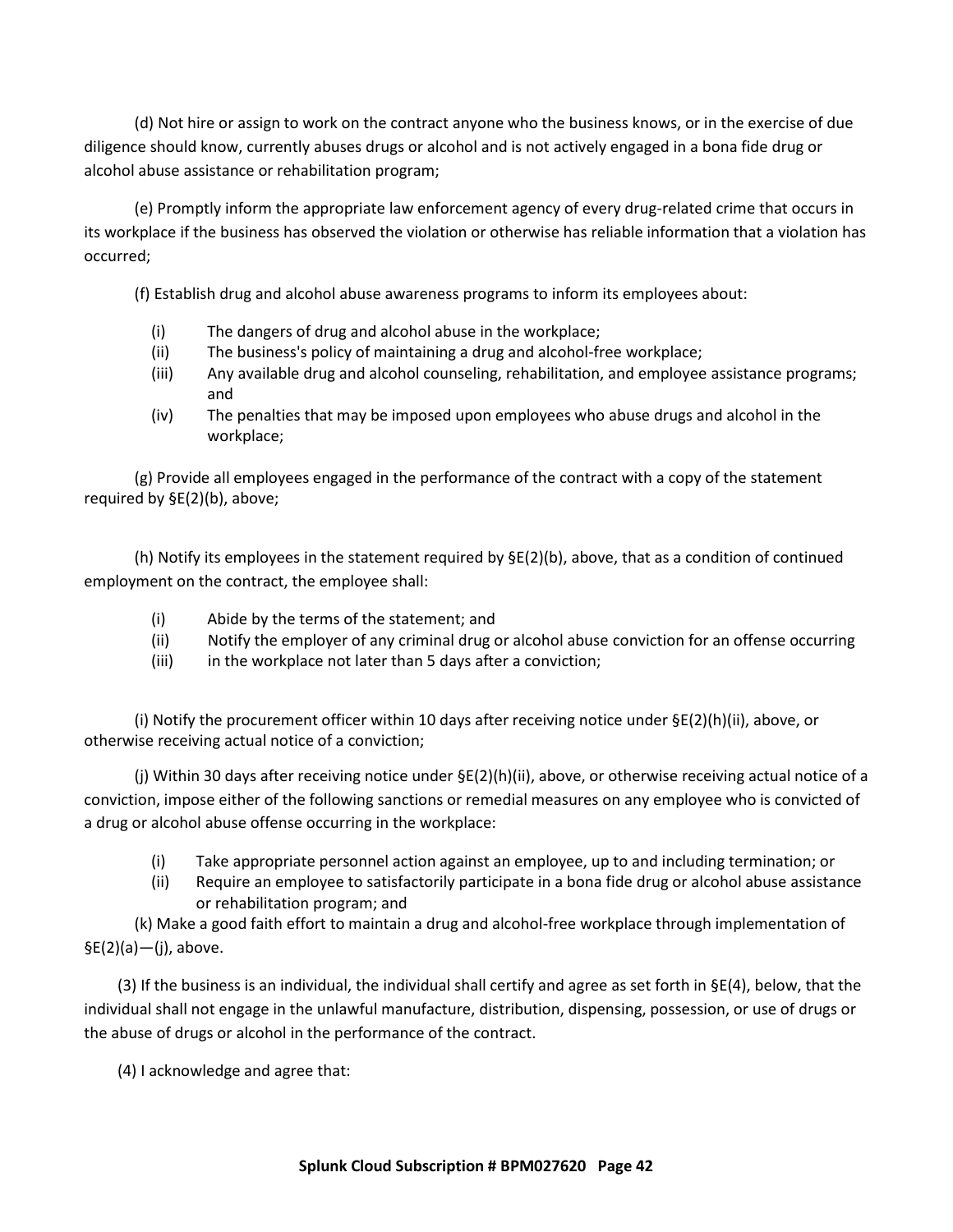(d) Not hire or assign to work on the contract anyone who the business knows, or in the exercise of due diligence should know, currently abuses drugs or alcohol and is not actively engaged in a bona fide drug or alcohol abuse assistance or rehabilitation program;

(e) Promptly inform the appropriate law enforcement agency of every drug-related crime that occurs in its workplace if the business has observed the violation or otherwise has reliable information that a violation has occurred;

(f) Establish drug and alcohol abuse awareness programs to inform its employees about:

- (i) The dangers of drug and alcohol abuse in the workplace;
- (ii) The business's policy of maintaining a drug and alcohol-free workplace;
- (iii) Any available drug and alcohol counseling, rehabilitation, and employee assistance programs; and
- (iv) The penalties that may be imposed upon employees who abuse drugs and alcohol in the workplace;

(g) Provide all employees engaged in the performance of the contract with a copy of the statement required by §E(2)(b), above;

(h) Notify its employees in the statement required by §E(2)(b), above, that as a condition of continued employment on the contract, the employee shall:

- (i) Abide by the terms of the statement; and
- (ii) Notify the employer of any criminal drug or alcohol abuse conviction for an offense occurring
- (iii) in the workplace not later than 5 days after a conviction;

(i) Notify the procurement officer within 10 days after receiving notice under §E(2)(h)(ii), above, or otherwise receiving actual notice of a conviction;

(j) Within 30 days after receiving notice under §E(2)(h)(ii), above, or otherwise receiving actual notice of a conviction, impose either of the following sanctions or remedial measures on any employee who is convicted of a drug or alcohol abuse offense occurring in the workplace:

- (i) Take appropriate personnel action against an employee, up to and including termination; or
- (ii) Require an employee to satisfactorily participate in a bona fide drug or alcohol abuse assistance or rehabilitation program; and

(k) Make a good faith effort to maintain a drug and alcohol-free workplace through implementation of §E(2)(a)—(j), above.

(3) If the business is an individual, the individual shall certify and agree as set forth in §E(4), below, that the individual shall not engage in the unlawful manufacture, distribution, dispensing, possession, or use of drugs or the abuse of drugs or alcohol in the performance of the contract.

(4) I acknowledge and agree that: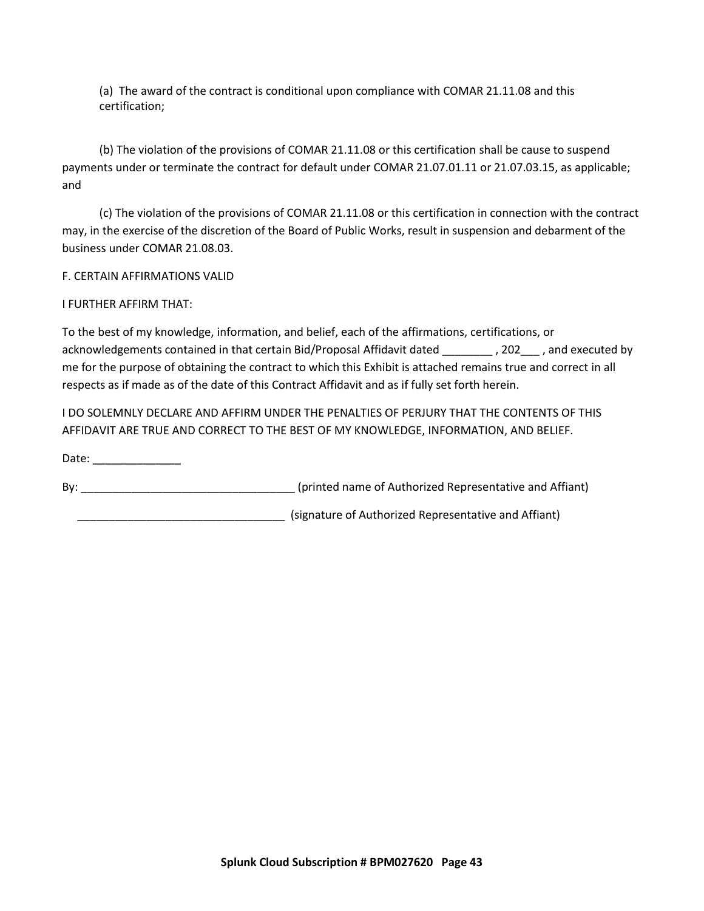(a) The award of the contract is conditional upon compliance with COMAR 21.11.08 and this certification;

(b) The violation of the provisions of COMAR 21.11.08 or this certification shall be cause to suspend payments under or terminate the contract for default under COMAR 21.07.01.11 or 21.07.03.15, as applicable; and

(c) The violation of the provisions of COMAR 21.11.08 or this certification in connection with the contract may, in the exercise of the discretion of the Board of Public Works, result in suspension and debarment of the business under COMAR 21.08.03.

F. CERTAIN AFFIRMATIONS VALID

I FURTHER AFFIRM THAT:

To the best of my knowledge, information, and belief, each of the affirmations, certifications, or acknowledgements contained in that certain Bid/Proposal Affidavit dated ________ , 202___ , and executed by me for the purpose of obtaining the contract to which this Exhibit is attached remains true and correct in all respects as if made as of the date of this Contract Affidavit and as if fully set forth herein.

I DO SOLEMNLY DECLARE AND AFFIRM UNDER THE PENALTIES OF PERJURY THAT THE CONTENTS OF THIS AFFIDAVIT ARE TRUE AND CORRECT TO THE BEST OF MY KNOWLEDGE, INFORMATION, AND BELIEF.

Date: ______________

By: __________________________________ (printed name of Authorized Representative and Affiant)

_________________________________ (signature of Authorized Representative and Affiant)

**Splunk Cloud Subscription # BPM027620**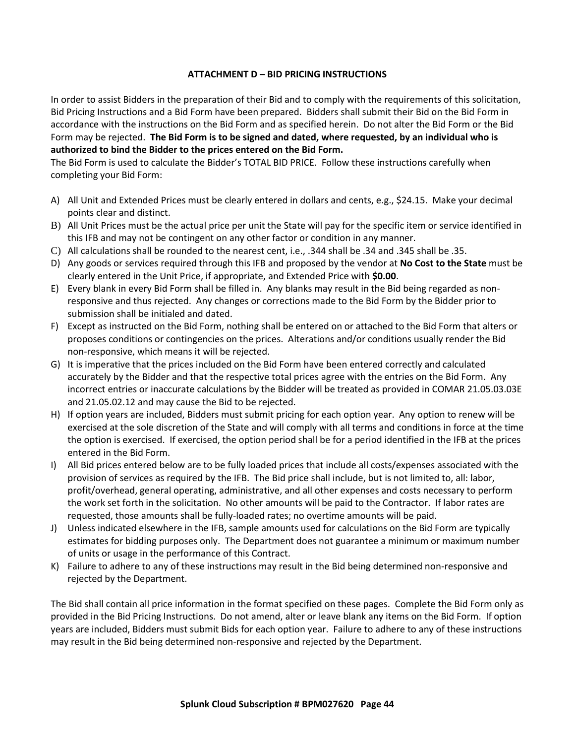## ATTACHMENT D – BID PRICING INSTRUCTIONS

In order to assist Bidders in the preparation of their Bid and to comply with the requirements of this solicitation, Bid Pricing Instructions and a Bid Form have been prepared. Bidders shall submit their Bid on the Bid Form in accordance with the instructions on the Bid Form and as specified herein. Do not alter the Bid Form or the Bid Form may be rejected. **The Bid Form is to be signed and dated, where requested, by an individual who is authorized to bind the Bidder to the prices entered on the Bid Form.**

The Bid Form is used to calculate the Bidder's TOTAL BID PRICE. Follow these instructions carefully when completing your Bid Form:

A) All Unit and Extended Prices must be clearly entered in dollars and cents, e.g., $24.15. Make your decimal points clear and distinct.

B) All Unit Prices must be the actual price per unit the State will pay for the specific item or service identified in this IFB and may not be contingent on any other factor or condition in any manner.

C) All calculations shall be rounded to the nearest cent, i.e., .344 shall be .34 and .345 shall be .35.

D) Any goods or services required through this IFB and proposed by the vendor at **No Cost to the State** must be clearly entered in the Unit Price, if appropriate, and Extended Price with **$0.00**.

E) Every blank in every Bid Form shall be filled in. Any blanks may result in the Bid being regarded as non-responsive and thus rejected. Any changes or corrections made to the Bid Form by the Bidder prior to submission shall be initialed and dated.

F) Except as instructed on the Bid Form, nothing shall be entered on or attached to the Bid Form that alters or proposes conditions or contingencies on the prices. Alterations and/or conditions usually render the Bid non-responsive, which means it will be rejected.

G) It is imperative that the prices included on the Bid Form have been entered correctly and calculated accurately by the Bidder and that the respective total prices agree with the entries on the Bid Form. Any incorrect entries or inaccurate calculations by the Bidder will be treated as provided in COMAR 21.05.03.03E and 21.05.02.12 and may cause the Bid to be rejected.

H) If option years are included, Bidders must submit pricing for each option year. Any option to renew will be exercised at the sole discretion of the State and will comply with all terms and conditions in force at the time the option is exercised. If exercised, the option period shall be for a period identified in the IFB at the prices entered in the Bid Form.

I) All Bid prices entered below are to be fully loaded prices that include all costs/expenses associated with the provision of services as required by the IFB. The Bid price shall include, but is not limited to, all: labor, profit/overhead, general operating, administrative, and all other expenses and costs necessary to perform the work set forth in the solicitation. No other amounts will be paid to the Contractor. If labor rates are requested, those amounts shall be fully-loaded rates; no overtime amounts will be paid.

J) Unless indicated elsewhere in the IFB, sample amounts used for calculations on the Bid Form are typically estimates for bidding purposes only. The Department does not guarantee a minimum or maximum number of units or usage in the performance of this Contract.

K) Failure to adhere to any of these instructions may result in the Bid being determined non-responsive and rejected by the Department.

The Bid shall contain all price information in the format specified on these pages. Complete the Bid Form only as provided in the Bid Pricing Instructions. Do not amend, alter or leave blank any items on the Bid Form. If option years are included, Bidders must submit Bids for each option year. Failure to adhere to any of these instructions may result in the Bid being determined non-responsive and rejected by the Department.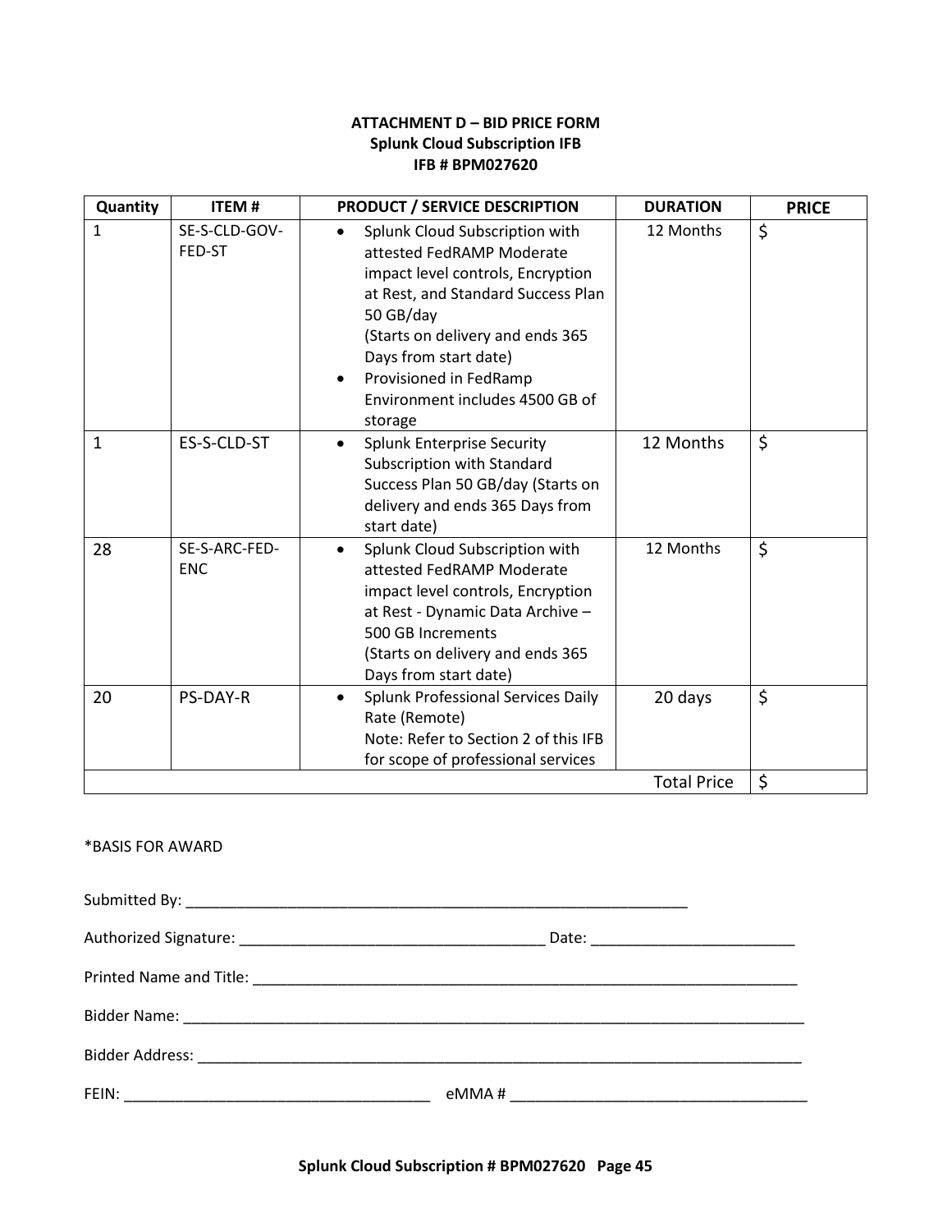**ATTACHMENT D – BID PRICE FORM**
**Splunk Cloud Subscription IFB**
**IFB # BPM027620**

| Quantity | ITEM # | PRODUCT / SERVICE DESCRIPTION | DURATION | PRICE |
|---|---|---|---|---|
| 1 | SE-S-CLD-GOV-FED-ST | • Splunk Cloud Subscription with attested FedRAMP Moderate impact level controls, Encryption at Rest, and Standard Success Plan 50 GB/day (Starts on delivery and ends 365 Days from start date)<br>• Provisioned in FedRamp Environment includes 4500 GB of storage | 12 Months | $ |
| 1 | ES-S-CLD-ST | • Splunk Enterprise Security Subscription with Standard Success Plan 50 GB/day (Starts on delivery and ends 365 Days from start date) | 12 Months | $ |
| 28 | SE-S-ARC-FED-ENC | • Splunk Cloud Subscription with attested FedRAMP Moderate impact level controls, Encryption at Rest - Dynamic Data Archive – 500 GB Increments (Starts on delivery and ends 365 Days from start date) | 12 Months | $ |
| 20 | PS-DAY-R | • Splunk Professional Services Daily Rate (Remote) Note: Refer to Section 2 of this IFB for scope of professional services | 20 days | $ |
| | | | Total Price | $ |

*BASIS FOR AWARD

Submitted By: ______________________________________________________________

Authorized Signature: _____________________________________ Date: _________________________

Printed Name and Title: ____________________________________________________________________

Bidder Name: ______________________________________________________________________________

Bidder Address: ____________________________________________________________________________

FEIN: _____________________________________ eMMA # ____________________________________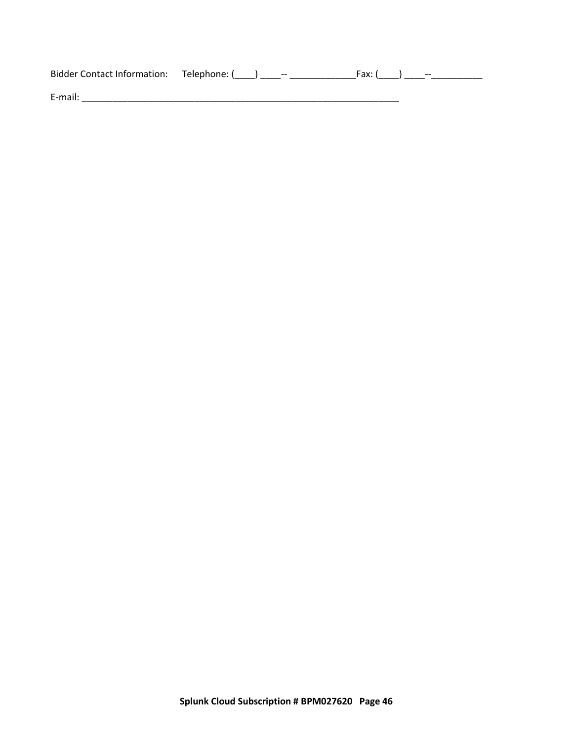Bidder Contact Information:     Telephone: (____) ____-- _____________Fax: (____) ____--__________

E-mail: _________________________________________________________________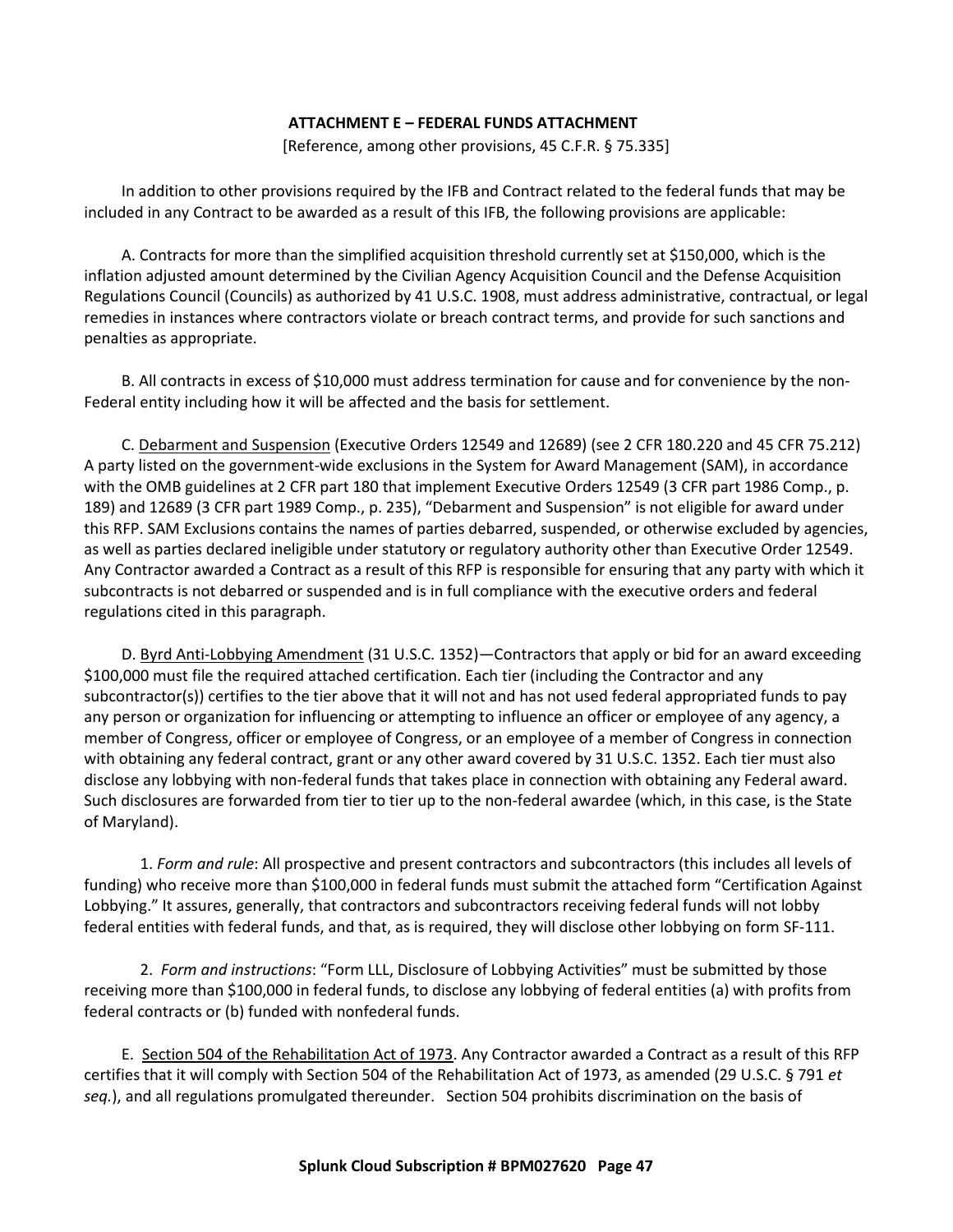**ATTACHMENT E – FEDERAL FUNDS ATTACHMENT**

[Reference, among other provisions, 45 C.F.R. § 75.335]

In addition to other provisions required by the IFB and Contract related to the federal funds that may be included in any Contract to be awarded as a result of this IFB, the following provisions are applicable:

A. Contracts for more than the simplified acquisition threshold currently set at $150,000, which is the inflation adjusted amount determined by the Civilian Agency Acquisition Council and the Defense Acquisition Regulations Council (Councils) as authorized by 41 U.S.C. 1908, must address administrative, contractual, or legal remedies in instances where contractors violate or breach contract terms, and provide for such sanctions and penalties as appropriate.

B. All contracts in excess of $10,000 must address termination for cause and for convenience by the non-Federal entity including how it will be affected and the basis for settlement.

C. <u>Debarment and Suspension</u> (Executive Orders 12549 and 12689) (see 2 CFR 180.220 and 45 CFR 75.212) A party listed on the government-wide exclusions in the System for Award Management (SAM), in accordance with the OMB guidelines at 2 CFR part 180 that implement Executive Orders 12549 (3 CFR part 1986 Comp., p. 189) and 12689 (3 CFR part 1989 Comp., p. 235), "Debarment and Suspension" is not eligible for award under this RFP. SAM Exclusions contains the names of parties debarred, suspended, or otherwise excluded by agencies, as well as parties declared ineligible under statutory or regulatory authority other than Executive Order 12549. Any Contractor awarded a Contract as a result of this RFP is responsible for ensuring that any party with which it subcontracts is not debarred or suspended and is in full compliance with the executive orders and federal regulations cited in this paragraph.

D. <u>Byrd Anti-Lobbying Amendment</u> (31 U.S.C. 1352)—Contractors that apply or bid for an award exceeding $100,000 must file the required attached certification. Each tier (including the Contractor and any subcontractor(s)) certifies to the tier above that it will not and has not used federal appropriated funds to pay any person or organization for influencing or attempting to influence an officer or employee of any agency, a member of Congress, officer or employee of Congress, or an employee of a member of Congress in connection with obtaining any federal contract, grant or any other award covered by 31 U.S.C. 1352. Each tier must also disclose any lobbying with non-federal funds that takes place in connection with obtaining any Federal award. Such disclosures are forwarded from tier to tier up to the non-federal awardee (which, in this case, is the State of Maryland).

1. *Form and rule*: All prospective and present contractors and subcontractors (this includes all levels of funding) who receive more than $100,000 in federal funds must submit the attached form "Certification Against Lobbying." It assures, generally, that contractors and subcontractors receiving federal funds will not lobby federal entities with federal funds, and that, as is required, they will disclose other lobbying on form SF-111.

2. *Form and instructions*: "Form LLL, Disclosure of Lobbying Activities" must be submitted by those receiving more than $100,000 in federal funds, to disclose any lobbying of federal entities (a) with profits from federal contracts or (b) funded with nonfederal funds.

E. <u>Section 504 of the Rehabilitation Act of 1973</u>. Any Contractor awarded a Contract as a result of this RFP certifies that it will comply with Section 504 of the Rehabilitation Act of 1973, as amended (29 U.S.C. § 791 *et seq.*), and all regulations promulgated thereunder. Section 504 prohibits discrimination on the basis of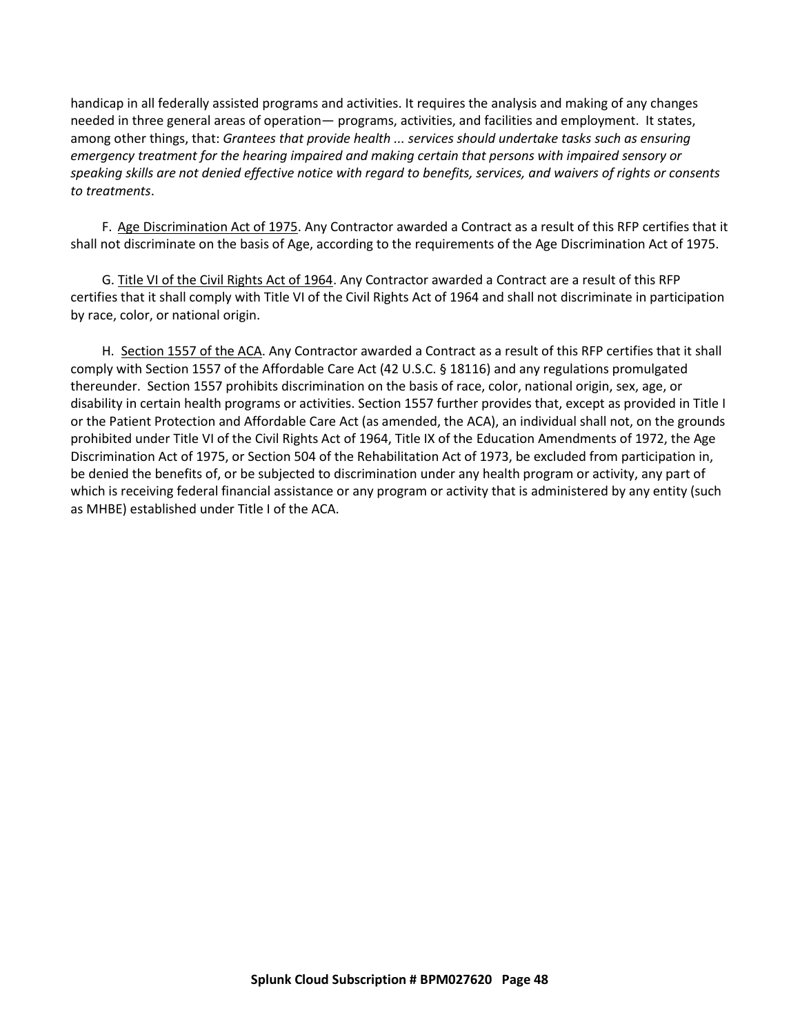handicap in all federally assisted programs and activities. It requires the analysis and making of any changes needed in three general areas of operation— programs, activities, and facilities and employment. It states, among other things, that: *Grantees that provide health ... services should undertake tasks such as ensuring emergency treatment for the hearing impaired and making certain that persons with impaired sensory or speaking skills are not denied effective notice with regard to benefits, services, and waivers of rights or consents to treatments*.

F. Age Discrimination Act of 1975. Any Contractor awarded a Contract as a result of this RFP certifies that it shall not discriminate on the basis of Age, according to the requirements of the Age Discrimination Act of 1975.

G. Title VI of the Civil Rights Act of 1964. Any Contractor awarded a Contract are a result of this RFP certifies that it shall comply with Title VI of the Civil Rights Act of 1964 and shall not discriminate in participation by race, color, or national origin.

H. Section 1557 of the ACA. Any Contractor awarded a Contract as a result of this RFP certifies that it shall comply with Section 1557 of the Affordable Care Act (42 U.S.C. § 18116) and any regulations promulgated thereunder. Section 1557 prohibits discrimination on the basis of race, color, national origin, sex, age, or disability in certain health programs or activities. Section 1557 further provides that, except as provided in Title I or the Patient Protection and Affordable Care Act (as amended, the ACA), an individual shall not, on the grounds prohibited under Title VI of the Civil Rights Act of 1964, Title IX of the Education Amendments of 1972, the Age Discrimination Act of 1975, or Section 504 of the Rehabilitation Act of 1973, be excluded from participation in, be denied the benefits of, or be subjected to discrimination under any health program or activity, any part of which is receiving federal financial assistance or any program or activity that is administered by any entity (such as MHBE) established under Title I of the ACA.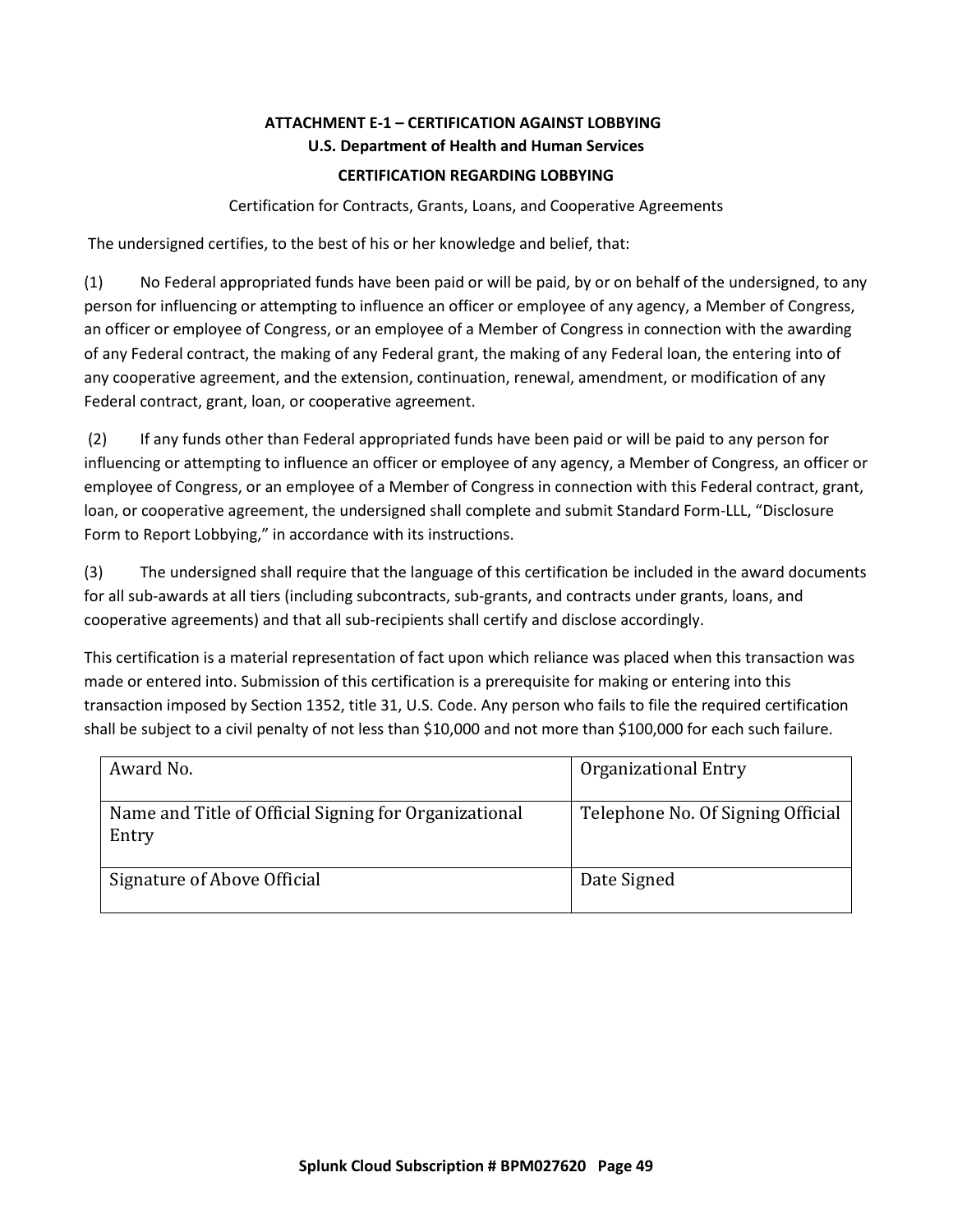**ATTACHMENT E-1 – CERTIFICATION AGAINST LOBBYING**

**U.S. Department of Health and Human Services**

**CERTIFICATION REGARDING LOBBYING**

Certification for Contracts, Grants, Loans, and Cooperative Agreements

The undersigned certifies, to the best of his or her knowledge and belief, that:

(1) No Federal appropriated funds have been paid or will be paid, by or on behalf of the undersigned, to any person for influencing or attempting to influence an officer or employee of any agency, a Member of Congress, an officer or employee of Congress, or an employee of a Member of Congress in connection with the awarding of any Federal contract, the making of any Federal grant, the making of any Federal loan, the entering into of any cooperative agreement, and the extension, continuation, renewal, amendment, or modification of any Federal contract, grant, loan, or cooperative agreement.

(2) If any funds other than Federal appropriated funds have been paid or will be paid to any person for influencing or attempting to influence an officer or employee of any agency, a Member of Congress, an officer or employee of Congress, or an employee of a Member of Congress in connection with this Federal contract, grant, loan, or cooperative agreement, the undersigned shall complete and submit Standard Form-LLL, "Disclosure Form to Report Lobbying," in accordance with its instructions.

(3) The undersigned shall require that the language of this certification be included in the award documents for all sub-awards at all tiers (including subcontracts, sub-grants, and contracts under grants, loans, and cooperative agreements) and that all sub-recipients shall certify and disclose accordingly.

This certification is a material representation of fact upon which reliance was placed when this transaction was made or entered into. Submission of this certification is a prerequisite for making or entering into this transaction imposed by Section 1352, title 31, U.S. Code. Any person who fails to file the required certification shall be subject to a civil penalty of not less than $10,000 and not more than $100,000 for each such failure.

| Award No. | Organizational Entry |
|---|---|
| Name and Title of Official Signing for Organizational Entry | Telephone No. Of Signing Official |
| Signature of Above Official | Date Signed |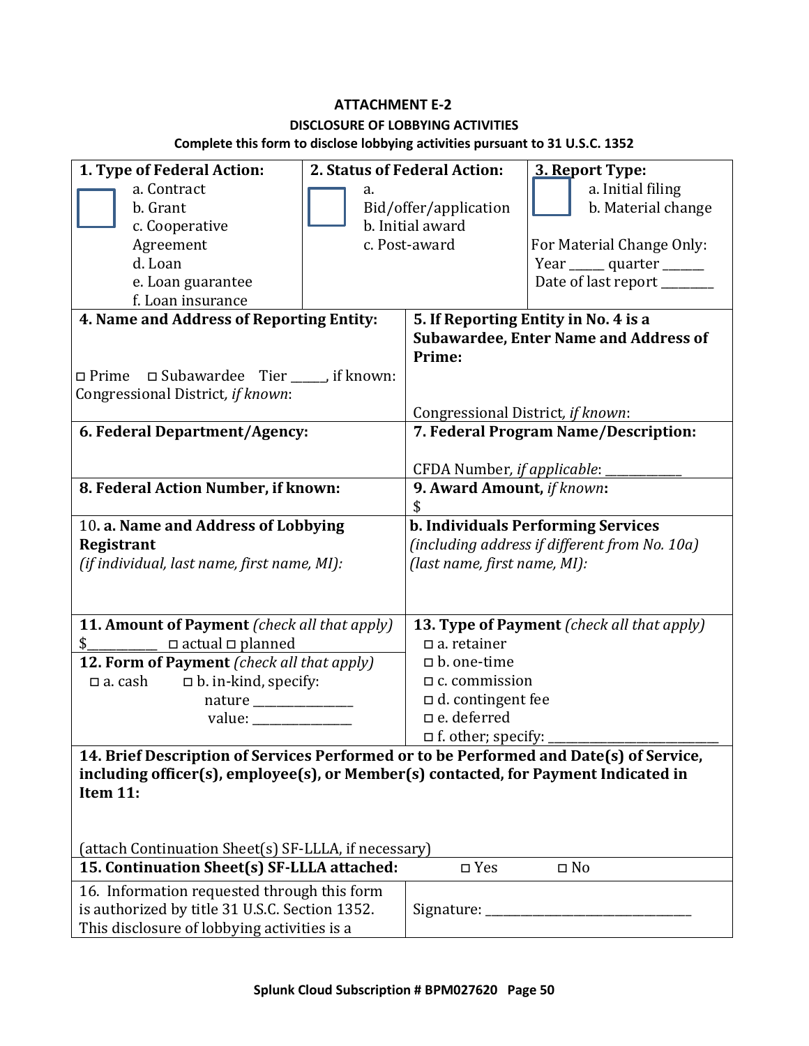**ATTACHMENT E-2**

**DISCLOSURE OF LOBBYING ACTIVITIES**

**Complete this form to disclose lobbying activities pursuant to 31 U.S.C. 1352**

| **1. Type of Federal Action:** | **2. Status of Federal Action:** | **3. Report Type:** |
|---|---|---|
| ☐ a. Contract<br>b. Grant<br>c. Cooperative Agreement<br>d. Loan<br>e. Loan guarantee<br>f. Loan insurance | ☐ a. Bid/offer/application<br>b. Initial award<br>c. Post-award | ☐ a. Initial filing<br>b. Material change<br><br>For Material Change Only:<br>Year _____ quarter ______<br>Date of last report ________ |

| | |
|---|---|
| **4. Name and Address of Reporting Entity:**<br><br>◻ Prime ◻ Subawardee Tier _____, if known:<br>Congressional District, *if known*: | **5. If Reporting Entity in No. 4 is a Subawardee, Enter Name and Address of Prime:**<br><br>Congressional District, *if known*: |
| **6. Federal Department/Agency:** | **7. Federal Program Name/Description:**<br><br>CFDA Number, *if applicable*: ____________ |
| **8. Federal Action Number, if known:** | **9. Award Amount,** *if known***:**<br>$ |
| 10. **a. Name and Address of Lobbying Registrant**<br>*(if individual, last name, first name, MI):* | **b. Individuals Performing Services**<br>*(including address if different from No. 10a)*<br>*(last name, first name, MI):* |
| **11. Amount of Payment** *(check all that apply)*<br>$__________ ◻ actual ◻ planned<br>**12. Form of Payment** *(check all that apply)*<br>◻ a. cash ◻ b. in-kind, specify:<br>nature _______________<br>value: _______________ | **13. Type of Payment** *(check all that apply)*<br>◻ a. retainer<br>◻ b. one-time<br>◻ c. commission<br>◻ d. contingent fee<br>◻ e. deferred<br>◻ f. other; specify: ___________________________ |

**14. Brief Description of Services Performed or to be Performed and Date(s) of Service, including officer(s), employee(s), or Member(s) contacted, for Payment Indicated in Item 11:**

(attach Continuation Sheet(s) SF-LLLA, if necessary)

| | |
|---|---|
| **15. Continuation Sheet(s) SF-LLLA attached:** | ◻ Yes ◻ No |
| 16. Information requested through this form is authorized by title 31 U.S.C. Section 1352. This disclosure of lobbying activities is a | Signature: ________________________________ |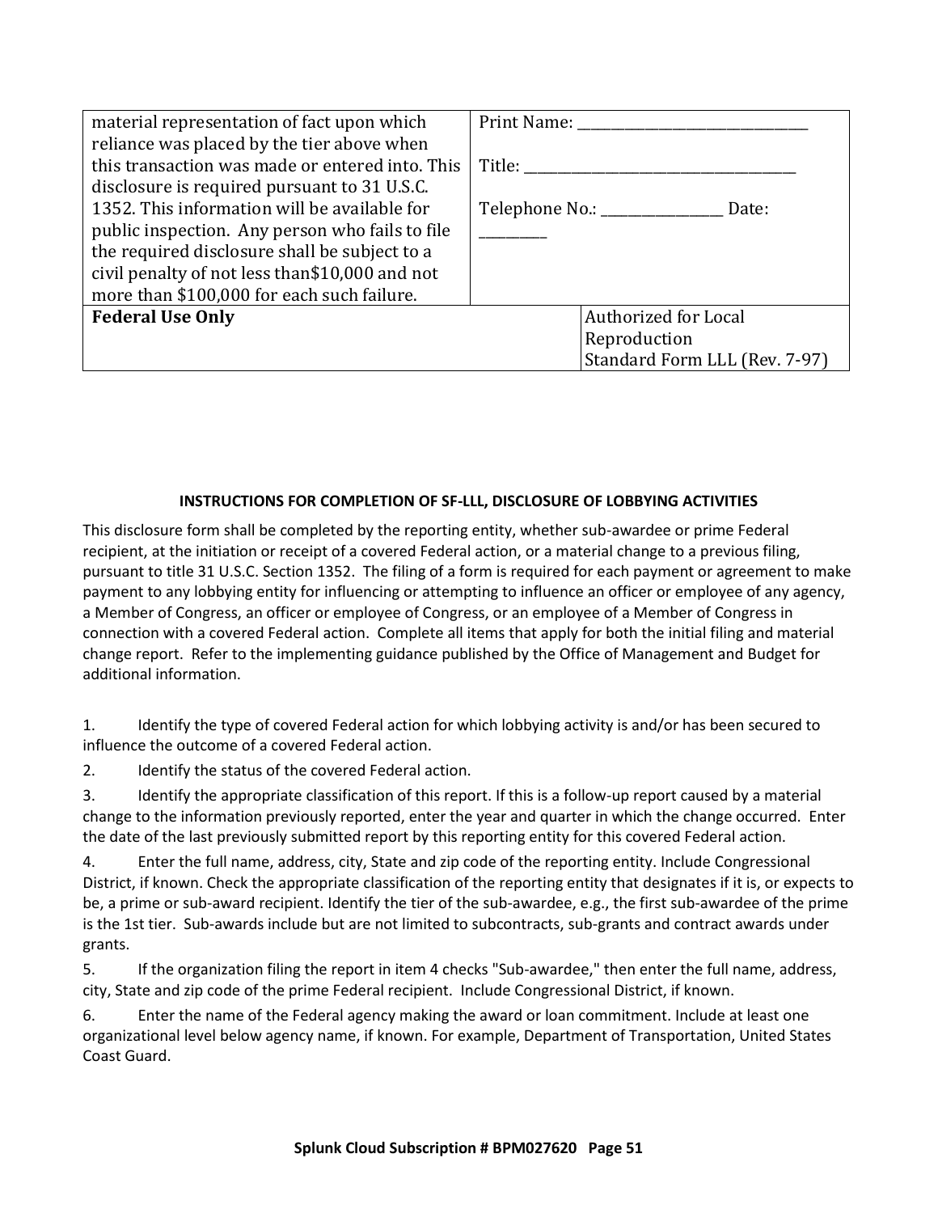| material representation of fact upon which reliance was placed by the tier above when this transaction was made or entered into. This disclosure is required pursuant to 31 U.S.C. 1352. This information will be available for public inspection. Any person who fails to file the required disclosure shall be subject to a civil penalty of not less than$10,000 and not more than $100,000 for each such failure. | Print Name: ______________________________<br><br>Title: ___________________________________<br><br>Telephone No.: _______________ Date: ________ |
|---|---|
| **Federal Use Only** | Authorized for Local Reproduction<br>Standard Form LLL (Rev. 7-97) |

**INSTRUCTIONS FOR COMPLETION OF SF-LLL, DISCLOSURE OF LOBBYING ACTIVITIES**

This disclosure form shall be completed by the reporting entity, whether sub-awardee or prime Federal recipient, at the initiation or receipt of a covered Federal action, or a material change to a previous filing, pursuant to title 31 U.S.C. Section 1352. The filing of a form is required for each payment or agreement to make payment to any lobbying entity for influencing or attempting to influence an officer or employee of any agency, a Member of Congress, an officer or employee of Congress, or an employee of a Member of Congress in connection with a covered Federal action. Complete all items that apply for both the initial filing and material change report. Refer to the implementing guidance published by the Office of Management and Budget for additional information.

1. Identify the type of covered Federal action for which lobbying activity is and/or has been secured to influence the outcome of a covered Federal action.
2. Identify the status of the covered Federal action.
3. Identify the appropriate classification of this report. If this is a follow-up report caused by a material change to the information previously reported, enter the year and quarter in which the change occurred. Enter the date of the last previously submitted report by this reporting entity for this covered Federal action.
4. Enter the full name, address, city, State and zip code of the reporting entity. Include Congressional District, if known. Check the appropriate classification of the reporting entity that designates if it is, or expects to be, a prime or sub-award recipient. Identify the tier of the sub-awardee, e.g., the first sub-awardee of the prime is the 1st tier. Sub-awards include but are not limited to subcontracts, sub-grants and contract awards under grants.
5. If the organization filing the report in item 4 checks "Sub-awardee," then enter the full name, address, city, State and zip code of the prime Federal recipient. Include Congressional District, if known.
6. Enter the name of the Federal agency making the award or loan commitment. Include at least one organizational level below agency name, if known. For example, Department of Transportation, United States Coast Guard.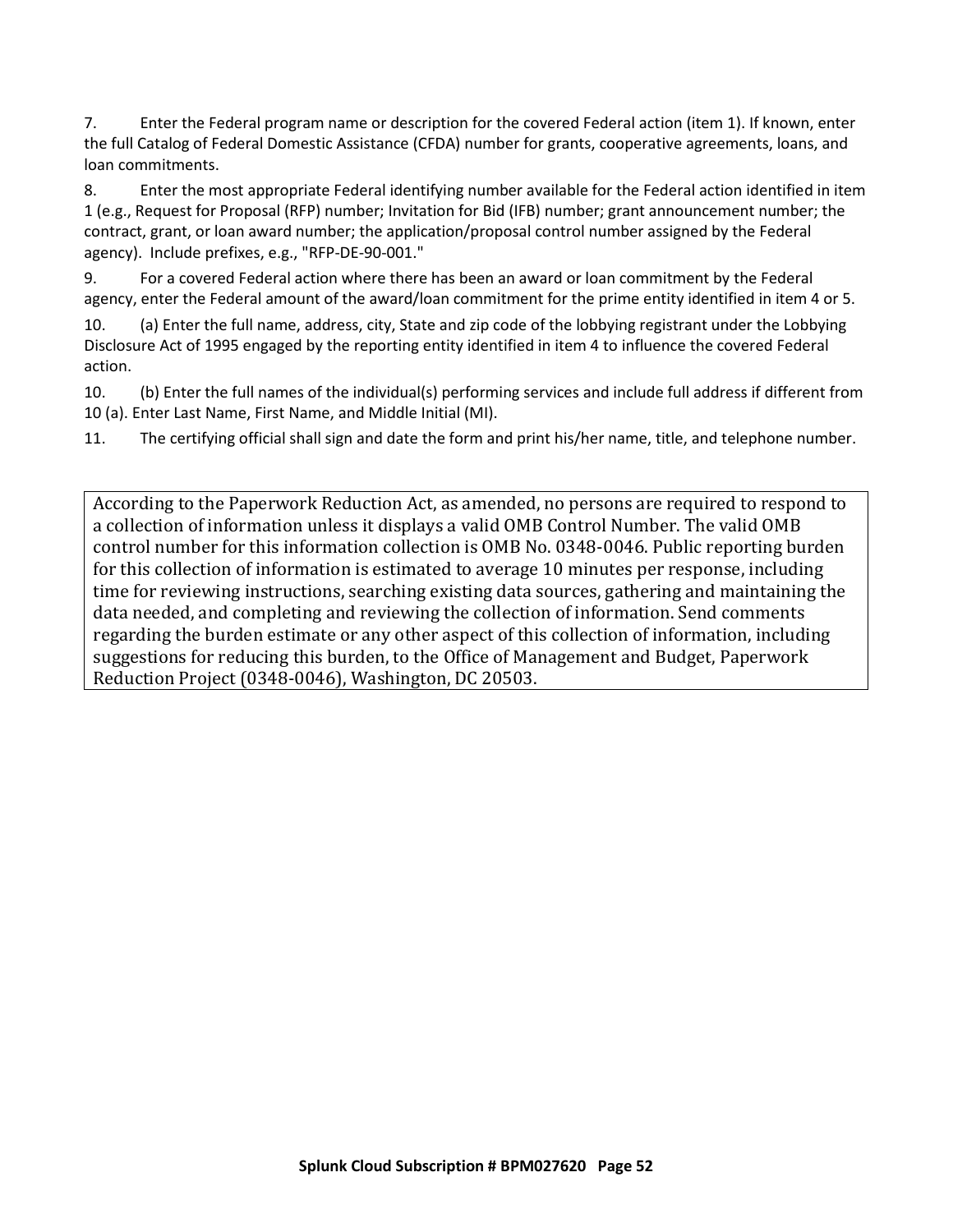7. Enter the Federal program name or description for the covered Federal action (item 1). If known, enter the full Catalog of Federal Domestic Assistance (CFDA) number for grants, cooperative agreements, loans, and loan commitments.

8. Enter the most appropriate Federal identifying number available for the Federal action identified in item 1 (e.g., Request for Proposal (RFP) number; Invitation for Bid (IFB) number; grant announcement number; the contract, grant, or loan award number; the application/proposal control number assigned by the Federal agency). Include prefixes, e.g., "RFP-DE-90-001."

9. For a covered Federal action where there has been an award or loan commitment by the Federal agency, enter the Federal amount of the award/loan commitment for the prime entity identified in item 4 or 5.

10. (a) Enter the full name, address, city, State and zip code of the lobbying registrant under the Lobbying Disclosure Act of 1995 engaged by the reporting entity identified in item 4 to influence the covered Federal action.

10. (b) Enter the full names of the individual(s) performing services and include full address if different from 10 (a). Enter Last Name, First Name, and Middle Initial (MI).

11. The certifying official shall sign and date the form and print his/her name, title, and telephone number.

According to the Paperwork Reduction Act, as amended, no persons are required to respond to a collection of information unless it displays a valid OMB Control Number. The valid OMB control number for this information collection is OMB No. 0348-0046. Public reporting burden for this collection of information is estimated to average 10 minutes per response, including time for reviewing instructions, searching existing data sources, gathering and maintaining the data needed, and completing and reviewing the collection of information. Send comments regarding the burden estimate or any other aspect of this collection of information, including suggestions for reducing this burden, to the Office of Management and Budget, Paperwork Reduction Project (0348-0046), Washington, DC 20503.